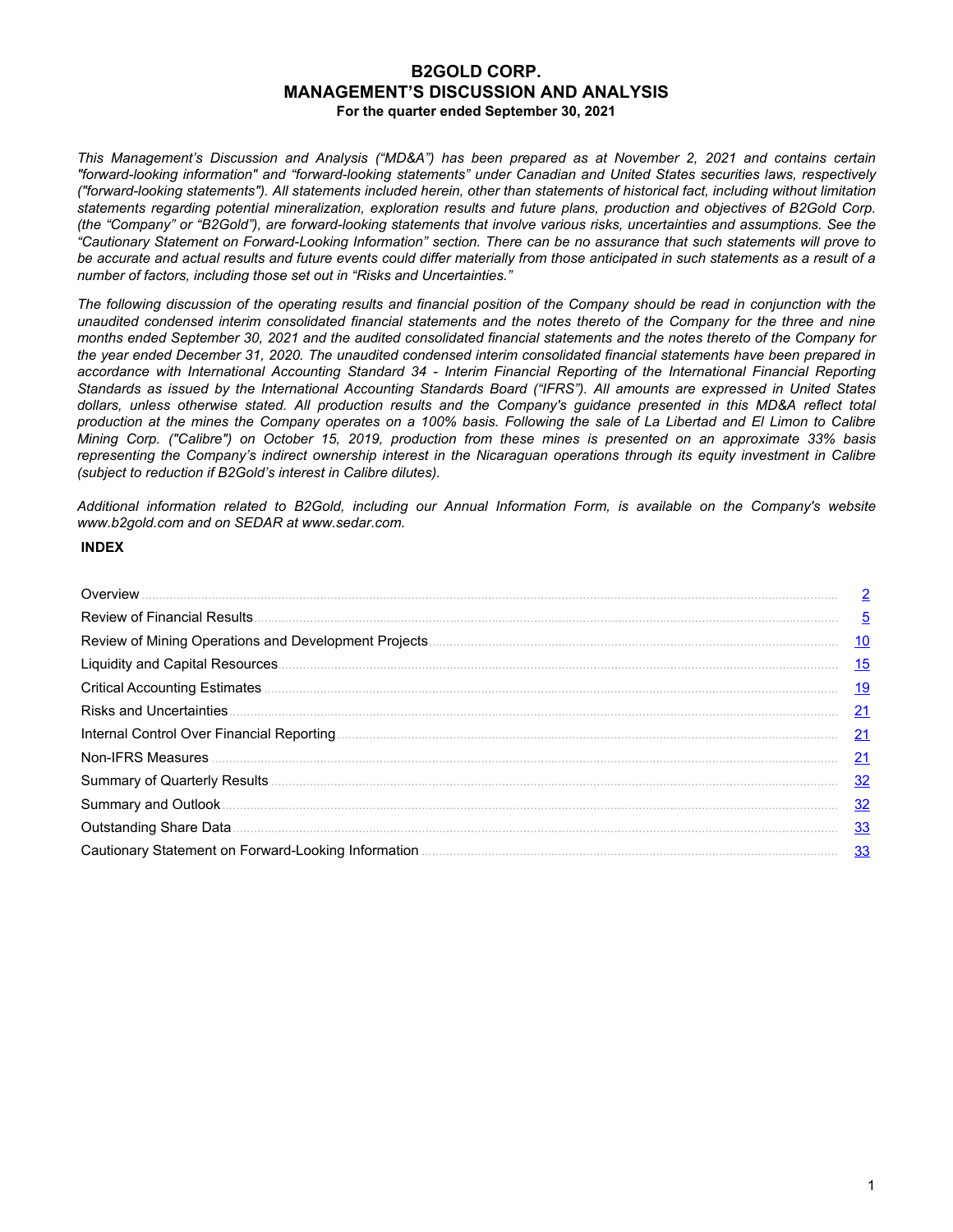# B2GOLD CORP.
# MANAGEMENT'S DISCUSSION AND ANALYSIS
**For the quarter ended September 30, 2021**

*This Management's Discussion and Analysis ("MD&A") has been prepared as at November 2, 2021 and contains certain "forward-looking information" and "forward-looking statements" under Canadian and United States securities laws, respectively ("forward-looking statements"). All statements included herein, other than statements of historical fact, including without limitation statements regarding potential mineralization, exploration results and future plans, production and objectives of B2Gold Corp. (the "Company" or "B2Gold"), are forward-looking statements that involve various risks, uncertainties and assumptions. See the "Cautionary Statement on Forward-Looking Information" section. There can be no assurance that such statements will prove to be accurate and actual results and future events could differ materially from those anticipated in such statements as a result of a number of factors, including those set out in "Risks and Uncertainties."*

*The following discussion of the operating results and financial position of the Company should be read in conjunction with the unaudited condensed interim consolidated financial statements and the notes thereto of the Company for the three and nine months ended September 30, 2021 and the audited consolidated financial statements and the notes thereto of the Company for the year ended December 31, 2020. The unaudited condensed interim consolidated financial statements have been prepared in accordance with International Accounting Standard 34 - Interim Financial Reporting of the International Financial Reporting Standards as issued by the International Accounting Standards Board ("IFRS"). All amounts are expressed in United States dollars, unless otherwise stated. All production results and the Company's guidance presented in this MD&A reflect total production at the mines the Company operates on a 100% basis. Following the sale of La Libertad and El Limon to Calibre Mining Corp. ("Calibre") on October 15, 2019, production from these mines is presented on an approximate 33% basis representing the Company's indirect ownership interest in the Nicaraguan operations through its equity investment in Calibre (subject to reduction if B2Gold's interest in Calibre dilutes).*

*Additional information related to B2Gold, including our Annual Information Form, is available on the Company's website www.b2gold.com and on SEDAR at www.sedar.com.*

**INDEX**

| | |
|---|---|
| Overview | 2 |
| Review of Financial Results | 5 |
| Review of Mining Operations and Development Projects | 10 |
| Liquidity and Capital Resources | 15 |
| Critical Accounting Estimates | 19 |
| Risks and Uncertainties | 21 |
| Internal Control Over Financial Reporting | 21 |
| Non-IFRS Measures | 21 |
| Summary of Quarterly Results | 32 |
| Summary and Outlook | 32 |
| Outstanding Share Data | 33 |
| Cautionary Statement on Forward-Looking Information | 33 |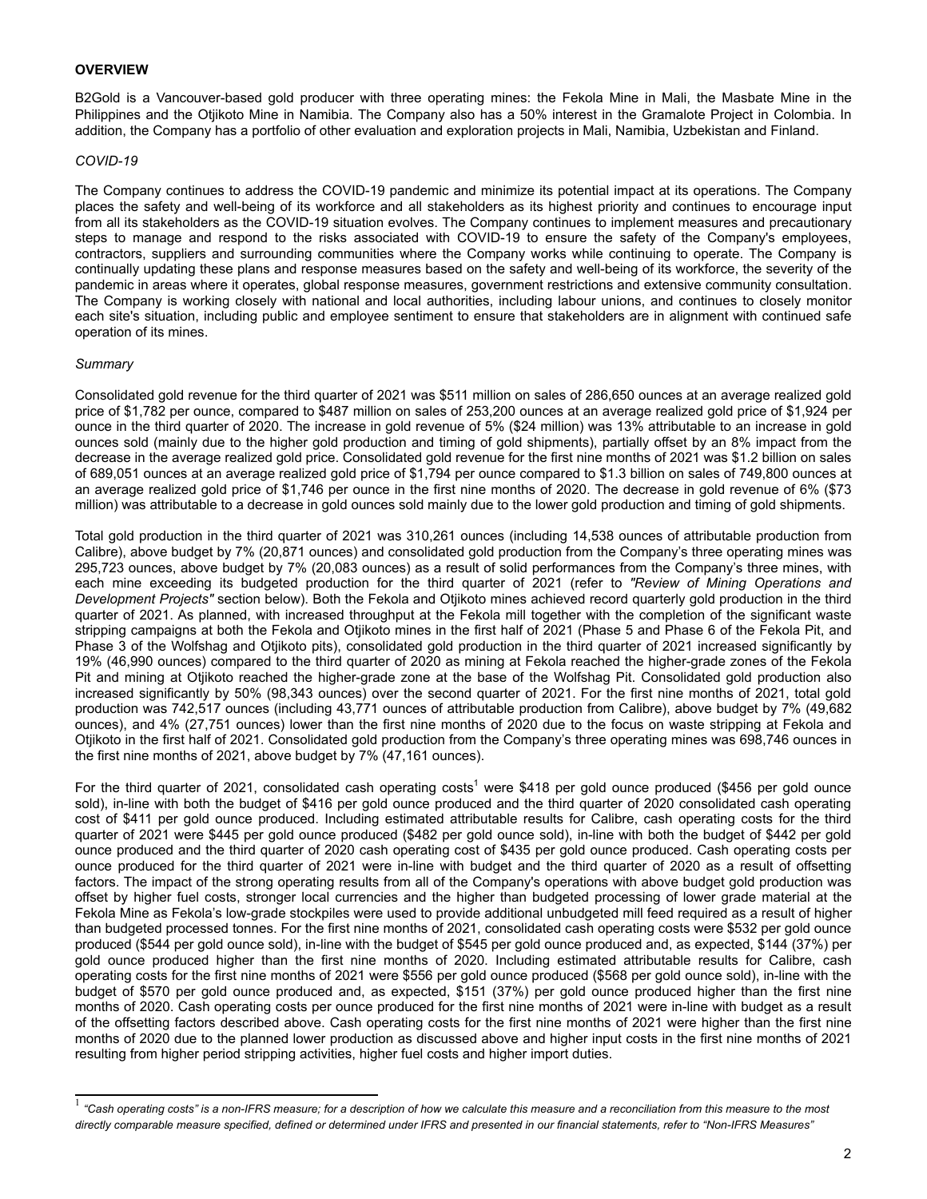## OVERVIEW

B2Gold is a Vancouver-based gold producer with three operating mines: the Fekola Mine in Mali, the Masbate Mine in the Philippines and the Otjikoto Mine in Namibia. The Company also has a 50% interest in the Gramalote Project in Colombia. In addition, the Company has a portfolio of other evaluation and exploration projects in Mali, Namibia, Uzbekistan and Finland.

*COVID-19*

The Company continues to address the COVID-19 pandemic and minimize its potential impact at its operations. The Company places the safety and well-being of its workforce and all stakeholders as its highest priority and continues to encourage input from all its stakeholders as the COVID-19 situation evolves. The Company continues to implement measures and precautionary steps to manage and respond to the risks associated with COVID-19 to ensure the safety of the Company's employees, contractors, suppliers and surrounding communities where the Company works while continuing to operate. The Company is continually updating these plans and response measures based on the safety and well-being of its workforce, the severity of the pandemic in areas where it operates, global response measures, government restrictions and extensive community consultation. The Company is working closely with national and local authorities, including labour unions, and continues to closely monitor each site's situation, including public and employee sentiment to ensure that stakeholders are in alignment with continued safe operation of its mines.

*Summary*

Consolidated gold revenue for the third quarter of 2021 was $511 million on sales of 286,650 ounces at an average realized gold price of $1,782 per ounce, compared to $487 million on sales of 253,200 ounces at an average realized gold price of $1,924 per ounce in the third quarter of 2020. The increase in gold revenue of 5% ($24 million) was 13% attributable to an increase in gold ounces sold (mainly due to the higher gold production and timing of gold shipments), partially offset by an 8% impact from the decrease in the average realized gold price. Consolidated gold revenue for the first nine months of 2021 was $1.2 billion on sales of 689,051 ounces at an average realized gold price of $1,794 per ounce compared to $1.3 billion on sales of 749,800 ounces at an average realized gold price of $1,746 per ounce in the first nine months of 2020. The decrease in gold revenue of 6% ($73 million) was attributable to a decrease in gold ounces sold mainly due to the lower gold production and timing of gold shipments.

Total gold production in the third quarter of 2021 was 310,261 ounces (including 14,538 ounces of attributable production from Calibre), above budget by 7% (20,871 ounces) and consolidated gold production from the Company's three operating mines was 295,723 ounces, above budget by 7% (20,083 ounces) as a result of solid performances from the Company's three mines, with each mine exceeding its budgeted production for the third quarter of 2021 (refer to *"Review of Mining Operations and Development Projects"* section below). Both the Fekola and Otjikoto mines achieved record quarterly gold production in the third quarter of 2021. As planned, with increased throughput at the Fekola mill together with the completion of the significant waste stripping campaigns at both the Fekola and Otjikoto mines in the first half of 2021 (Phase 5 and Phase 6 of the Fekola Pit, and Phase 3 of the Wolfshag and Otjikoto pits), consolidated gold production in the third quarter of 2021 increased significantly by 19% (46,990 ounces) compared to the third quarter of 2020 as mining at Fekola reached the higher-grade zones of the Fekola Pit and mining at Otjikoto reached the higher-grade zone at the base of the Wolfshag Pit. Consolidated gold production also increased significantly by 50% (98,343 ounces) over the second quarter of 2021. For the first nine months of 2021, total gold production was 742,517 ounces (including 43,771 ounces of attributable production from Calibre), above budget by 7% (49,682 ounces), and 4% (27,751 ounces) lower than the first nine months of 2020 due to the focus on waste stripping at Fekola and Otjikoto in the first half of 2021. Consolidated gold production from the Company's three operating mines was 698,746 ounces in the first nine months of 2021, above budget by 7% (47,161 ounces).

For the third quarter of 2021, consolidated cash operating costs[1] were $418 per gold ounce produced ($456 per gold ounce sold), in-line with both the budget of $416 per gold ounce produced and the third quarter of 2020 consolidated cash operating cost of $411 per gold ounce produced. Including estimated attributable results for Calibre, cash operating costs for the third quarter of 2021 were $445 per gold ounce produced ($482 per gold ounce sold), in-line with both the budget of $442 per gold ounce produced and the third quarter of 2020 cash operating cost of $435 per gold ounce produced. Cash operating costs per ounce produced for the third quarter of 2021 were in-line with budget and the third quarter of 2020 as a result of offsetting factors. The impact of the strong operating results from all of the Company's operations with above budget gold production was offset by higher fuel costs, stronger local currencies and the higher than budgeted processing of lower grade material at the Fekola Mine as Fekola's low-grade stockpiles were used to provide additional unbudgeted mill feed required as a result of higher than budgeted processed tonnes. For the first nine months of 2021, consolidated cash operating costs were $532 per gold ounce produced ($544 per gold ounce sold), in-line with the budget of $545 per gold ounce produced and, as expected, $144 (37%) per gold ounce produced higher than the first nine months of 2020. Including estimated attributable results for Calibre, cash operating costs for the first nine months of 2021 were $556 per gold ounce produced ($568 per gold ounce sold), in-line with the budget of $570 per gold ounce produced and, as expected, $151 (37%) per gold ounce produced higher than the first nine months of 2020. Cash operating costs per ounce produced for the first nine months of 2021 were in-line with budget as a result of the offsetting factors described above. Cash operating costs for the first nine months of 2021 were higher than the first nine months of 2020 due to the planned lower production as discussed above and higher input costs in the first nine months of 2021 resulting from higher period stripping activities, higher fuel costs and higher import duties.

[1] *"Cash operating costs" is a non-IFRS measure; for a description of how we calculate this measure and a reconciliation from this measure to the most directly comparable measure specified, defined or determined under IFRS and presented in our financial statements, refer to "Non-IFRS Measures"*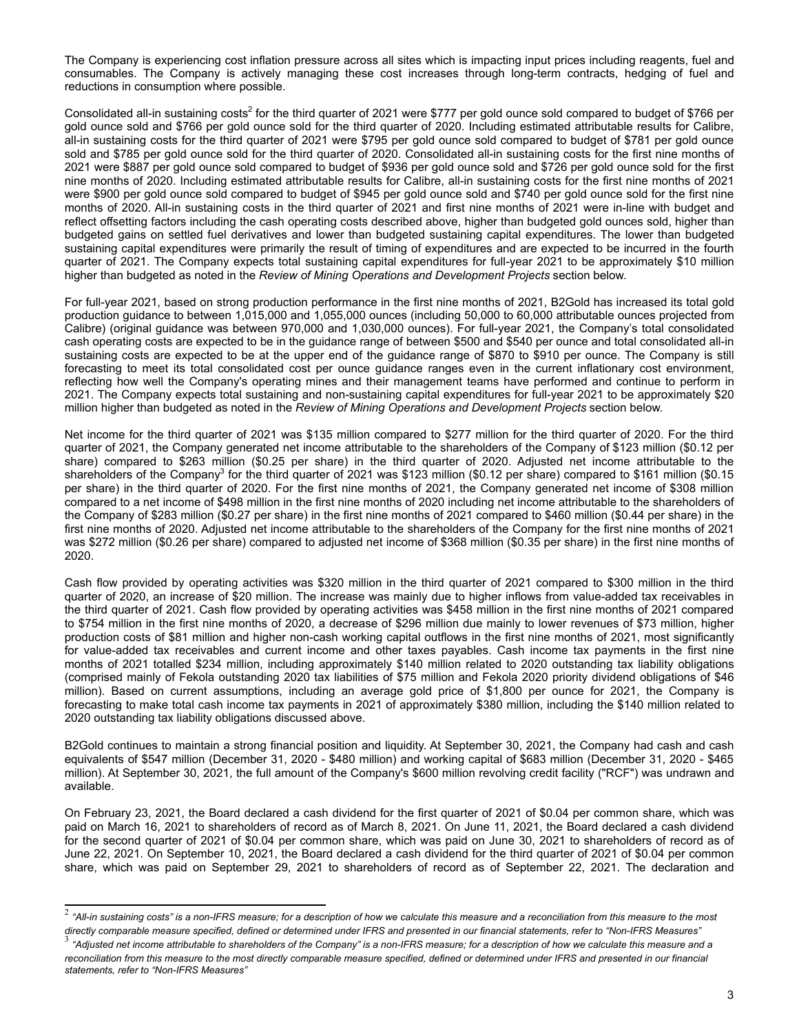The Company is experiencing cost inflation pressure across all sites which is impacting input prices including reagents, fuel and consumables. The Company is actively managing these cost increases through long-term contracts, hedging of fuel and reductions in consumption where possible.

Consolidated all-in sustaining costs[2] for the third quarter of 2021 were $777 per gold ounce sold compared to budget of $766 per gold ounce sold and $766 per gold ounce sold for the third quarter of 2020. Including estimated attributable results for Calibre, all-in sustaining costs for the third quarter of 2021 were $795 per gold ounce sold compared to budget of $781 per gold ounce sold and $785 per gold ounce sold for the third quarter of 2020. Consolidated all-in sustaining costs for the first nine months of 2021 were $887 per gold ounce sold compared to budget of $936 per gold ounce sold and $726 per gold ounce sold for the first nine months of 2020. Including estimated attributable results for Calibre, all-in sustaining costs for the first nine months of 2021 were $900 per gold ounce sold compared to budget of $945 per gold ounce sold and $740 per gold ounce sold for the first nine months of 2020. All-in sustaining costs in the third quarter of 2021 and first nine months of 2021 were in-line with budget and reflect offsetting factors including the cash operating costs described above, higher than budgeted gold ounces sold, higher than budgeted gains on settled fuel derivatives and lower than budgeted sustaining capital expenditures. The lower than budgeted sustaining capital expenditures were primarily the result of timing of expenditures and are expected to be incurred in the fourth quarter of 2021. The Company expects total sustaining capital expenditures for full-year 2021 to be approximately $10 million higher than budgeted as noted in the *Review of Mining Operations and Development Projects* section below.

For full-year 2021, based on strong production performance in the first nine months of 2021, B2Gold has increased its total gold production guidance to between 1,015,000 and 1,055,000 ounces (including 50,000 to 60,000 attributable ounces projected from Calibre) (original guidance was between 970,000 and 1,030,000 ounces). For full-year 2021, the Company's total consolidated cash operating costs are expected to be in the guidance range of between $500 and $540 per ounce and total consolidated all-in sustaining costs are expected to be at the upper end of the guidance range of $870 to $910 per ounce. The Company is still forecasting to meet its total consolidated cost per ounce guidance ranges even in the current inflationary cost environment, reflecting how well the Company's operating mines and their management teams have performed and continue to perform in 2021. The Company expects total sustaining and non-sustaining capital expenditures for full-year 2021 to be approximately $20 million higher than budgeted as noted in the *Review of Mining Operations and Development Projects* section below.

Net income for the third quarter of 2021 was $135 million compared to $277 million for the third quarter of 2020. For the third quarter of 2021, the Company generated net income attributable to the shareholders of the Company of $123 million ($0.12 per share) compared to $263 million ($0.25 per share) in the third quarter of 2020. Adjusted net income attributable to the shareholders of the Company[3] for the third quarter of 2021 was $123 million ($0.12 per share) compared to $161 million ($0.15 per share) in the third quarter of 2020. For the first nine months of 2021, the Company generated net income of $308 million compared to a net income of $498 million in the first nine months of 2020 including net income attributable to the shareholders of the Company of $283 million ($0.27 per share) in the first nine months of 2021 compared to $460 million ($0.44 per share) in the first nine months of 2020. Adjusted net income attributable to the shareholders of the Company for the first nine months of 2021 was $272 million ($0.26 per share) compared to adjusted net income of $368 million ($0.35 per share) in the first nine months of 2020.

Cash flow provided by operating activities was $320 million in the third quarter of 2021 compared to $300 million in the third quarter of 2020, an increase of $20 million. The increase was mainly due to higher inflows from value-added tax receivables in the third quarter of 2021. Cash flow provided by operating activities was $458 million in the first nine months of 2021 compared to $754 million in the first nine months of 2020, a decrease of $296 million due mainly to lower revenues of $73 million, higher production costs of $81 million and higher non-cash working capital outflows in the first nine months of 2021, most significantly for value-added tax receivables and current income and other taxes payables. Cash income tax payments in the first nine months of 2021 totalled $234 million, including approximately $140 million related to 2020 outstanding tax liability obligations (comprised mainly of Fekola outstanding 2020 tax liabilities of $75 million and Fekola 2020 priority dividend obligations of $46 million). Based on current assumptions, including an average gold price of $1,800 per ounce for 2021, the Company is forecasting to make total cash income tax payments in 2021 of approximately $380 million, including the $140 million related to 2020 outstanding tax liability obligations discussed above.

B2Gold continues to maintain a strong financial position and liquidity. At September 30, 2021, the Company had cash and cash equivalents of $547 million (December 31, 2020 - $480 million) and working capital of $683 million (December 31, 2020 - $465 million). At September 30, 2021, the full amount of the Company's $600 million revolving credit facility ("RCF") was undrawn and available.

On February 23, 2021, the Board declared a cash dividend for the first quarter of 2021 of $0.04 per common share, which was paid on March 16, 2021 to shareholders of record as of March 8, 2021. On June 11, 2021, the Board declared a cash dividend for the second quarter of 2021 of $0.04 per common share, which was paid on June 30, 2021 to shareholders of record as of June 22, 2021. On September 10, 2021, the Board declared a cash dividend for the third quarter of 2021 of $0.04 per common share, which was paid on September 29, 2021 to shareholders of record as of September 22, 2021. The declaration and

---

[2] *"All-in sustaining costs" is a non-IFRS measure; for a description of how we calculate this measure and a reconciliation from this measure to the most directly comparable measure specified, defined or determined under IFRS and presented in our financial statements, refer to "Non-IFRS Measures"*

[3] *"Adjusted net income attributable to shareholders of the Company" is a non-IFRS measure; for a description of how we calculate this measure and a reconciliation from this measure to the most directly comparable measure specified, defined or determined under IFRS and presented in our financial statements, refer to "Non-IFRS Measures"*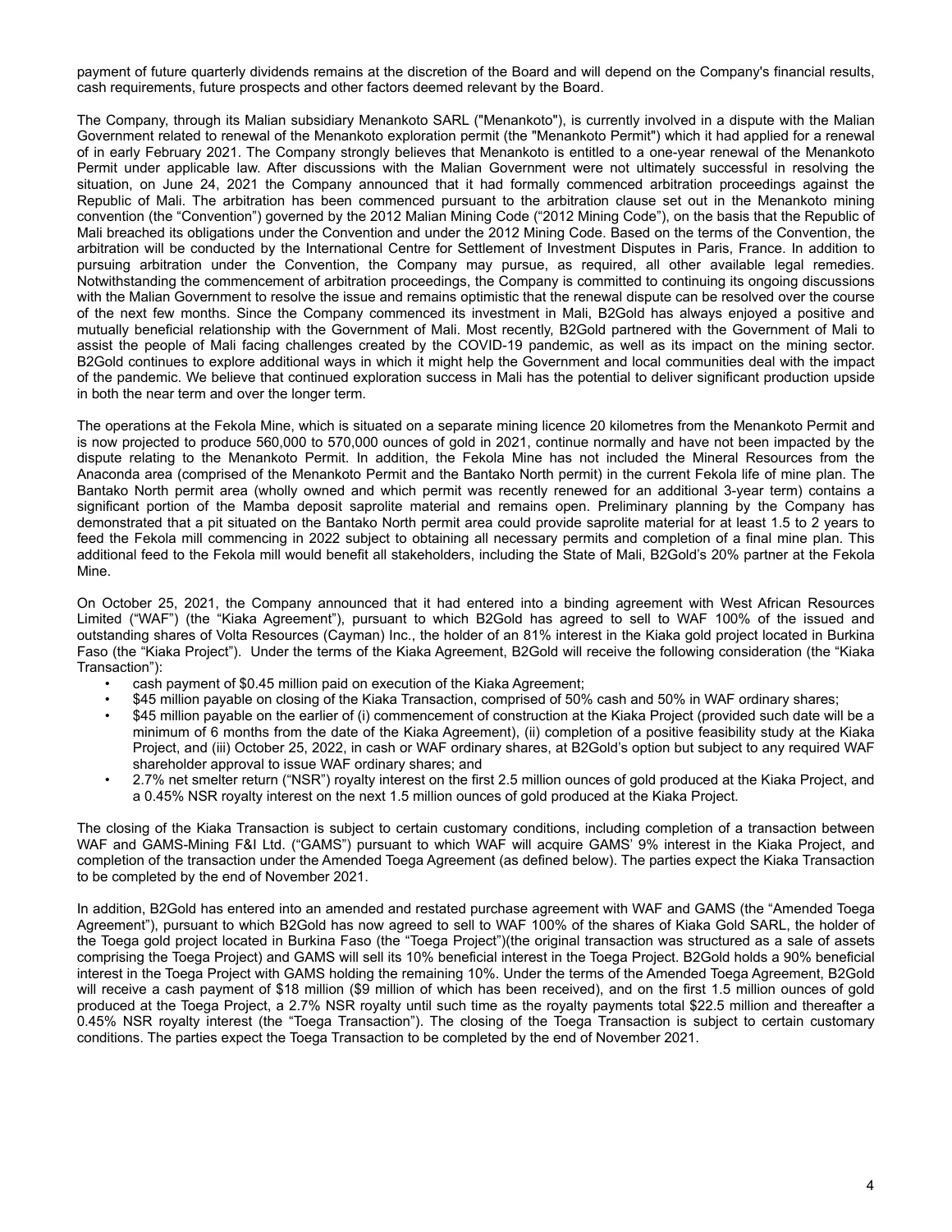payment of future quarterly dividends remains at the discretion of the Board and will depend on the Company's financial results, cash requirements, future prospects and other factors deemed relevant by the Board.

The Company, through its Malian subsidiary Menankoto SARL ("Menankoto"), is currently involved in a dispute with the Malian Government related to renewal of the Menankoto exploration permit (the "Menankoto Permit") which it had applied for a renewal of in early February 2021. The Company strongly believes that Menankoto is entitled to a one-year renewal of the Menankoto Permit under applicable law. After discussions with the Malian Government were not ultimately successful in resolving the situation, on June 24, 2021 the Company announced that it had formally commenced arbitration proceedings against the Republic of Mali. The arbitration has been commenced pursuant to the arbitration clause set out in the Menankoto mining convention (the "Convention") governed by the 2012 Malian Mining Code ("2012 Mining Code"), on the basis that the Republic of Mali breached its obligations under the Convention and under the 2012 Mining Code. Based on the terms of the Convention, the arbitration will be conducted by the International Centre for Settlement of Investment Disputes in Paris, France. In addition to pursuing arbitration under the Convention, the Company may pursue, as required, all other available legal remedies. Notwithstanding the commencement of arbitration proceedings, the Company is committed to continuing its ongoing discussions with the Malian Government to resolve the issue and remains optimistic that the renewal dispute can be resolved over the course of the next few months. Since the Company commenced its investment in Mali, B2Gold has always enjoyed a positive and mutually beneficial relationship with the Government of Mali. Most recently, B2Gold partnered with the Government of Mali to assist the people of Mali facing challenges created by the COVID-19 pandemic, as well as its impact on the mining sector. B2Gold continues to explore additional ways in which it might help the Government and local communities deal with the impact of the pandemic. We believe that continued exploration success in Mali has the potential to deliver significant production upside in both the near term and over the longer term.

The operations at the Fekola Mine, which is situated on a separate mining licence 20 kilometres from the Menankoto Permit and is now projected to produce 560,000 to 570,000 ounces of gold in 2021, continue normally and have not been impacted by the dispute relating to the Menankoto Permit. In addition, the Fekola Mine has not included the Mineral Resources from the Anaconda area (comprised of the Menankoto Permit and the Bantako North permit) in the current Fekola life of mine plan. The Bantako North permit area (wholly owned and which permit was recently renewed for an additional 3-year term) contains a significant portion of the Mamba deposit saprolite material and remains open. Preliminary planning by the Company has demonstrated that a pit situated on the Bantako North permit area could provide saprolite material for at least 1.5 to 2 years to feed the Fekola mill commencing in 2022 subject to obtaining all necessary permits and completion of a final mine plan. This additional feed to the Fekola mill would benefit all stakeholders, including the State of Mali, B2Gold's 20% partner at the Fekola Mine.

On October 25, 2021, the Company announced that it had entered into a binding agreement with West African Resources Limited ("WAF") (the "Kiaka Agreement"), pursuant to which B2Gold has agreed to sell to WAF 100% of the issued and outstanding shares of Volta Resources (Cayman) Inc., the holder of an 81% interest in the Kiaka gold project located in Burkina Faso (the "Kiaka Project"). Under the terms of the Kiaka Agreement, B2Gold will receive the following consideration (the "Kiaka Transaction"):

- cash payment of $0.45 million paid on execution of the Kiaka Agreement;
- $45 million payable on closing of the Kiaka Transaction, comprised of 50% cash and 50% in WAF ordinary shares;
- $45 million payable on the earlier of (i) commencement of construction at the Kiaka Project (provided such date will be a minimum of 6 months from the date of the Kiaka Agreement), (ii) completion of a positive feasibility study at the Kiaka Project, and (iii) October 25, 2022, in cash or WAF ordinary shares, at B2Gold's option but subject to any required WAF shareholder approval to issue WAF ordinary shares; and
- 2.7% net smelter return ("NSR") royalty interest on the first 2.5 million ounces of gold produced at the Kiaka Project, and a 0.45% NSR royalty interest on the next 1.5 million ounces of gold produced at the Kiaka Project.

The closing of the Kiaka Transaction is subject to certain customary conditions, including completion of a transaction between WAF and GAMS-Mining F&I Ltd. ("GAMS") pursuant to which WAF will acquire GAMS' 9% interest in the Kiaka Project, and completion of the transaction under the Amended Toega Agreement (as defined below). The parties expect the Kiaka Transaction to be completed by the end of November 2021.

In addition, B2Gold has entered into an amended and restated purchase agreement with WAF and GAMS (the "Amended Toega Agreement"), pursuant to which B2Gold has now agreed to sell to WAF 100% of the shares of Kiaka Gold SARL, the holder of the Toega gold project located in Burkina Faso (the "Toega Project")(the original transaction was structured as a sale of assets comprising the Toega Project) and GAMS will sell its 10% beneficial interest in the Toega Project. B2Gold holds a 90% beneficial interest in the Toega Project with GAMS holding the remaining 10%. Under the terms of the Amended Toega Agreement, B2Gold will receive a cash payment of $18 million ($9 million of which has been received), and on the first 1.5 million ounces of gold produced at the Toega Project, a 2.7% NSR royalty until such time as the royalty payments total $22.5 million and thereafter a 0.45% NSR royalty interest (the "Toega Transaction"). The closing of the Toega Transaction is subject to certain customary conditions. The parties expect the Toega Transaction to be completed by the end of November 2021.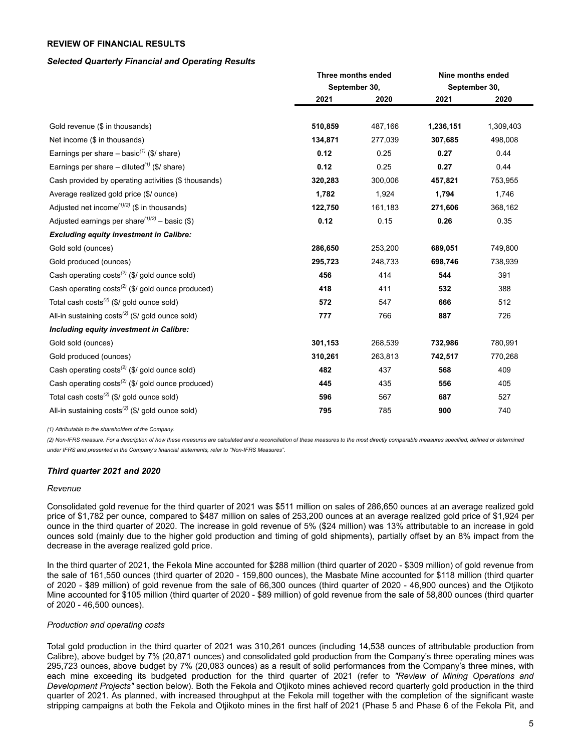## REVIEW OF FINANCIAL RESULTS

### *Selected Quarterly Financial and Operating Results*

| | Three months ended September 30, | | Nine months ended September 30, | |
|---|---|---|---|---|
| | **2021** | **2020** | **2021** | **2020** |
| Gold revenue ($ in thousands) | **510,859** | 487,166 | **1,236,151** | 1,309,403 |
| Net income ($ in thousands) | **134,871** | 277,039 | **307,685** | 498,008 |
| Earnings per share – basic[(1)] ($/ share) | **0.12** | 0.25 | **0.27** | 0.44 |
| Earnings per share – diluted[(1)] ($/ share) | **0.12** | 0.25 | **0.27** | 0.44 |
| Cash provided by operating activities ($ thousands) | **320,283** | 300,006 | **457,821** | 753,955 |
| Average realized gold price ($/ ounce) | **1,782** | 1,924 | **1,794** | 1,746 |
| Adjusted net income[(1)(2)] ($ in thousands) | **122,750** | 161,183 | **271,606** | 368,162 |
| Adjusted earnings per share[(1)(2)] – basic ($) | **0.12** | 0.15 | **0.26** | 0.35 |
| ***Excluding equity investment in Calibre:*** | | | | |
| Gold sold (ounces) | **286,650** | 253,200 | **689,051** | 749,800 |
| Gold produced (ounces) | **295,723** | 248,733 | **698,746** | 738,939 |
| Cash operating costs[(2)] ($/ gold ounce sold) | **456** | 414 | **544** | 391 |
| Cash operating costs[(2)] ($/ gold ounce produced) | **418** | 411 | **532** | 388 |
| Total cash costs[(2)] ($/ gold ounce sold) | **572** | 547 | **666** | 512 |
| All-in sustaining costs[(2)] ($/ gold ounce sold) | **777** | 766 | **887** | 726 |
| ***Including equity investment in Calibre:*** | | | | |
| Gold sold (ounces) | **301,153** | 268,539 | **732,986** | 780,991 |
| Gold produced (ounces) | **310,261** | 263,813 | **742,517** | 770,268 |
| Cash operating costs[(2)] ($/ gold ounce sold) | **482** | 437 | **568** | 409 |
| Cash operating costs[(2)] ($/ gold ounce produced) | **445** | 435 | **556** | 405 |
| Total cash costs[(2)] ($/ gold ounce sold) | **596** | 567 | **687** | 527 |
| All-in sustaining costs[(2)] ($/ gold ounce sold) | **795** | 785 | **900** | 740 |

*(1) Attributable to the shareholders of the Company.*

*(2) Non-IFRS measure. For a description of how these measures are calculated and a reconciliation of these measures to the most directly comparable measures specified, defined or determined under IFRS and presented in the Company's financial statements, refer to "Non-IFRS Measures".*

### *Third quarter 2021 and 2020*

*Revenue*

Consolidated gold revenue for the third quarter of 2021 was $511 million on sales of 286,650 ounces at an average realized gold price of $1,782 per ounce, compared to $487 million on sales of 253,200 ounces at an average realized gold price of $1,924 per ounce in the third quarter of 2020. The increase in gold revenue of 5% ($24 million) was 13% attributable to an increase in gold ounces sold (mainly due to the higher gold production and timing of gold shipments), partially offset by an 8% impact from the decrease in the average realized gold price.

In the third quarter of 2021, the Fekola Mine accounted for $288 million (third quarter of 2020 - $309 million) of gold revenue from the sale of 161,550 ounces (third quarter of 2020 - 159,800 ounces), the Masbate Mine accounted for $118 million (third quarter of 2020 - $89 million) of gold revenue from the sale of 66,300 ounces (third quarter of 2020 - 46,900 ounces) and the Otjikoto Mine accounted for $105 million (third quarter of 2020 - $89 million) of gold revenue from the sale of 58,800 ounces (third quarter of 2020 - 46,500 ounces).

*Production and operating costs*

Total gold production in the third quarter of 2021 was 310,261 ounces (including 14,538 ounces of attributable production from Calibre), above budget by 7% (20,871 ounces) and consolidated gold production from the Company's three operating mines was 295,723 ounces, above budget by 7% (20,083 ounces) as a result of solid performances from the Company's three mines, with each mine exceeding its budgeted production for the third quarter of 2021 (refer to *"Review of Mining Operations and Development Projects"* section below). Both the Fekola and Otjikoto mines achieved record quarterly gold production in the third quarter of 2021. As planned, with increased throughput at the Fekola mill together with the completion of the significant waste stripping campaigns at both the Fekola and Otjikoto mines in the first half of 2021 (Phase 5 and Phase 6 of the Fekola Pit, and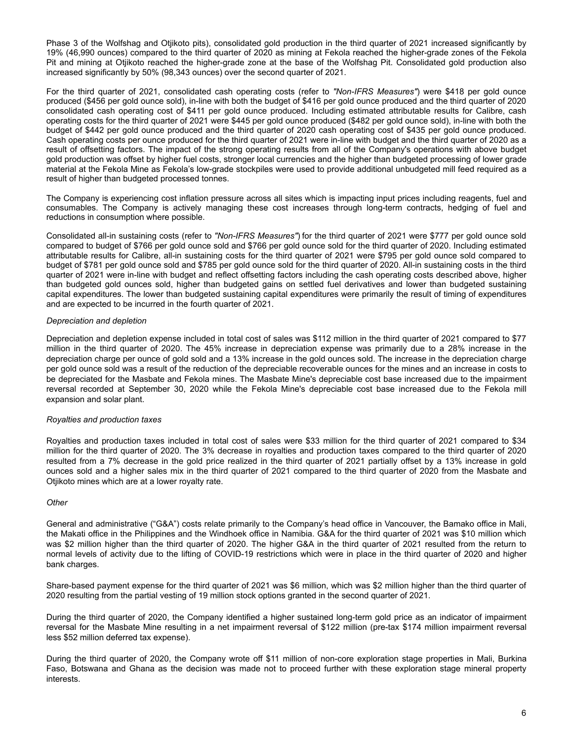Phase 3 of the Wolfshag and Otjikoto pits), consolidated gold production in the third quarter of 2021 increased significantly by 19% (46,990 ounces) compared to the third quarter of 2020 as mining at Fekola reached the higher-grade zones of the Fekola Pit and mining at Otjikoto reached the higher-grade zone at the base of the Wolfshag Pit. Consolidated gold production also increased significantly by 50% (98,343 ounces) over the second quarter of 2021.

For the third quarter of 2021, consolidated cash operating costs (refer to *"Non-IFRS Measures"*) were $418 per gold ounce produced ($456 per gold ounce sold), in-line with both the budget of $416 per gold ounce produced and the third quarter of 2020 consolidated cash operating cost of $411 per gold ounce produced. Including estimated attributable results for Calibre, cash operating costs for the third quarter of 2021 were $445 per gold ounce produced ($482 per gold ounce sold), in-line with both the budget of $442 per gold ounce produced and the third quarter of 2020 cash operating cost of $435 per gold ounce produced. Cash operating costs per ounce produced for the third quarter of 2021 were in-line with budget and the third quarter of 2020 as a result of offsetting factors. The impact of the strong operating results from all of the Company's operations with above budget gold production was offset by higher fuel costs, stronger local currencies and the higher than budgeted processing of lower grade material at the Fekola Mine as Fekola's low-grade stockpiles were used to provide additional unbudgeted mill feed required as a result of higher than budgeted processed tonnes.

The Company is experiencing cost inflation pressure across all sites which is impacting input prices including reagents, fuel and consumables. The Company is actively managing these cost increases through long-term contracts, hedging of fuel and reductions in consumption where possible.

Consolidated all-in sustaining costs (refer to *"Non-IFRS Measures"*) for the third quarter of 2021 were $777 per gold ounce sold compared to budget of $766 per gold ounce sold and $766 per gold ounce sold for the third quarter of 2020. Including estimated attributable results for Calibre, all-in sustaining costs for the third quarter of 2021 were $795 per gold ounce sold compared to budget of $781 per gold ounce sold and $785 per gold ounce sold for the third quarter of 2020. All-in sustaining costs in the third quarter of 2021 were in-line with budget and reflect offsetting factors including the cash operating costs described above, higher than budgeted gold ounces sold, higher than budgeted gains on settled fuel derivatives and lower than budgeted sustaining capital expenditures. The lower than budgeted sustaining capital expenditures were primarily the result of timing of expenditures and are expected to be incurred in the fourth quarter of 2021.

*Depreciation and depletion*

Depreciation and depletion expense included in total cost of sales was $112 million in the third quarter of 2021 compared to $77 million in the third quarter of 2020. The 45% increase in depreciation expense was primarily due to a 28% increase in the depreciation charge per ounce of gold sold and a 13% increase in the gold ounces sold. The increase in the depreciation charge per gold ounce sold was a result of the reduction of the depreciable recoverable ounces for the mines and an increase in costs to be depreciated for the Masbate and Fekola mines. The Masbate Mine's depreciable cost base increased due to the impairment reversal recorded at September 30, 2020 while the Fekola Mine's depreciable cost base increased due to the Fekola mill expansion and solar plant.

*Royalties and production taxes*

Royalties and production taxes included in total cost of sales were $33 million for the third quarter of 2021 compared to $34 million for the third quarter of 2020. The 3% decrease in royalties and production taxes compared to the third quarter of 2020 resulted from a 7% decrease in the gold price realized in the third quarter of 2021 partially offset by a 13% increase in gold ounces sold and a higher sales mix in the third quarter of 2021 compared to the third quarter of 2020 from the Masbate and Otjikoto mines which are at a lower royalty rate.

*Other*

General and administrative ("G&A") costs relate primarily to the Company's head office in Vancouver, the Bamako office in Mali, the Makati office in the Philippines and the Windhoek office in Namibia. G&A for the third quarter of 2021 was $10 million which was $2 million higher than the third quarter of 2020. The higher G&A in the third quarter of 2021 resulted from the return to normal levels of activity due to the lifting of COVID-19 restrictions which were in place in the third quarter of 2020 and higher bank charges.

Share-based payment expense for the third quarter of 2021 was $6 million, which was $2 million higher than the third quarter of 2020 resulting from the partial vesting of 19 million stock options granted in the second quarter of 2021.

During the third quarter of 2020, the Company identified a higher sustained long-term gold price as an indicator of impairment reversal for the Masbate Mine resulting in a net impairment reversal of $122 million (pre-tax $174 million impairment reversal less $52 million deferred tax expense).

During the third quarter of 2020, the Company wrote off $11 million of non-core exploration stage properties in Mali, Burkina Faso, Botswana and Ghana as the decision was made not to proceed further with these exploration stage mineral property interests.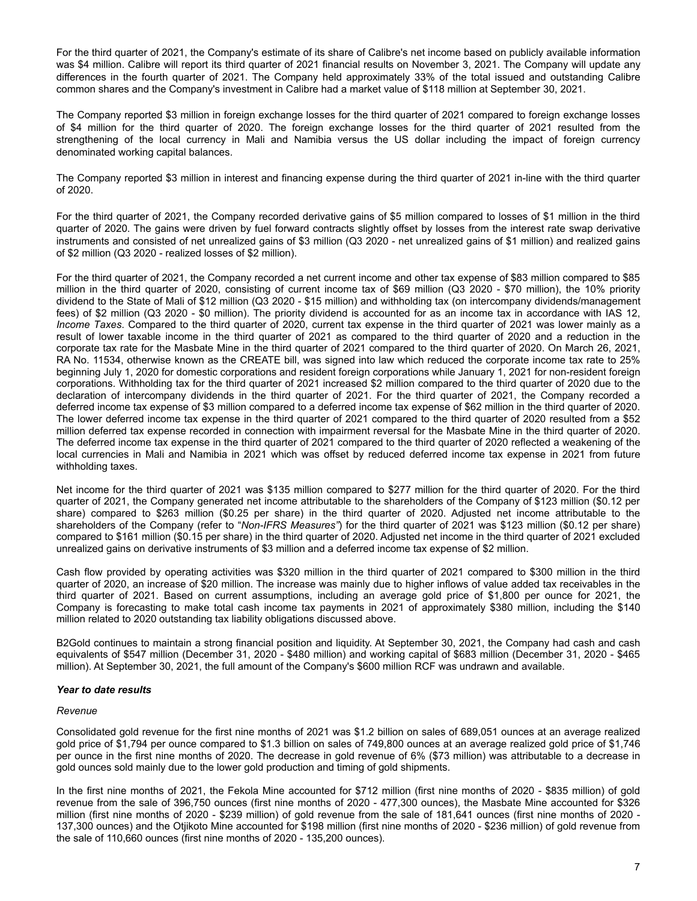For the third quarter of 2021, the Company's estimate of its share of Calibre's net income based on publicly available information was $4 million. Calibre will report its third quarter of 2021 financial results on November 3, 2021. The Company will update any differences in the fourth quarter of 2021. The Company held approximately 33% of the total issued and outstanding Calibre common shares and the Company's investment in Calibre had a market value of $118 million at September 30, 2021.

The Company reported $3 million in foreign exchange losses for the third quarter of 2021 compared to foreign exchange losses of $4 million for the third quarter of 2020. The foreign exchange losses for the third quarter of 2021 resulted from the strengthening of the local currency in Mali and Namibia versus the US dollar including the impact of foreign currency denominated working capital balances.

The Company reported $3 million in interest and financing expense during the third quarter of 2021 in-line with the third quarter of 2020.

For the third quarter of 2021, the Company recorded derivative gains of $5 million compared to losses of $1 million in the third quarter of 2020. The gains were driven by fuel forward contracts slightly offset by losses from the interest rate swap derivative instruments and consisted of net unrealized gains of $3 million (Q3 2020 - net unrealized gains of $1 million) and realized gains of $2 million (Q3 2020 - realized losses of $2 million).

For the third quarter of 2021, the Company recorded a net current income and other tax expense of $83 million compared to $85 million in the third quarter of 2020, consisting of current income tax of $69 million (Q3 2020 - $70 million), the 10% priority dividend to the State of Mali of $12 million (Q3 2020 - $15 million) and withholding tax (on intercompany dividends/management fees) of $2 million (Q3 2020 - $0 million). The priority dividend is accounted for as an income tax in accordance with IAS 12, *Income Taxes*. Compared to the third quarter of 2020, current tax expense in the third quarter of 2021 was lower mainly as a result of lower taxable income in the third quarter of 2021 as compared to the third quarter of 2020 and a reduction in the corporate tax rate for the Masbate Mine in the third quarter of 2021 compared to the third quarter of 2020. On March 26, 2021, RA No. 11534, otherwise known as the CREATE bill, was signed into law which reduced the corporate income tax rate to 25% beginning July 1, 2020 for domestic corporations and resident foreign corporations while January 1, 2021 for non-resident foreign corporations. Withholding tax for the third quarter of 2021 increased $2 million compared to the third quarter of 2020 due to the declaration of intercompany dividends in the third quarter of 2021. For the third quarter of 2021, the Company recorded a deferred income tax expense of $3 million compared to a deferred income tax expense of $62 million in the third quarter of 2020. The lower deferred income tax expense in the third quarter of 2021 compared to the third quarter of 2020 resulted from a $52 million deferred tax expense recorded in connection with impairment reversal for the Masbate Mine in the third quarter of 2020. The deferred income tax expense in the third quarter of 2021 compared to the third quarter of 2020 reflected a weakening of the local currencies in Mali and Namibia in 2021 which was offset by reduced deferred income tax expense in 2021 from future withholding taxes.

Net income for the third quarter of 2021 was $135 million compared to $277 million for the third quarter of 2020. For the third quarter of 2021, the Company generated net income attributable to the shareholders of the Company of $123 million ($0.12 per share) compared to $263 million ($0.25 per share) in the third quarter of 2020. Adjusted net income attributable to the shareholders of the Company (refer to "*Non-IFRS Measures*") for the third quarter of 2021 was $123 million ($0.12 per share) compared to $161 million ($0.15 per share) in the third quarter of 2020. Adjusted net income in the third quarter of 2021 excluded unrealized gains on derivative instruments of $3 million and a deferred income tax expense of $2 million.

Cash flow provided by operating activities was $320 million in the third quarter of 2021 compared to $300 million in the third quarter of 2020, an increase of $20 million. The increase was mainly due to higher inflows of value added tax receivables in the third quarter of 2021. Based on current assumptions, including an average gold price of $1,800 per ounce for 2021, the Company is forecasting to make total cash income tax payments in 2021 of approximately $380 million, including the $140 million related to 2020 outstanding tax liability obligations discussed above.

B2Gold continues to maintain a strong financial position and liquidity. At September 30, 2021, the Company had cash and cash equivalents of $547 million (December 31, 2020 - $480 million) and working capital of $683 million (December 31, 2020 - $465 million). At September 30, 2021, the full amount of the Company's $600 million RCF was undrawn and available.

***Year to date results***

*Revenue*

Consolidated gold revenue for the first nine months of 2021 was $1.2 billion on sales of 689,051 ounces at an average realized gold price of $1,794 per ounce compared to $1.3 billion on sales of 749,800 ounces at an average realized gold price of $1,746 per ounce in the first nine months of 2020. The decrease in gold revenue of 6% ($73 million) was attributable to a decrease in gold ounces sold mainly due to the lower gold production and timing of gold shipments.

In the first nine months of 2021, the Fekola Mine accounted for $712 million (first nine months of 2020 - $835 million) of gold revenue from the sale of 396,750 ounces (first nine months of 2020 - 477,300 ounces), the Masbate Mine accounted for $326 million (first nine months of 2020 - $239 million) of gold revenue from the sale of 181,641 ounces (first nine months of 2020 - 137,300 ounces) and the Otjikoto Mine accounted for $198 million (first nine months of 2020 - $236 million) of gold revenue from the sale of 110,660 ounces (first nine months of 2020 - 135,200 ounces).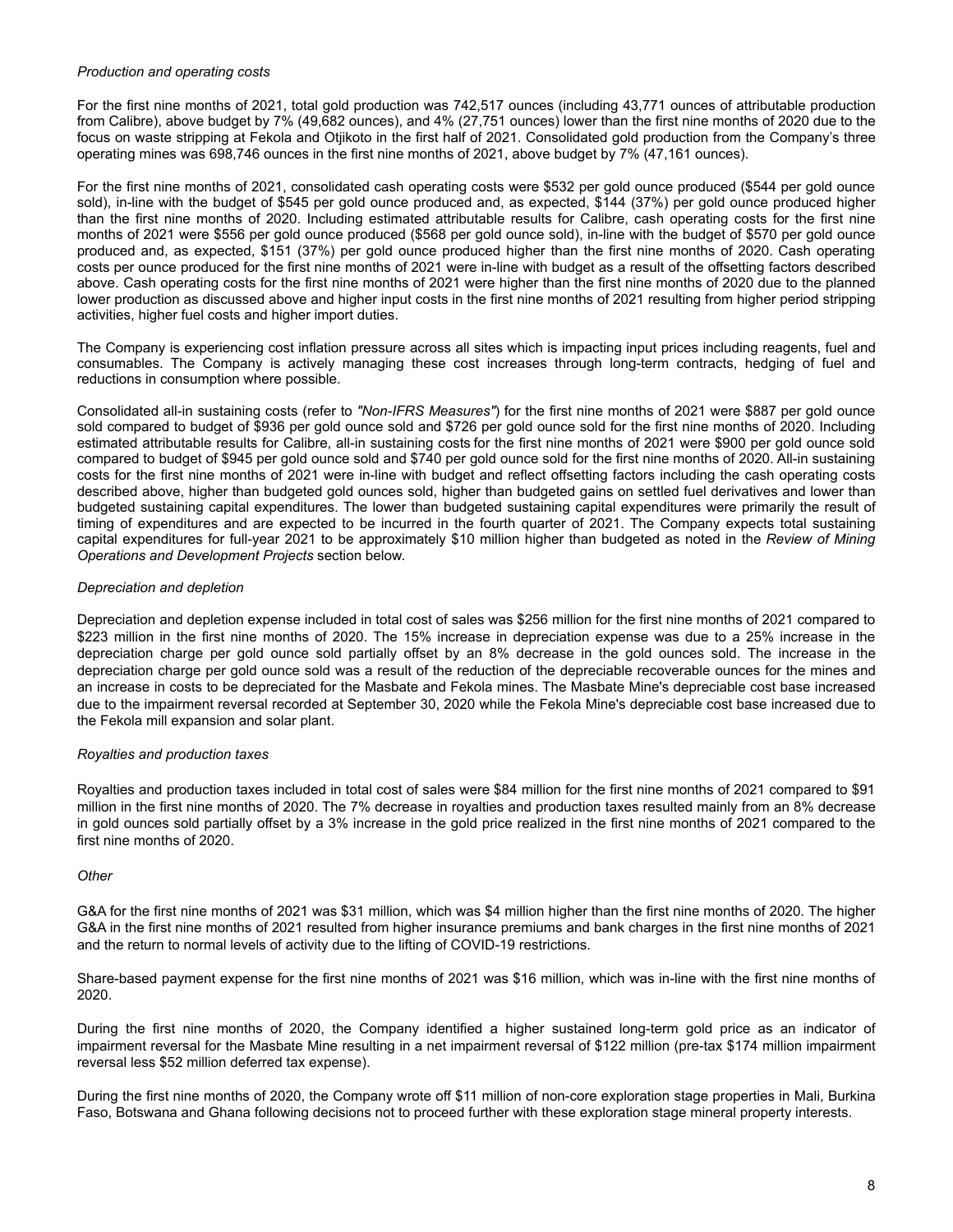*Production and operating costs*

For the first nine months of 2021, total gold production was 742,517 ounces (including 43,771 ounces of attributable production from Calibre), above budget by 7% (49,682 ounces), and 4% (27,751 ounces) lower than the first nine months of 2020 due to the focus on waste stripping at Fekola and Otjikoto in the first half of 2021. Consolidated gold production from the Company's three operating mines was 698,746 ounces in the first nine months of 2021, above budget by 7% (47,161 ounces).

For the first nine months of 2021, consolidated cash operating costs were $532 per gold ounce produced ($544 per gold ounce sold), in-line with the budget of $545 per gold ounce produced and, as expected, $144 (37%) per gold ounce produced higher than the first nine months of 2020. Including estimated attributable results for Calibre, cash operating costs for the first nine months of 2021 were $556 per gold ounce produced ($568 per gold ounce sold), in-line with the budget of $570 per gold ounce produced and, as expected, $151 (37%) per gold ounce produced higher than the first nine months of 2020. Cash operating costs per ounce produced for the first nine months of 2021 were in-line with budget as a result of the offsetting factors described above. Cash operating costs for the first nine months of 2021 were higher than the first nine months of 2020 due to the planned lower production as discussed above and higher input costs in the first nine months of 2021 resulting from higher period stripping activities, higher fuel costs and higher import duties.

The Company is experiencing cost inflation pressure across all sites which is impacting input prices including reagents, fuel and consumables. The Company is actively managing these cost increases through long-term contracts, hedging of fuel and reductions in consumption where possible.

Consolidated all-in sustaining costs (refer to *"Non-IFRS Measures"*) for the first nine months of 2021 were $887 per gold ounce sold compared to budget of $936 per gold ounce sold and $726 per gold ounce sold for the first nine months of 2020. Including estimated attributable results for Calibre, all-in sustaining costs for the first nine months of 2021 were $900 per gold ounce sold compared to budget of $945 per gold ounce sold and $740 per gold ounce sold for the first nine months of 2020. All-in sustaining costs for the first nine months of 2021 were in-line with budget and reflect offsetting factors including the cash operating costs described above, higher than budgeted gold ounces sold, higher than budgeted gains on settled fuel derivatives and lower than budgeted sustaining capital expenditures. The lower than budgeted sustaining capital expenditures were primarily the result of timing of expenditures and are expected to be incurred in the fourth quarter of 2021. The Company expects total sustaining capital expenditures for full-year 2021 to be approximately $10 million higher than budgeted as noted in the *Review of Mining Operations and Development Projects* section below.

*Depreciation and depletion*

Depreciation and depletion expense included in total cost of sales was $256 million for the first nine months of 2021 compared to $223 million in the first nine months of 2020. The 15% increase in depreciation expense was due to a 25% increase in the depreciation charge per gold ounce sold partially offset by an 8% decrease in the gold ounces sold. The increase in the depreciation charge per gold ounce sold was a result of the reduction of the depreciable recoverable ounces for the mines and an increase in costs to be depreciated for the Masbate and Fekola mines. The Masbate Mine's depreciable cost base increased due to the impairment reversal recorded at September 30, 2020 while the Fekola Mine's depreciable cost base increased due to the Fekola mill expansion and solar plant.

*Royalties and production taxes*

Royalties and production taxes included in total cost of sales were $84 million for the first nine months of 2021 compared to $91 million in the first nine months of 2020. The 7% decrease in royalties and production taxes resulted mainly from an 8% decrease in gold ounces sold partially offset by a 3% increase in the gold price realized in the first nine months of 2021 compared to the first nine months of 2020.

*Other*

G&A for the first nine months of 2021 was $31 million, which was $4 million higher than the first nine months of 2020. The higher G&A in the first nine months of 2021 resulted from higher insurance premiums and bank charges in the first nine months of 2021 and the return to normal levels of activity due to the lifting of COVID-19 restrictions.

Share-based payment expense for the first nine months of 2021 was $16 million, which was in-line with the first nine months of 2020.

During the first nine months of 2020, the Company identified a higher sustained long-term gold price as an indicator of impairment reversal for the Masbate Mine resulting in a net impairment reversal of $122 million (pre-tax $174 million impairment reversal less $52 million deferred tax expense).

During the first nine months of 2020, the Company wrote off $11 million of non-core exploration stage properties in Mali, Burkina Faso, Botswana and Ghana following decisions not to proceed further with these exploration stage mineral property interests.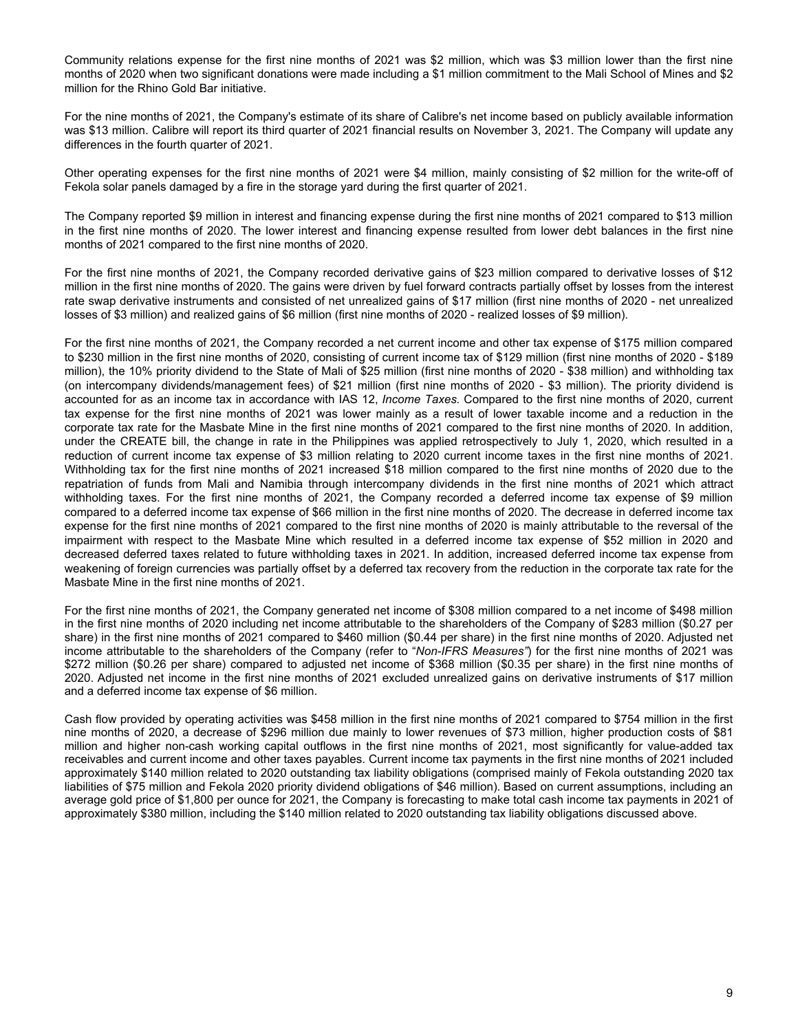Community relations expense for the first nine months of 2021 was $2 million, which was $3 million lower than the first nine months of 2020 when two significant donations were made including a $1 million commitment to the Mali School of Mines and $2 million for the Rhino Gold Bar initiative.

For the nine months of 2021, the Company's estimate of its share of Calibre's net income based on publicly available information was $13 million. Calibre will report its third quarter of 2021 financial results on November 3, 2021. The Company will update any differences in the fourth quarter of 2021.

Other operating expenses for the first nine months of 2021 were $4 million, mainly consisting of $2 million for the write-off of Fekola solar panels damaged by a fire in the storage yard during the first quarter of 2021.

The Company reported $9 million in interest and financing expense during the first nine months of 2021 compared to $13 million in the first nine months of 2020. The lower interest and financing expense resulted from lower debt balances in the first nine months of 2021 compared to the first nine months of 2020.

For the first nine months of 2021, the Company recorded derivative gains of $23 million compared to derivative losses of $12 million in the first nine months of 2020. The gains were driven by fuel forward contracts partially offset by losses from the interest rate swap derivative instruments and consisted of net unrealized gains of $17 million (first nine months of 2020 - net unrealized losses of $3 million) and realized gains of $6 million (first nine months of 2020 - realized losses of $9 million).

For the first nine months of 2021, the Company recorded a net current income and other tax expense of $175 million compared to $230 million in the first nine months of 2020, consisting of current income tax of $129 million (first nine months of 2020 - $189 million), the 10% priority dividend to the State of Mali of $25 million (first nine months of 2020 - $38 million) and withholding tax (on intercompany dividends/management fees) of $21 million (first nine months of 2020 - $3 million). The priority dividend is accounted for as an income tax in accordance with IAS 12, *Income Taxes.* Compared to the first nine months of 2020, current tax expense for the first nine months of 2021 was lower mainly as a result of lower taxable income and a reduction in the corporate tax rate for the Masbate Mine in the first nine months of 2021 compared to the first nine months of 2020. In addition, under the CREATE bill, the change in rate in the Philippines was applied retrospectively to July 1, 2020, which resulted in a reduction of current income tax expense of $3 million relating to 2020 current income taxes in the first nine months of 2021. Withholding tax for the first nine months of 2021 increased $18 million compared to the first nine months of 2020 due to the repatriation of funds from Mali and Namibia through intercompany dividends in the first nine months of 2021 which attract withholding taxes. For the first nine months of 2021, the Company recorded a deferred income tax expense of $9 million compared to a deferred income tax expense of $66 million in the first nine months of 2020. The decrease in deferred income tax expense for the first nine months of 2021 compared to the first nine months of 2020 is mainly attributable to the reversal of the impairment with respect to the Masbate Mine which resulted in a deferred income tax expense of $52 million in 2020 and decreased deferred taxes related to future withholding taxes in 2021. In addition, increased deferred income tax expense from weakening of foreign currencies was partially offset by a deferred tax recovery from the reduction in the corporate tax rate for the Masbate Mine in the first nine months of 2021.

For the first nine months of 2021, the Company generated net income of $308 million compared to a net income of $498 million in the first nine months of 2020 including net income attributable to the shareholders of the Company of $283 million ($0.27 per share) in the first nine months of 2021 compared to $460 million ($0.44 per share) in the first nine months of 2020. Adjusted net income attributable to the shareholders of the Company (refer to "*Non-IFRS Measures"*) for the first nine months of 2021 was $272 million ($0.26 per share) compared to adjusted net income of $368 million ($0.35 per share) in the first nine months of 2020. Adjusted net income in the first nine months of 2021 excluded unrealized gains on derivative instruments of $17 million and a deferred income tax expense of $6 million.

Cash flow provided by operating activities was $458 million in the first nine months of 2021 compared to $754 million in the first nine months of 2020, a decrease of $296 million due mainly to lower revenues of $73 million, higher production costs of $81 million and higher non-cash working capital outflows in the first nine months of 2021, most significantly for value-added tax receivables and current income and other taxes payables. Current income tax payments in the first nine months of 2021 included approximately $140 million related to 2020 outstanding tax liability obligations (comprised mainly of Fekola outstanding 2020 tax liabilities of $75 million and Fekola 2020 priority dividend obligations of $46 million). Based on current assumptions, including an average gold price of $1,800 per ounce for 2021, the Company is forecasting to make total cash income tax payments in 2021 of approximately $380 million, including the $140 million related to 2020 outstanding tax liability obligations discussed above.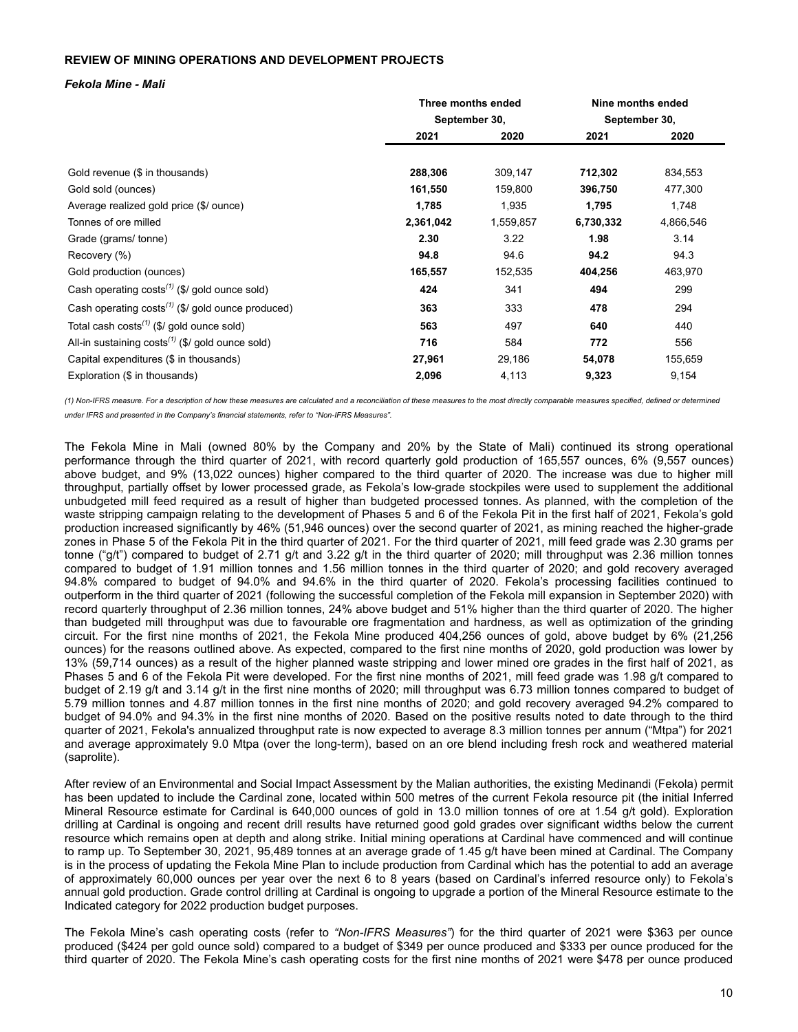**REVIEW OF MINING OPERATIONS AND DEVELOPMENT PROJECTS**

***Fekola Mine - Mali***

| | Three months ended September 30, | | Nine months ended September 30, | |
|---|---|---|---|---|
| | **2021** | **2020** | **2021** | **2020** |
| Gold revenue ($ in thousands) | **288,306** | 309,147 | **712,302** | 834,553 |
| Gold sold (ounces) | **161,550** | 159,800 | **396,750** | 477,300 |
| Average realized gold price ($/ ounce) | **1,785** | 1,935 | **1,795** | 1,748 |
| Tonnes of ore milled | **2,361,042** | 1,559,857 | **6,730,332** | 4,866,546 |
| Grade (grams/ tonne) | **2.30** | 3.22 | **1.98** | 3.14 |
| Recovery (%) | **94.8** | 94.6 | **94.2** | 94.3 |
| Gold production (ounces) | **165,557** | 152,535 | **404,256** | 463,970 |
| Cash operating costs(1) ($/ gold ounce sold) | **424** | 341 | **494** | 299 |
| Cash operating costs(1) ($/ gold ounce produced) | **363** | 333 | **478** | 294 |
| Total cash costs(1) ($/ gold ounce sold) | **563** | 497 | **640** | 440 |
| All-in sustaining costs(1) ($/ gold ounce sold) | **716** | 584 | **772** | 556 |
| Capital expenditures ($ in thousands) | **27,961** | 29,186 | **54,078** | 155,659 |
| Exploration ($ in thousands) | **2,096** | 4,113 | **9,323** | 9,154 |

*(1) Non-IFRS measure. For a description of how these measures are calculated and a reconciliation of these measures to the most directly comparable measures specified, defined or determined under IFRS and presented in the Company's financial statements, refer to "Non-IFRS Measures".*

The Fekola Mine in Mali (owned 80% by the Company and 20% by the State of Mali) continued its strong operational performance through the third quarter of 2021, with record quarterly gold production of 165,557 ounces, 6% (9,557 ounces) above budget, and 9% (13,022 ounces) higher compared to the third quarter of 2020. The increase was due to higher mill throughput, partially offset by lower processed grade, as Fekola's low-grade stockpiles were used to supplement the additional unbudgeted mill feed required as a result of higher than budgeted processed tonnes. As planned, with the completion of the waste stripping campaign relating to the development of Phases 5 and 6 of the Fekola Pit in the first half of 2021, Fekola's gold production increased significantly by 46% (51,946 ounces) over the second quarter of 2021, as mining reached the higher-grade zones in Phase 5 of the Fekola Pit in the third quarter of 2021. For the third quarter of 2021, mill feed grade was 2.30 grams per tonne ("g/t") compared to budget of 2.71 g/t and 3.22 g/t in the third quarter of 2020; mill throughput was 2.36 million tonnes compared to budget of 1.91 million tonnes and 1.56 million tonnes in the third quarter of 2020; and gold recovery averaged 94.8% compared to budget of 94.0% and 94.6% in the third quarter of 2020. Fekola's processing facilities continued to outperform in the third quarter of 2021 (following the successful completion of the Fekola mill expansion in September 2020) with record quarterly throughput of 2.36 million tonnes, 24% above budget and 51% higher than the third quarter of 2020. The higher than budgeted mill throughput was due to favourable ore fragmentation and hardness, as well as optimization of the grinding circuit. For the first nine months of 2021, the Fekola Mine produced 404,256 ounces of gold, above budget by 6% (21,256 ounces) for the reasons outlined above. As expected, compared to the first nine months of 2020, gold production was lower by 13% (59,714 ounces) as a result of the higher planned waste stripping and lower mined ore grades in the first half of 2021, as Phases 5 and 6 of the Fekola Pit were developed. For the first nine months of 2021, mill feed grade was 1.98 g/t compared to budget of 2.19 g/t and 3.14 g/t in the first nine months of 2020; mill throughput was 6.73 million tonnes compared to budget of 5.79 million tonnes and 4.87 million tonnes in the first nine months of 2020; and gold recovery averaged 94.2% compared to budget of 94.0% and 94.3% in the first nine months of 2020. Based on the positive results noted to date through to the third quarter of 2021, Fekola's annualized throughput rate is now expected to average 8.3 million tonnes per annum ("Mtpa") for 2021 and average approximately 9.0 Mtpa (over the long-term), based on an ore blend including fresh rock and weathered material (saprolite).

After review of an Environmental and Social Impact Assessment by the Malian authorities, the existing Medinandi (Fekola) permit has been updated to include the Cardinal zone, located within 500 metres of the current Fekola resource pit (the initial Inferred Mineral Resource estimate for Cardinal is 640,000 ounces of gold in 13.0 million tonnes of ore at 1.54 g/t gold). Exploration drilling at Cardinal is ongoing and recent drill results have returned good gold grades over significant widths below the current resource which remains open at depth and along strike. Initial mining operations at Cardinal have commenced and will continue to ramp up. To September 30, 2021, 95,489 tonnes at an average grade of 1.45 g/t have been mined at Cardinal. The Company is in the process of updating the Fekola Mine Plan to include production from Cardinal which has the potential to add an average of approximately 60,000 ounces per year over the next 6 to 8 years (based on Cardinal's inferred resource only) to Fekola's annual gold production. Grade control drilling at Cardinal is ongoing to upgrade a portion of the Mineral Resource estimate to the Indicated category for 2022 production budget purposes.

The Fekola Mine's cash operating costs (refer to *"Non-IFRS Measures"*) for the third quarter of 2021 were $363 per ounce produced ($424 per gold ounce sold) compared to a budget of $349 per ounce produced and $333 per ounce produced for the third quarter of 2020. The Fekola Mine's cash operating costs for the first nine months of 2021 were $478 per ounce produced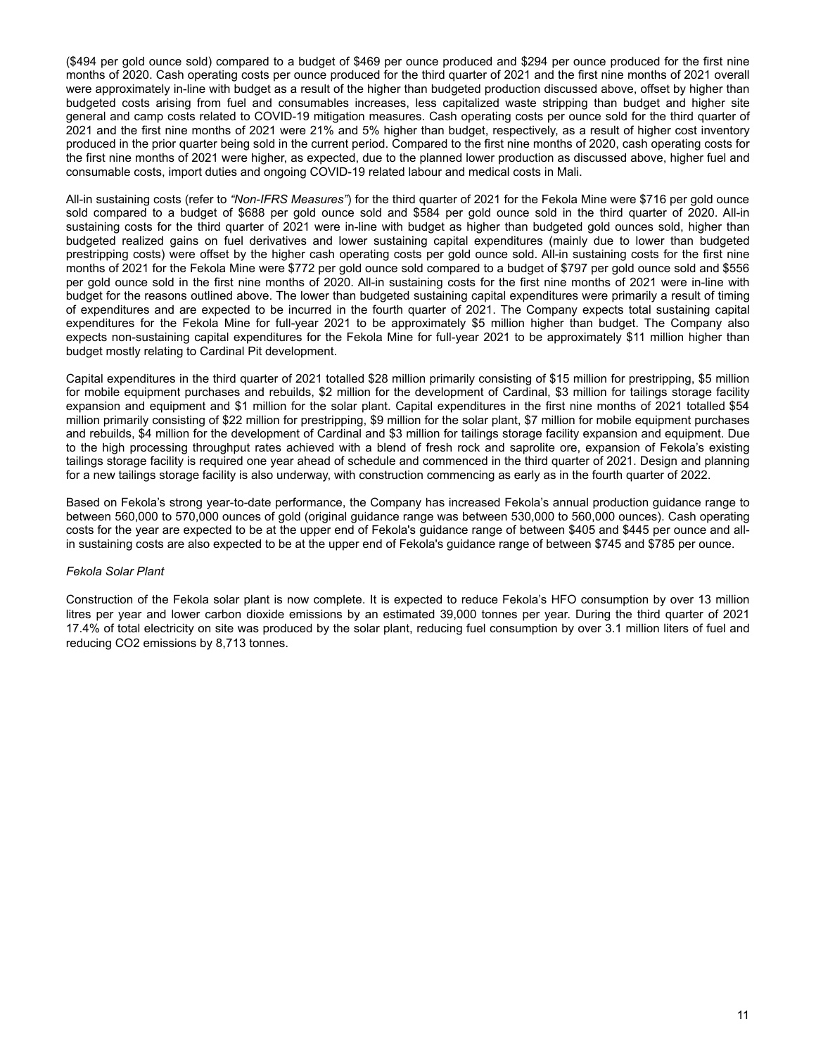($494 per gold ounce sold) compared to a budget of $469 per ounce produced and $294 per ounce produced for the first nine months of 2020. Cash operating costs per ounce produced for the third quarter of 2021 and the first nine months of 2021 overall were approximately in-line with budget as a result of the higher than budgeted production discussed above, offset by higher than budgeted costs arising from fuel and consumables increases, less capitalized waste stripping than budget and higher site general and camp costs related to COVID-19 mitigation measures. Cash operating costs per ounce sold for the third quarter of 2021 and the first nine months of 2021 were 21% and 5% higher than budget, respectively, as a result of higher cost inventory produced in the prior quarter being sold in the current period. Compared to the first nine months of 2020, cash operating costs for the first nine months of 2021 were higher, as expected, due to the planned lower production as discussed above, higher fuel and consumable costs, import duties and ongoing COVID-19 related labour and medical costs in Mali.

All-in sustaining costs (refer to *"Non-IFRS Measures"*) for the third quarter of 2021 for the Fekola Mine were $716 per gold ounce sold compared to a budget of $688 per gold ounce sold and $584 per gold ounce sold in the third quarter of 2020. All-in sustaining costs for the third quarter of 2021 were in-line with budget as higher than budgeted gold ounces sold, higher than budgeted realized gains on fuel derivatives and lower sustaining capital expenditures (mainly due to lower than budgeted prestripping costs) were offset by the higher cash operating costs per gold ounce sold. All-in sustaining costs for the first nine months of 2021 for the Fekola Mine were $772 per gold ounce sold compared to a budget of $797 per gold ounce sold and $556 per gold ounce sold in the first nine months of 2020. All-in sustaining costs for the first nine months of 2021 were in-line with budget for the reasons outlined above. The lower than budgeted sustaining capital expenditures were primarily a result of timing of expenditures and are expected to be incurred in the fourth quarter of 2021. The Company expects total sustaining capital expenditures for the Fekola Mine for full-year 2021 to be approximately $5 million higher than budget. The Company also expects non-sustaining capital expenditures for the Fekola Mine for full-year 2021 to be approximately $11 million higher than budget mostly relating to Cardinal Pit development.

Capital expenditures in the third quarter of 2021 totalled $28 million primarily consisting of $15 million for prestripping, $5 million for mobile equipment purchases and rebuilds, $2 million for the development of Cardinal, $3 million for tailings storage facility expansion and equipment and $1 million for the solar plant. Capital expenditures in the first nine months of 2021 totalled $54 million primarily consisting of $22 million for prestripping, $9 million for the solar plant, $7 million for mobile equipment purchases and rebuilds, $4 million for the development of Cardinal and $3 million for tailings storage facility expansion and equipment. Due to the high processing throughput rates achieved with a blend of fresh rock and saprolite ore, expansion of Fekola's existing tailings storage facility is required one year ahead of schedule and commenced in the third quarter of 2021. Design and planning for a new tailings storage facility is also underway, with construction commencing as early as in the fourth quarter of 2022.

Based on Fekola's strong year-to-date performance, the Company has increased Fekola's annual production guidance range to between 560,000 to 570,000 ounces of gold (original guidance range was between 530,000 to 560,000 ounces). Cash operating costs for the year are expected to be at the upper end of Fekola's guidance range of between $405 and $445 per ounce and all-in sustaining costs are also expected to be at the upper end of Fekola's guidance range of between $745 and $785 per ounce.

*Fekola Solar Plant*

Construction of the Fekola solar plant is now complete. It is expected to reduce Fekola's HFO consumption by over 13 million litres per year and lower carbon dioxide emissions by an estimated 39,000 tonnes per year. During the third quarter of 2021 17.4% of total electricity on site was produced by the solar plant, reducing fuel consumption by over 3.1 million liters of fuel and reducing $CO_2$ emissions by 8,713 tonnes.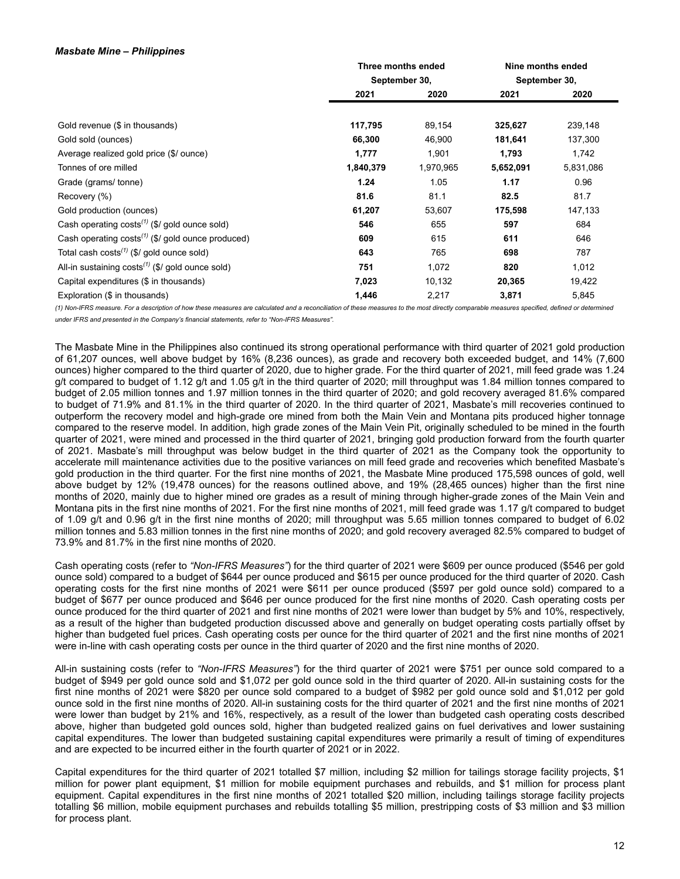***Masbate Mine – Philippines***

| | Three months ended September 30, | | Nine months ended September 30, | |
|---|---|---|---|---|
| | **2021** | **2020** | **2021** | **2020** |
| Gold revenue ($ in thousands) | **117,795** | 89,154 | **325,627** | 239,148 |
| Gold sold (ounces) | **66,300** | 46,900 | **181,641** | 137,300 |
| Average realized gold price ($/ ounce) | **1,777** | 1,901 | **1,793** | 1,742 |
| Tonnes of ore milled | **1,840,379** | 1,970,965 | **5,652,091** | 5,831,086 |
| Grade (grams/ tonne) | **1.24** | 1.05 | **1.17** | 0.96 |
| Recovery (%) | **81.6** | 81.1 | **82.5** | 81.7 |
| Gold production (ounces) | **61,207** | 53,607 | **175,598** | 147,133 |
| Cash operating costs(1) ($/ gold ounce sold) | **546** | 655 | **597** | 684 |
| Cash operating costs(1) ($/ gold ounce produced) | **609** | 615 | **611** | 646 |
| Total cash costs(1) ($/ gold ounce sold) | **643** | 765 | **698** | 787 |
| All-in sustaining costs(1) ($/ gold ounce sold) | **751** | 1,072 | **820** | 1,012 |
| Capital expenditures ($ in thousands) | **7,023** | 10,132 | **20,365** | 19,422 |
| Exploration ($ in thousands) | **1,446** | 2,217 | **3,871** | 5,845 |

*(1) Non-IFRS measure. For a description of how these measures are calculated and a reconciliation of these measures to the most directly comparable measures specified, defined or determined under IFRS and presented in the Company's financial statements, refer to "Non-IFRS Measures".*

The Masbate Mine in the Philippines also continued its strong operational performance with third quarter of 2021 gold production of 61,207 ounces, well above budget by 16% (8,236 ounces), as grade and recovery both exceeded budget, and 14% (7,600 ounces) higher compared to the third quarter of 2020, due to higher grade. For the third quarter of 2021, mill feed grade was 1.24 g/t compared to budget of 1.12 g/t and 1.05 g/t in the third quarter of 2020; mill throughput was 1.84 million tonnes compared to budget of 2.05 million tonnes and 1.97 million tonnes in the third quarter of 2020; and gold recovery averaged 81.6% compared to budget of 71.9% and 81.1% in the third quarter of 2020. In the third quarter of 2021, Masbate's mill recoveries continued to outperform the recovery model and high-grade ore mined from both the Main Vein and Montana pits produced higher tonnage compared to the reserve model. In addition, high grade zones of the Main Vein Pit, originally scheduled to be mined in the fourth quarter of 2021, were mined and processed in the third quarter of 2021, bringing gold production forward from the fourth quarter of 2021. Masbate's mill throughput was below budget in the third quarter of 2021 as the Company took the opportunity to accelerate mill maintenance activities due to the positive variances on mill feed grade and recoveries which benefited Masbate's gold production in the third quarter. For the first nine months of 2021, the Masbate Mine produced 175,598 ounces of gold, well above budget by 12% (19,478 ounces) for the reasons outlined above, and 19% (28,465 ounces) higher than the first nine months of 2020, mainly due to higher mined ore grades as a result of mining through higher-grade zones of the Main Vein and Montana pits in the first nine months of 2021. For the first nine months of 2021, mill feed grade was 1.17 g/t compared to budget of 1.09 g/t and 0.96 g/t in the first nine months of 2020; mill throughput was 5.65 million tonnes compared to budget of 6.02 million tonnes and 5.83 million tonnes in the first nine months of 2020; and gold recovery averaged 82.5% compared to budget of 73.9% and 81.7% in the first nine months of 2020.

Cash operating costs (refer to *"Non-IFRS Measures"*) for the third quarter of 2021 were $609 per ounce produced ($546 per gold ounce sold) compared to a budget of $644 per ounce produced and $615 per ounce produced for the third quarter of 2020. Cash operating costs for the first nine months of 2021 were $611 per ounce produced ($597 per gold ounce sold) compared to a budget of $677 per ounce produced and $646 per ounce produced for the first nine months of 2020. Cash operating costs per ounce produced for the third quarter of 2021 and first nine months of 2021 were lower than budget by 5% and 10%, respectively, as a result of the higher than budgeted production discussed above and generally on budget operating costs partially offset by higher than budgeted fuel prices. Cash operating costs per ounce for the third quarter of 2021 and the first nine months of 2021 were in-line with cash operating costs per ounce in the third quarter of 2020 and the first nine months of 2020.

All-in sustaining costs (refer to *"Non-IFRS Measures"*) for the third quarter of 2021 were $751 per ounce sold compared to a budget of $949 per gold ounce sold and $1,072 per gold ounce sold in the third quarter of 2020. All-in sustaining costs for the first nine months of 2021 were $820 per ounce sold compared to a budget of $982 per gold ounce sold and $1,012 per gold ounce sold in the first nine months of 2020. All-in sustaining costs for the third quarter of 2021 and the first nine months of 2021 were lower than budget by 21% and 16%, respectively, as a result of the lower than budgeted cash operating costs described above, higher than budgeted gold ounces sold, higher than budgeted realized gains on fuel derivatives and lower sustaining capital expenditures. The lower than budgeted sustaining capital expenditures were primarily a result of timing of expenditures and are expected to be incurred either in the fourth quarter of 2021 or in 2022.

Capital expenditures for the third quarter of 2021 totalled $7 million, including $2 million for tailings storage facility projects, $1 million for power plant equipment, $1 million for mobile equipment purchases and rebuilds, and $1 million for process plant equipment. Capital expenditures in the first nine months of 2021 totalled $20 million, including tailings storage facility projects totalling $6 million, mobile equipment purchases and rebuilds totalling $5 million, prestripping costs of $3 million and $3 million for process plant.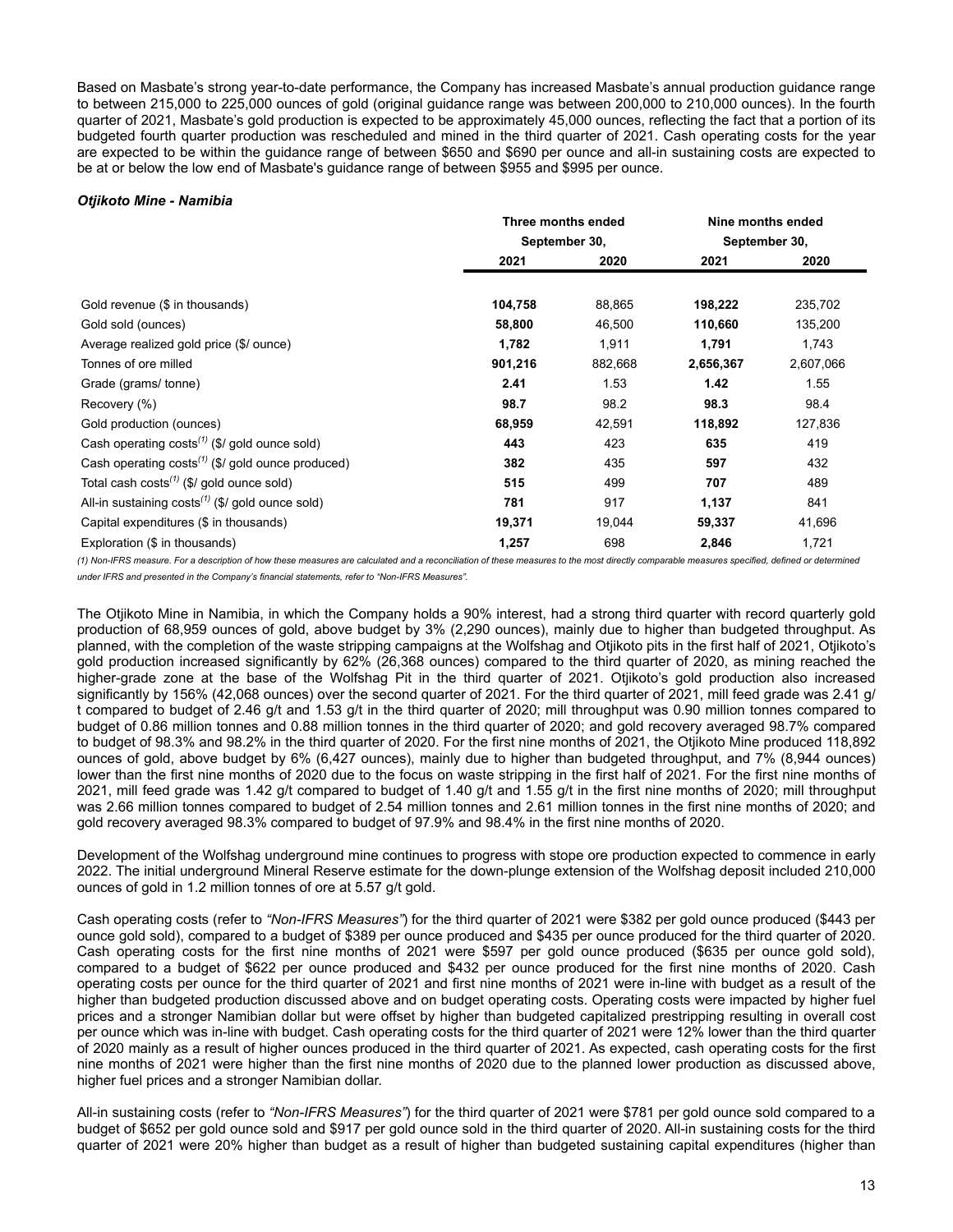Based on Masbate's strong year-to-date performance, the Company has increased Masbate's annual production guidance range to between 215,000 to 225,000 ounces of gold (original guidance range was between 200,000 to 210,000 ounces). In the fourth quarter of 2021, Masbate's gold production is expected to be approximately 45,000 ounces, reflecting the fact that a portion of its budgeted fourth quarter production was rescheduled and mined in the third quarter of 2021. Cash operating costs for the year are expected to be within the guidance range of between $650 and $690 per ounce and all-in sustaining costs are expected to be at or below the low end of Masbate's guidance range of between $955 and $995 per ounce.

### *Otjikoto Mine - Namibia*

| | Three months ended September 30, | | Nine months ended September 30, | |
|---|---|---|---|---|
| | **2021** | **2020** | **2021** | **2020** |
| Gold revenue ($ in thousands) | **104,758** | 88,865 | **198,222** | 235,702 |
| Gold sold (ounces) | **58,800** | 46,500 | **110,660** | 135,200 |
| Average realized gold price ($/ ounce) | **1,782** | 1,911 | **1,791** | 1,743 |
| Tonnes of ore milled | **901,216** | 882,668 | **2,656,367** | 2,607,066 |
| Grade (grams/ tonne) | **2.41** | 1.53 | **1.42** | 1.55 |
| Recovery (%) | **98.7** | 98.2 | **98.3** | 98.4 |
| Gold production (ounces) | **68,959** | 42,591 | **118,892** | 127,836 |
| Cash operating costs(1) ($/ gold ounce sold) | **443** | 423 | **635** | 419 |
| Cash operating costs(1) ($/ gold ounce produced) | **382** | 435 | **597** | 432 |
| Total cash costs(1) ($/ gold ounce sold) | **515** | 499 | **707** | 489 |
| All-in sustaining costs(1) ($/ gold ounce sold) | **781** | 917 | **1,137** | 841 |
| Capital expenditures ($ in thousands) | **19,371** | 19,044 | **59,337** | 41,696 |
| Exploration ($ in thousands) | **1,257** | 698 | **2,846** | 1,721 |

*(1) Non-IFRS measure. For a description of how these measures are calculated and a reconciliation of these measures to the most directly comparable measures specified, defined or determined under IFRS and presented in the Company's financial statements, refer to "Non-IFRS Measures".*

The Otjikoto Mine in Namibia, in which the Company holds a 90% interest, had a strong third quarter with record quarterly gold production of 68,959 ounces of gold, above budget by 3% (2,290 ounces), mainly due to higher than budgeted throughput. As planned, with the completion of the waste stripping campaigns at the Wolfshag and Otjikoto pits in the first half of 2021, Otjikoto's gold production increased significantly by 62% (26,368 ounces) compared to the third quarter of 2020, as mining reached the higher-grade zone at the base of the Wolfshag Pit in the third quarter of 2021. Otjikoto's gold production also increased significantly by 156% (42,068 ounces) over the second quarter of 2021. For the third quarter of 2021, mill feed grade was 2.41 g/ t compared to budget of 2.46 g/t and 1.53 g/t in the third quarter of 2020; mill throughput was 0.90 million tonnes compared to budget of 0.86 million tonnes and 0.88 million tonnes in the third quarter of 2020; and gold recovery averaged 98.7% compared to budget of 98.3% and 98.2% in the third quarter of 2020. For the first nine months of 2021, the Otjikoto Mine produced 118,892 ounces of gold, above budget by 6% (6,427 ounces), mainly due to higher than budgeted throughput, and 7% (8,944 ounces) lower than the first nine months of 2020 due to the focus on waste stripping in the first half of 2021. For the first nine months of 2021, mill feed grade was 1.42 g/t compared to budget of 1.40 g/t and 1.55 g/t in the first nine months of 2020; mill throughput was 2.66 million tonnes compared to budget of 2.54 million tonnes and 2.61 million tonnes in the first nine months of 2020; and gold recovery averaged 98.3% compared to budget of 97.9% and 98.4% in the first nine months of 2020.

Development of the Wolfshag underground mine continues to progress with stope ore production expected to commence in early 2022. The initial underground Mineral Reserve estimate for the down-plunge extension of the Wolfshag deposit included 210,000 ounces of gold in 1.2 million tonnes of ore at 5.57 g/t gold.

Cash operating costs (refer to *"Non-IFRS Measures"*) for the third quarter of 2021 were $382 per gold ounce produced ($443 per ounce gold sold), compared to a budget of $389 per ounce produced and $435 per ounce produced for the third quarter of 2020. Cash operating costs for the first nine months of 2021 were $597 per gold ounce produced ($635 per ounce gold sold), compared to a budget of $622 per ounce produced and $432 per ounce produced for the first nine months of 2020. Cash operating costs per ounce for the third quarter of 2021 and first nine months of 2021 were in-line with budget as a result of the higher than budgeted production discussed above and on budget operating costs. Operating costs were impacted by higher fuel prices and a stronger Namibian dollar but were offset by higher than budgeted capitalized prestripping resulting in overall cost per ounce which was in-line with budget. Cash operating costs for the third quarter of 2021 were 12% lower than the third quarter of 2020 mainly as a result of higher ounces produced in the third quarter of 2021. As expected, cash operating costs for the first nine months of 2021 were higher than the first nine months of 2020 due to the planned lower production as discussed above, higher fuel prices and a stronger Namibian dollar.

All-in sustaining costs (refer to *"Non-IFRS Measures"*) for the third quarter of 2021 were $781 per gold ounce sold compared to a budget of $652 per gold ounce sold and $917 per gold ounce sold in the third quarter of 2020. All-in sustaining costs for the third quarter of 2021 were 20% higher than budget as a result of higher than budgeted sustaining capital expenditures (higher than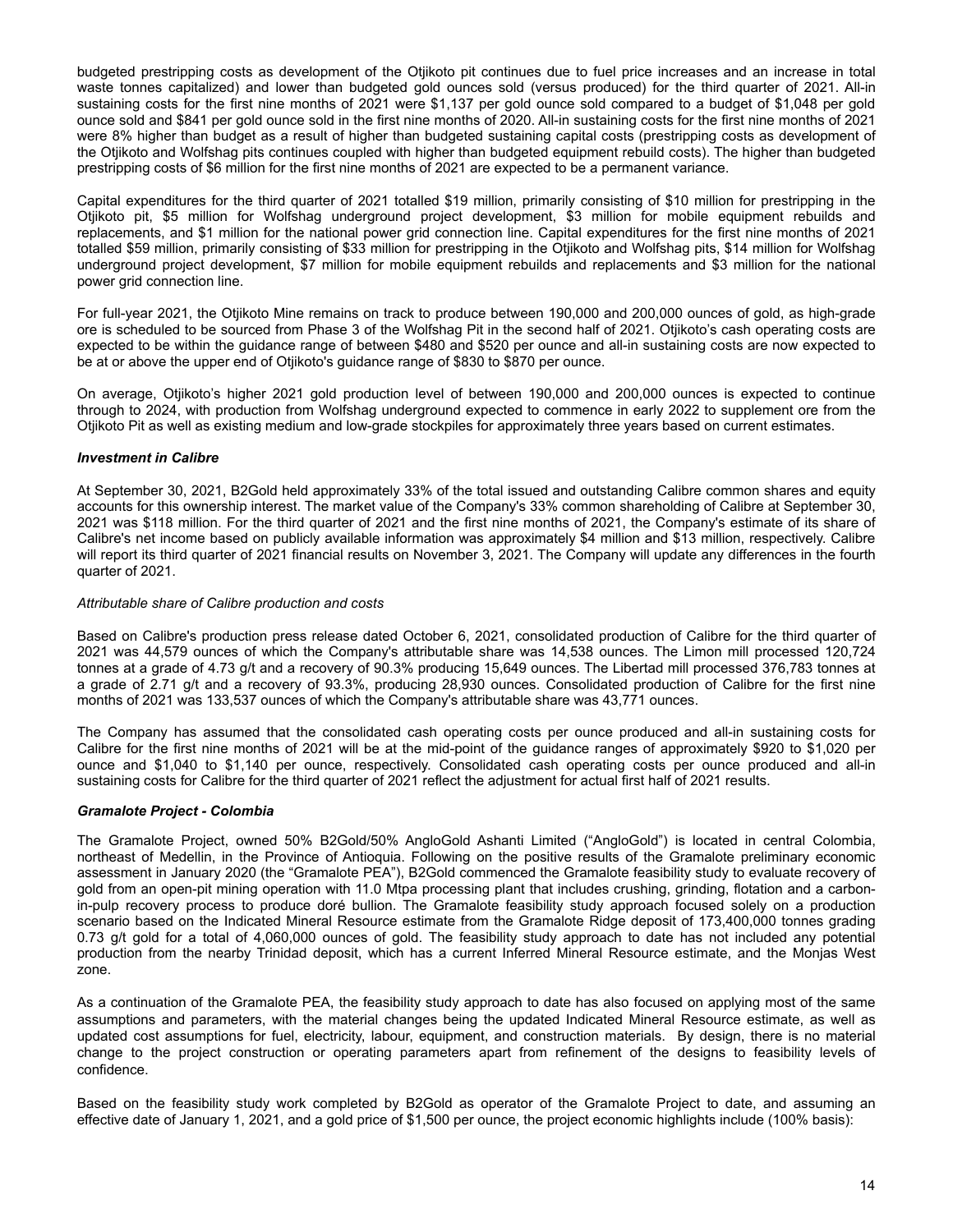budgeted prestripping costs as development of the Otjikoto pit continues due to fuel price increases and an increase in total waste tonnes capitalized) and lower than budgeted gold ounces sold (versus produced) for the third quarter of 2021. All-in sustaining costs for the first nine months of 2021 were $1,137 per gold ounce sold compared to a budget of $1,048 per gold ounce sold and $841 per gold ounce sold in the first nine months of 2020. All-in sustaining costs for the first nine months of 2021 were 8% higher than budget as a result of higher than budgeted sustaining capital costs (prestripping costs as development of the Otjikoto and Wolfshag pits continues coupled with higher than budgeted equipment rebuild costs). The higher than budgeted prestripping costs of $6 million for the first nine months of 2021 are expected to be a permanent variance.

Capital expenditures for the third quarter of 2021 totalled $19 million, primarily consisting of $10 million for prestripping in the Otjikoto pit, $5 million for Wolfshag underground project development, $3 million for mobile equipment rebuilds and replacements, and $1 million for the national power grid connection line. Capital expenditures for the first nine months of 2021 totalled $59 million, primarily consisting of $33 million for prestripping in the Otjikoto and Wolfshag pits, $14 million for Wolfshag underground project development, $7 million for mobile equipment rebuilds and replacements and $3 million for the national power grid connection line.

For full-year 2021, the Otjikoto Mine remains on track to produce between 190,000 and 200,000 ounces of gold, as high-grade ore is scheduled to be sourced from Phase 3 of the Wolfshag Pit in the second half of 2021. Otjikoto's cash operating costs are expected to be within the guidance range of between $480 and $520 per ounce and all-in sustaining costs are now expected to be at or above the upper end of Otjikoto's guidance range of $830 to $870 per ounce.

On average, Otjikoto's higher 2021 gold production level of between 190,000 and 200,000 ounces is expected to continue through to 2024, with production from Wolfshag underground expected to commence in early 2022 to supplement ore from the Otjikoto Pit as well as existing medium and low-grade stockpiles for approximately three years based on current estimates.

### *Investment in Calibre*

At September 30, 2021, B2Gold held approximately 33% of the total issued and outstanding Calibre common shares and equity accounts for this ownership interest. The market value of the Company's 33% common shareholding of Calibre at September 30, 2021 was $118 million. For the third quarter of 2021 and the first nine months of 2021, the Company's estimate of its share of Calibre's net income based on publicly available information was approximately $4 million and $13 million, respectively. Calibre will report its third quarter of 2021 financial results on November 3, 2021. The Company will update any differences in the fourth quarter of 2021.

*Attributable share of Calibre production and costs*

Based on Calibre's production press release dated October 6, 2021, consolidated production of Calibre for the third quarter of 2021 was 44,579 ounces of which the Company's attributable share was 14,538 ounces. The Limon mill processed 120,724 tonnes at a grade of 4.73 g/t and a recovery of 90.3% producing 15,649 ounces. The Libertad mill processed 376,783 tonnes at a grade of 2.71 g/t and a recovery of 93.3%, producing 28,930 ounces. Consolidated production of Calibre for the first nine months of 2021 was 133,537 ounces of which the Company's attributable share was 43,771 ounces.

The Company has assumed that the consolidated cash operating costs per ounce produced and all-in sustaining costs for Calibre for the first nine months of 2021 will be at the mid-point of the guidance ranges of approximately $920 to $1,020 per ounce and $1,040 to $1,140 per ounce, respectively. Consolidated cash operating costs per ounce produced and all-in sustaining costs for Calibre for the third quarter of 2021 reflect the adjustment for actual first half of 2021 results.

### *Gramalote Project - Colombia*

The Gramalote Project, owned 50% B2Gold/50% AngloGold Ashanti Limited ("AngloGold") is located in central Colombia, northeast of Medellin, in the Province of Antioquia. Following on the positive results of the Gramalote preliminary economic assessment in January 2020 (the "Gramalote PEA"), B2Gold commenced the Gramalote feasibility study to evaluate recovery of gold from an open-pit mining operation with 11.0 Mtpa processing plant that includes crushing, grinding, flotation and a carbon-in-pulp recovery process to produce doré bullion. The Gramalote feasibility study approach focused solely on a production scenario based on the Indicated Mineral Resource estimate from the Gramalote Ridge deposit of 173,400,000 tonnes grading 0.73 g/t gold for a total of 4,060,000 ounces of gold. The feasibility study approach to date has not included any potential production from the nearby Trinidad deposit, which has a current Inferred Mineral Resource estimate, and the Monjas West zone.

As a continuation of the Gramalote PEA, the feasibility study approach to date has also focused on applying most of the same assumptions and parameters, with the material changes being the updated Indicated Mineral Resource estimate, as well as updated cost assumptions for fuel, electricity, labour, equipment, and construction materials. By design, there is no material change to the project construction or operating parameters apart from refinement of the designs to feasibility levels of confidence.

Based on the feasibility study work completed by B2Gold as operator of the Gramalote Project to date, and assuming an effective date of January 1, 2021, and a gold price of $1,500 per ounce, the project economic highlights include (100% basis):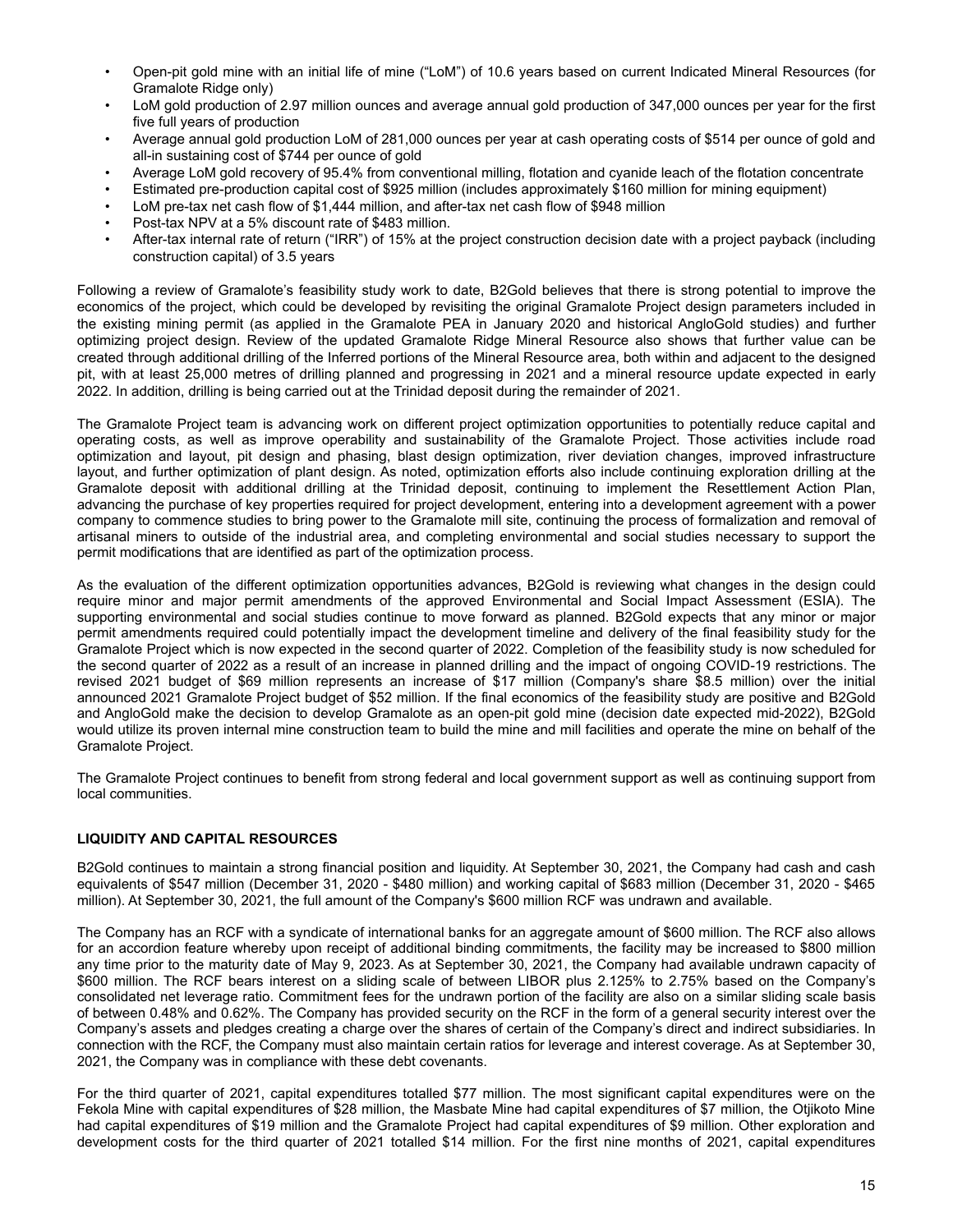- Open-pit gold mine with an initial life of mine ("LoM") of 10.6 years based on current Indicated Mineral Resources (for Gramalote Ridge only)
- LoM gold production of 2.97 million ounces and average annual gold production of 347,000 ounces per year for the first five full years of production
- Average annual gold production LoM of 281,000 ounces per year at cash operating costs of $514 per ounce of gold and all-in sustaining cost of $744 per ounce of gold
- Average LoM gold recovery of 95.4% from conventional milling, flotation and cyanide leach of the flotation concentrate
- Estimated pre-production capital cost of $925 million (includes approximately $160 million for mining equipment)
- LoM pre-tax net cash flow of $1,444 million, and after-tax net cash flow of $948 million
- Post-tax NPV at a 5% discount rate of $483 million.
- After-tax internal rate of return ("IRR") of 15% at the project construction decision date with a project payback (including construction capital) of 3.5 years

Following a review of Gramalote's feasibility study work to date, B2Gold believes that there is strong potential to improve the economics of the project, which could be developed by revisiting the original Gramalote Project design parameters included in the existing mining permit (as applied in the Gramalote PEA in January 2020 and historical AngloGold studies) and further optimizing project design. Review of the updated Gramalote Ridge Mineral Resource also shows that further value can be created through additional drilling of the Inferred portions of the Mineral Resource area, both within and adjacent to the designed pit, with at least 25,000 metres of drilling planned and progressing in 2021 and a mineral resource update expected in early 2022. In addition, drilling is being carried out at the Trinidad deposit during the remainder of 2021.

The Gramalote Project team is advancing work on different project optimization opportunities to potentially reduce capital and operating costs, as well as improve operability and sustainability of the Gramalote Project. Those activities include road optimization and layout, pit design and phasing, blast design optimization, river deviation changes, improved infrastructure layout, and further optimization of plant design. As noted, optimization efforts also include continuing exploration drilling at the Gramalote deposit with additional drilling at the Trinidad deposit, continuing to implement the Resettlement Action Plan, advancing the purchase of key properties required for project development, entering into a development agreement with a power company to commence studies to bring power to the Gramalote mill site, continuing the process of formalization and removal of artisanal miners to outside of the industrial area, and completing environmental and social studies necessary to support the permit modifications that are identified as part of the optimization process.

As the evaluation of the different optimization opportunities advances, B2Gold is reviewing what changes in the design could require minor and major permit amendments of the approved Environmental and Social Impact Assessment (ESIA). The supporting environmental and social studies continue to move forward as planned. B2Gold expects that any minor or major permit amendments required could potentially impact the development timeline and delivery of the final feasibility study for the Gramalote Project which is now expected in the second quarter of 2022. Completion of the feasibility study is now scheduled for the second quarter of 2022 as a result of an increase in planned drilling and the impact of ongoing COVID-19 restrictions. The revised 2021 budget of $69 million represents an increase of $17 million (Company's share $8.5 million) over the initial announced 2021 Gramalote Project budget of $52 million. If the final economics of the feasibility study are positive and B2Gold and AngloGold make the decision to develop Gramalote as an open-pit gold mine (decision date expected mid-2022), B2Gold would utilize its proven internal mine construction team to build the mine and mill facilities and operate the mine on behalf of the Gramalote Project.

The Gramalote Project continues to benefit from strong federal and local government support as well as continuing support from local communities.

## LIQUIDITY AND CAPITAL RESOURCES

B2Gold continues to maintain a strong financial position and liquidity. At September 30, 2021, the Company had cash and cash equivalents of $547 million (December 31, 2020 - $480 million) and working capital of $683 million (December 31, 2020 - $465 million). At September 30, 2021, the full amount of the Company's $600 million RCF was undrawn and available.

The Company has an RCF with a syndicate of international banks for an aggregate amount of $600 million. The RCF also allows for an accordion feature whereby upon receipt of additional binding commitments, the facility may be increased to $800 million any time prior to the maturity date of May 9, 2023. As at September 30, 2021, the Company had available undrawn capacity of $600 million. The RCF bears interest on a sliding scale of between LIBOR plus 2.125% to 2.75% based on the Company's consolidated net leverage ratio. Commitment fees for the undrawn portion of the facility are also on a similar sliding scale basis of between 0.48% and 0.62%. The Company has provided security on the RCF in the form of a general security interest over the Company's assets and pledges creating a charge over the shares of certain of the Company's direct and indirect subsidiaries. In connection with the RCF, the Company must also maintain certain ratios for leverage and interest coverage. As at September 30, 2021, the Company was in compliance with these debt covenants.

For the third quarter of 2021, capital expenditures totalled $77 million. The most significant capital expenditures were on the Fekola Mine with capital expenditures of $28 million, the Masbate Mine had capital expenditures of $7 million, the Otjikoto Mine had capital expenditures of $19 million and the Gramalote Project had capital expenditures of $9 million. Other exploration and development costs for the third quarter of 2021 totalled $14 million. For the first nine months of 2021, capital expenditures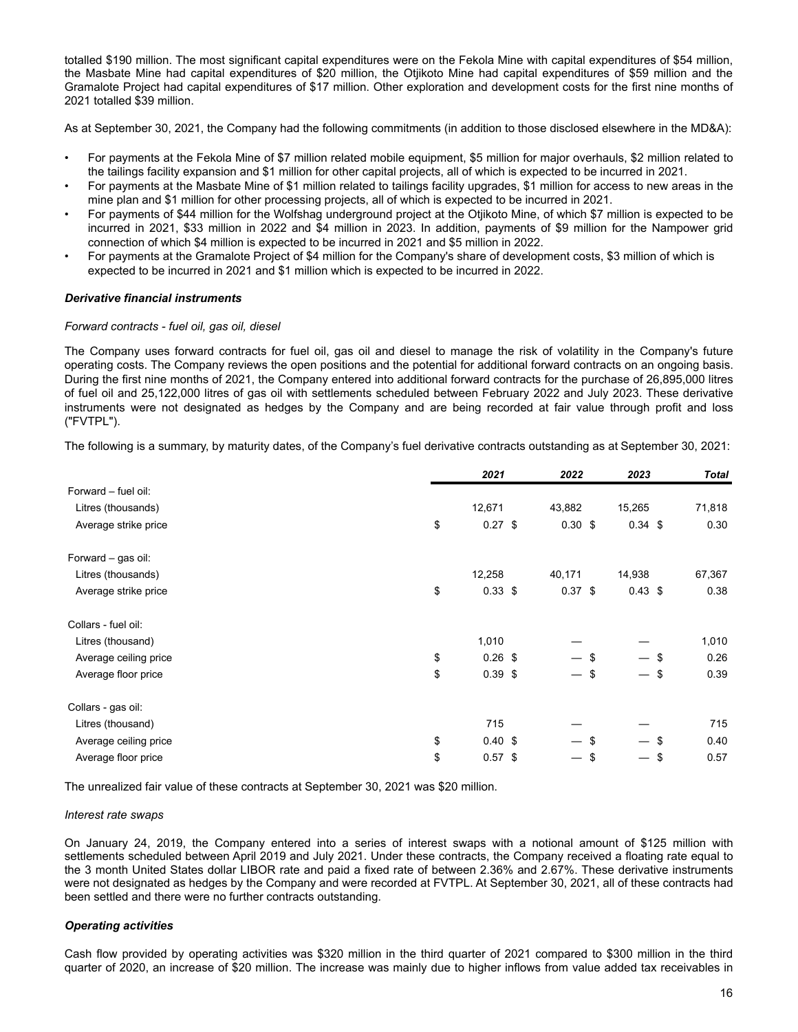totalled $190 million. The most significant capital expenditures were on the Fekola Mine with capital expenditures of $54 million, the Masbate Mine had capital expenditures of $20 million, the Otjikoto Mine had capital expenditures of $59 million and the Gramalote Project had capital expenditures of $17 million. Other exploration and development costs for the first nine months of 2021 totalled $39 million.

As at September 30, 2021, the Company had the following commitments (in addition to those disclosed elsewhere in the MD&A):

- For payments at the Fekola Mine of $7 million related mobile equipment, $5 million for major overhauls, $2 million related to the tailings facility expansion and $1 million for other capital projects, all of which is expected to be incurred in 2021.
- For payments at the Masbate Mine of $1 million related to tailings facility upgrades, $1 million for access to new areas in the mine plan and $1 million for other processing projects, all of which is expected to be incurred in 2021.
- For payments of $44 million for the Wolfshag underground project at the Otjikoto Mine, of which $7 million is expected to be incurred in 2021, $33 million in 2022 and $4 million in 2023. In addition, payments of $9 million for the Nampower grid connection of which $4 million is expected to be incurred in 2021 and $5 million in 2022.
- For payments at the Gramalote Project of $4 million for the Company's share of development costs, $3 million of which is expected to be incurred in 2021 and $1 million which is expected to be incurred in 2022.

***Derivative financial instruments***

*Forward contracts - fuel oil, gas oil, diesel*

The Company uses forward contracts for fuel oil, gas oil and diesel to manage the risk of volatility in the Company's future operating costs. The Company reviews the open positions and the potential for additional forward contracts on an ongoing basis. During the first nine months of 2021, the Company entered into additional forward contracts for the purchase of 26,895,000 litres of fuel oil and 25,122,000 litres of gas oil with settlements scheduled between February 2022 and July 2023. These derivative instruments were not designated as hedges by the Company and are being recorded at fair value through profit and loss ("FVTPL").

The following is a summary, by maturity dates, of the Company's fuel derivative contracts outstanding as at September 30, 2021:

| | *2021* | *2022* | *2023* | *Total* |
|---|---|---|---|---|
| Forward – fuel oil: | | | | |
| Litres (thousands) | 12,671 | 43,882 | 15,265 | 71,818 |
| Average strike price | $ 0.27 | $ 0.30 | $ 0.34 | $ 0.30 |
| Forward – gas oil: | | | | |
| Litres (thousands) | 12,258 | 40,171 | 14,938 | 67,367 |
| Average strike price | $ 0.33 | $ 0.37 | $ 0.43 | $ 0.38 |
| Collars - fuel oil: | | | | |
| Litres (thousand) | 1,010 | — | — | 1,010 |
| Average ceiling price | $ 0.26 | $ — | $ — | $ 0.26 |
| Average floor price | $ 0.39 | $ — | $ — | $ 0.39 |
| Collars - gas oil: | | | | |
| Litres (thousand) | 715 | — | — | 715 |
| Average ceiling price | $ 0.40 | $ — | $ — | $ 0.40 |
| Average floor price | $ 0.57 | $ — | $ — | $ 0.57 |

The unrealized fair value of these contracts at September 30, 2021 was $20 million.

*Interest rate swaps*

On January 24, 2019, the Company entered into a series of interest swaps with a notional amount of $125 million with settlements scheduled between April 2019 and July 2021. Under these contracts, the Company received a floating rate equal to the 3 month United States dollar LIBOR rate and paid a fixed rate of between 2.36% and 2.67%. These derivative instruments were not designated as hedges by the Company and were recorded at FVTPL. At September 30, 2021, all of these contracts had been settled and there were no further contracts outstanding.

***Operating activities***

Cash flow provided by operating activities was $320 million in the third quarter of 2021 compared to $300 million in the third quarter of 2020, an increase of $20 million. The increase was mainly due to higher inflows from value added tax receivables in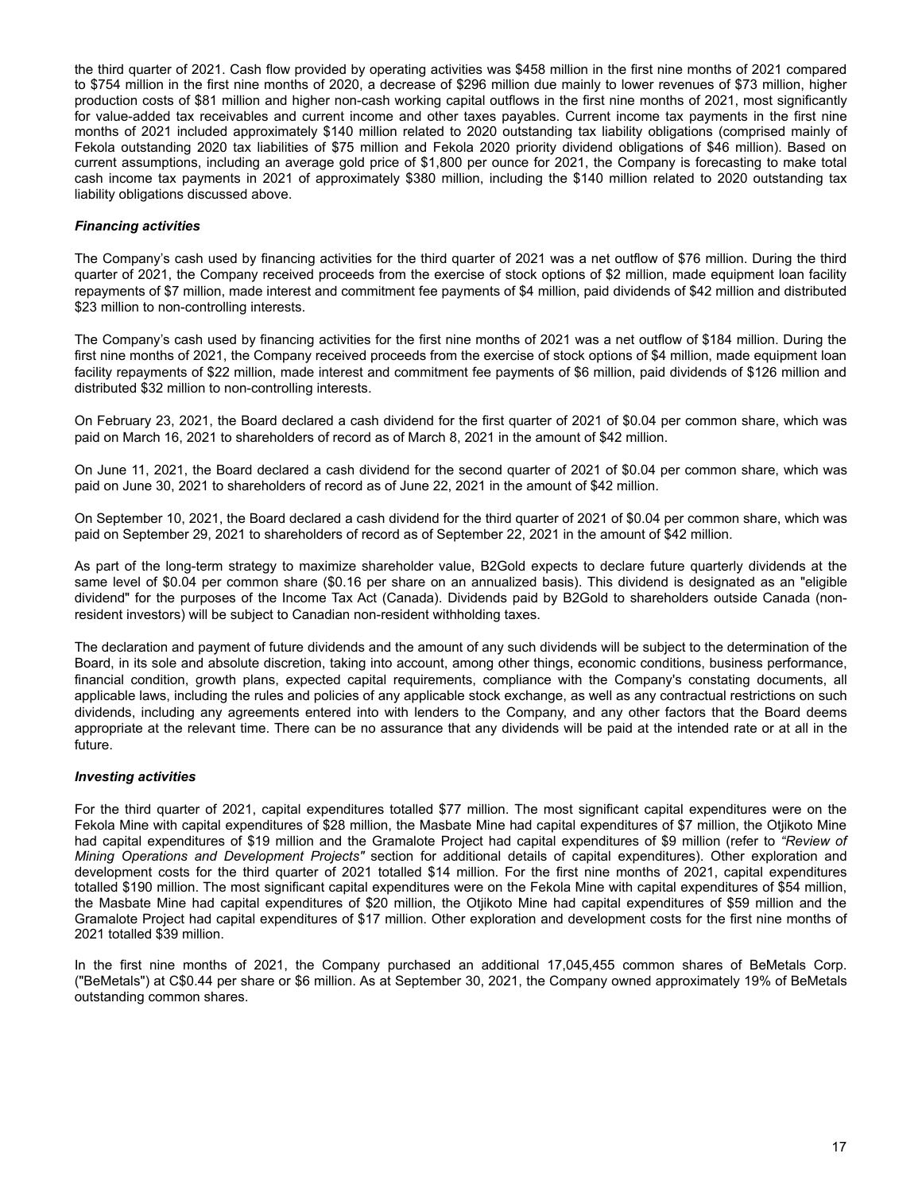the third quarter of 2021. Cash flow provided by operating activities was $458 million in the first nine months of 2021 compared to $754 million in the first nine months of 2020, a decrease of $296 million due mainly to lower revenues of $73 million, higher production costs of $81 million and higher non-cash working capital outflows in the first nine months of 2021, most significantly for value-added tax receivables and current income and other taxes payables. Current income tax payments in the first nine months of 2021 included approximately $140 million related to 2020 outstanding tax liability obligations (comprised mainly of Fekola outstanding 2020 tax liabilities of $75 million and Fekola 2020 priority dividend obligations of $46 million). Based on current assumptions, including an average gold price of $1,800 per ounce for 2021, the Company is forecasting to make total cash income tax payments in 2021 of approximately $380 million, including the $140 million related to 2020 outstanding tax liability obligations discussed above.

***Financing activities***

The Company's cash used by financing activities for the third quarter of 2021 was a net outflow of $76 million. During the third quarter of 2021, the Company received proceeds from the exercise of stock options of $2 million, made equipment loan facility repayments of $7 million, made interest and commitment fee payments of $4 million, paid dividends of $42 million and distributed $23 million to non-controlling interests.

The Company's cash used by financing activities for the first nine months of 2021 was a net outflow of $184 million. During the first nine months of 2021, the Company received proceeds from the exercise of stock options of $4 million, made equipment loan facility repayments of $22 million, made interest and commitment fee payments of $6 million, paid dividends of $126 million and distributed $32 million to non-controlling interests.

On February 23, 2021, the Board declared a cash dividend for the first quarter of 2021 of $0.04 per common share, which was paid on March 16, 2021 to shareholders of record as of March 8, 2021 in the amount of $42 million.

On June 11, 2021, the Board declared a cash dividend for the second quarter of 2021 of $0.04 per common share, which was paid on June 30, 2021 to shareholders of record as of June 22, 2021 in the amount of $42 million.

On September 10, 2021, the Board declared a cash dividend for the third quarter of 2021 of $0.04 per common share, which was paid on September 29, 2021 to shareholders of record as of September 22, 2021 in the amount of $42 million.

As part of the long-term strategy to maximize shareholder value, B2Gold expects to declare future quarterly dividends at the same level of $0.04 per common share ($0.16 per share on an annualized basis). This dividend is designated as an "eligible dividend" for the purposes of the Income Tax Act (Canada). Dividends paid by B2Gold to shareholders outside Canada (non-resident investors) will be subject to Canadian non-resident withholding taxes.

The declaration and payment of future dividends and the amount of any such dividends will be subject to the determination of the Board, in its sole and absolute discretion, taking into account, among other things, economic conditions, business performance, financial condition, growth plans, expected capital requirements, compliance with the Company's constating documents, all applicable laws, including the rules and policies of any applicable stock exchange, as well as any contractual restrictions on such dividends, including any agreements entered into with lenders to the Company, and any other factors that the Board deems appropriate at the relevant time. There can be no assurance that any dividends will be paid at the intended rate or at all in the future.

***Investing activities***

For the third quarter of 2021, capital expenditures totalled $77 million. The most significant capital expenditures were on the Fekola Mine with capital expenditures of $28 million, the Masbate Mine had capital expenditures of $7 million, the Otjikoto Mine had capital expenditures of $19 million and the Gramalote Project had capital expenditures of $9 million (refer to *"Review of Mining Operations and Development Projects"* section for additional details of capital expenditures). Other exploration and development costs for the third quarter of 2021 totalled $14 million. For the first nine months of 2021, capital expenditures totalled $190 million. The most significant capital expenditures were on the Fekola Mine with capital expenditures of $54 million, the Masbate Mine had capital expenditures of $20 million, the Otjikoto Mine had capital expenditures of $59 million and the Gramalote Project had capital expenditures of $17 million. Other exploration and development costs for the first nine months of 2021 totalled $39 million.

In the first nine months of 2021, the Company purchased an additional 17,045,455 common shares of BeMetals Corp. ("BeMetals") at C$0.44 per share or $6 million. As at September 30, 2021, the Company owned approximately 19% of BeMetals outstanding common shares.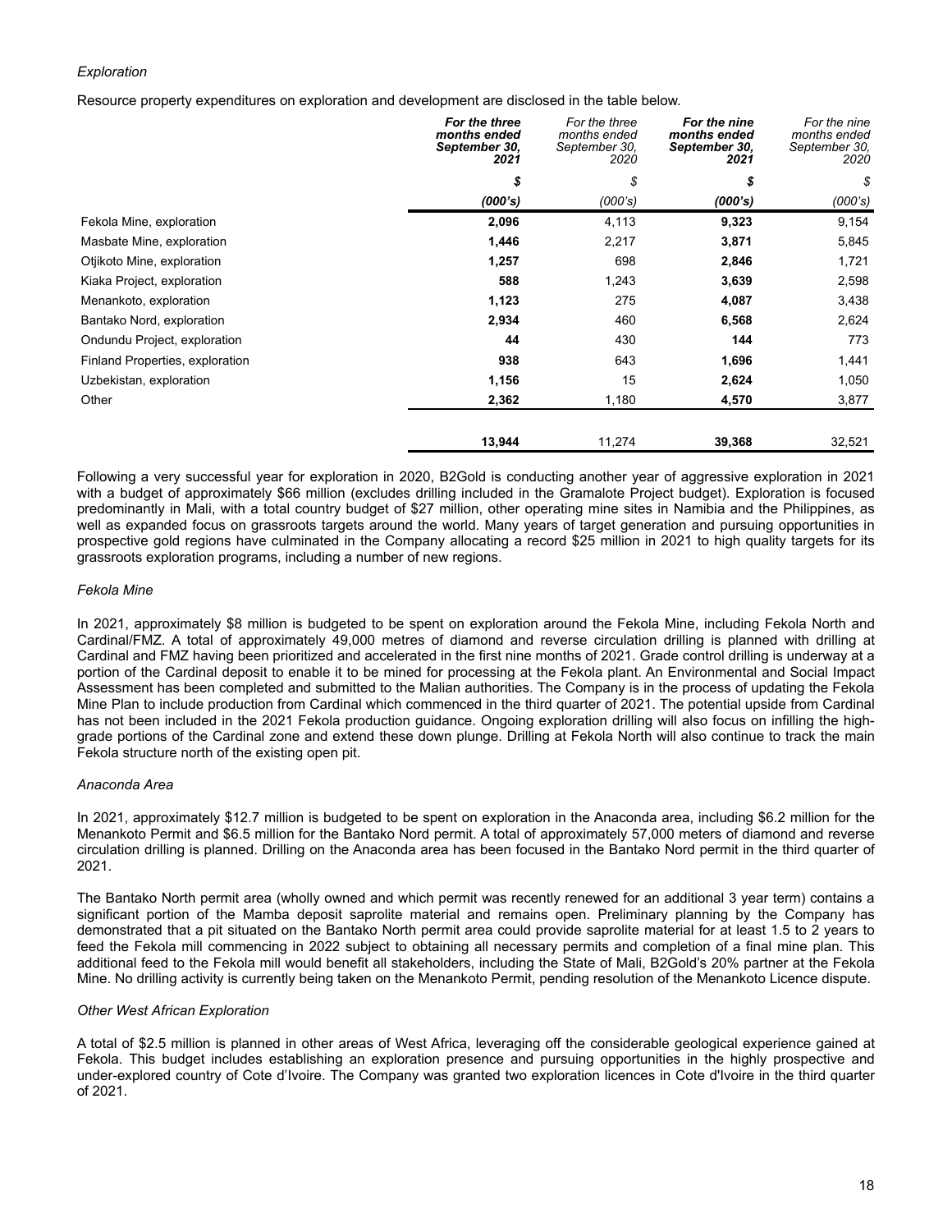*Exploration*

Resource property expenditures on exploration and development are disclosed in the table below.

| | ***For the three months ended September 30, 2021*** | *For the three months ended September 30, 2020* | ***For the nine months ended September 30, 2021*** | *For the nine months ended September 30, 2020* |
|---|---|---|---|---|
| | ***$*** | *$* | ***$*** | *$* |
| | ***(000's)*** | *(000's)* | ***(000's)*** | *(000's)* |
| Fekola Mine, exploration | **2,096** | 4,113 | **9,323** | 9,154 |
| Masbate Mine, exploration | **1,446** | 2,217 | **3,871** | 5,845 |
| Otjikoto Mine, exploration | **1,257** | 698 | **2,846** | 1,721 |
| Kiaka Project, exploration | **588** | 1,243 | **3,639** | 2,598 |
| Menankoto, exploration | **1,123** | 275 | **4,087** | 3,438 |
| Bantako Nord, exploration | **2,934** | 460 | **6,568** | 2,624 |
| Ondundu Project, exploration | **44** | 430 | **144** | 773 |
| Finland Properties, exploration | **938** | 643 | **1,696** | 1,441 |
| Uzbekistan, exploration | **1,156** | 15 | **2,624** | 1,050 |
| Other | **2,362** | 1,180 | **4,570** | 3,877 |
| | **13,944** | 11,274 | **39,368** | 32,521 |

Following a very successful year for exploration in 2020, B2Gold is conducting another year of aggressive exploration in 2021 with a budget of approximately $66 million (excludes drilling included in the Gramalote Project budget). Exploration is focused predominantly in Mali, with a total country budget of $27 million, other operating mine sites in Namibia and the Philippines, as well as expanded focus on grassroots targets around the world. Many years of target generation and pursuing opportunities in prospective gold regions have culminated in the Company allocating a record $25 million in 2021 to high quality targets for its grassroots exploration programs, including a number of new regions.

*Fekola Mine*

In 2021, approximately $8 million is budgeted to be spent on exploration around the Fekola Mine, including Fekola North and Cardinal/FMZ. A total of approximately 49,000 metres of diamond and reverse circulation drilling is planned with drilling at Cardinal and FMZ having been prioritized and accelerated in the first nine months of 2021. Grade control drilling is underway at a portion of the Cardinal deposit to enable it to be mined for processing at the Fekola plant. An Environmental and Social Impact Assessment has been completed and submitted to the Malian authorities. The Company is in the process of updating the Fekola Mine Plan to include production from Cardinal which commenced in the third quarter of 2021. The potential upside from Cardinal has not been included in the 2021 Fekola production guidance. Ongoing exploration drilling will also focus on infilling the high-grade portions of the Cardinal zone and extend these down plunge. Drilling at Fekola North will also continue to track the main Fekola structure north of the existing open pit.

*Anaconda Area*

In 2021, approximately $12.7 million is budgeted to be spent on exploration in the Anaconda area, including $6.2 million for the Menankoto Permit and $6.5 million for the Bantako Nord permit. A total of approximately 57,000 meters of diamond and reverse circulation drilling is planned. Drilling on the Anaconda area has been focused in the Bantako Nord permit in the third quarter of 2021.

The Bantako North permit area (wholly owned and which permit was recently renewed for an additional 3 year term) contains a significant portion of the Mamba deposit saprolite material and remains open. Preliminary planning by the Company has demonstrated that a pit situated on the Bantako North permit area could provide saprolite material for at least 1.5 to 2 years to feed the Fekola mill commencing in 2022 subject to obtaining all necessary permits and completion of a final mine plan. This additional feed to the Fekola mill would benefit all stakeholders, including the State of Mali, B2Gold's 20% partner at the Fekola Mine. No drilling activity is currently being taken on the Menankoto Permit, pending resolution of the Menankoto Licence dispute.

*Other West African Exploration*

A total of $2.5 million is planned in other areas of West Africa, leveraging off the considerable geological experience gained at Fekola. This budget includes establishing an exploration presence and pursuing opportunities in the highly prospective and under-explored country of Cote d'Ivoire. The Company was granted two exploration licences in Cote d'Ivoire in the third quarter of 2021.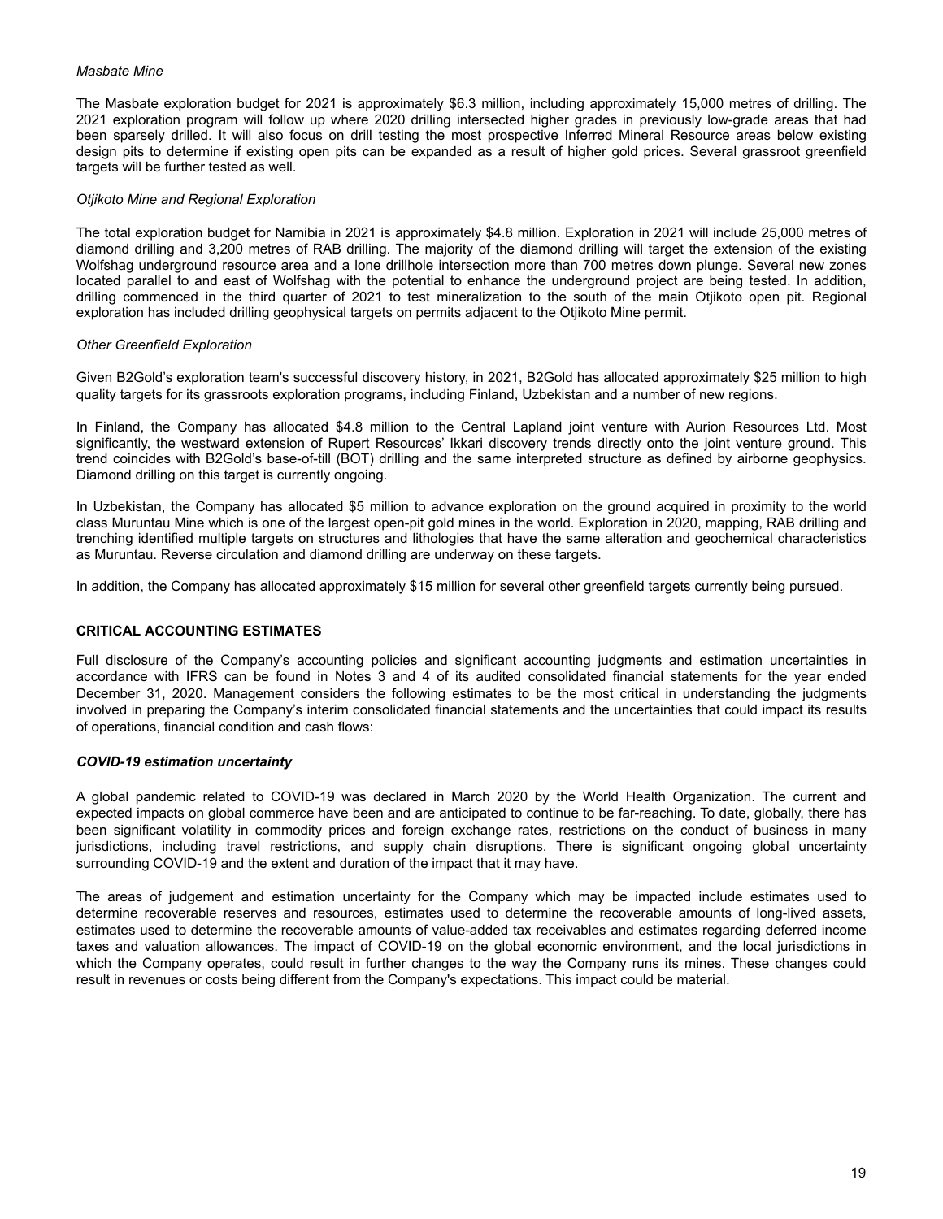*Masbate Mine*

The Masbate exploration budget for 2021 is approximately $6.3 million, including approximately 15,000 metres of drilling. The 2021 exploration program will follow up where 2020 drilling intersected higher grades in previously low-grade areas that had been sparsely drilled. It will also focus on drill testing the most prospective Inferred Mineral Resource areas below existing design pits to determine if existing open pits can be expanded as a result of higher gold prices. Several grassroot greenfield targets will be further tested as well.

*Otjikoto Mine and Regional Exploration*

The total exploration budget for Namibia in 2021 is approximately $4.8 million. Exploration in 2021 will include 25,000 metres of diamond drilling and 3,200 metres of RAB drilling. The majority of the diamond drilling will target the extension of the existing Wolfshag underground resource area and a lone drillhole intersection more than 700 metres down plunge. Several new zones located parallel to and east of Wolfshag with the potential to enhance the underground project are being tested. In addition, drilling commenced in the third quarter of 2021 to test mineralization to the south of the main Otjikoto open pit. Regional exploration has included drilling geophysical targets on permits adjacent to the Otjikoto Mine permit.

*Other Greenfield Exploration*

Given B2Gold's exploration team's successful discovery history, in 2021, B2Gold has allocated approximately $25 million to high quality targets for its grassroots exploration programs, including Finland, Uzbekistan and a number of new regions.

In Finland, the Company has allocated $4.8 million to the Central Lapland joint venture with Aurion Resources Ltd. Most significantly, the westward extension of Rupert Resources' Ikkari discovery trends directly onto the joint venture ground. This trend coincides with B2Gold's base-of-till (BOT) drilling and the same interpreted structure as defined by airborne geophysics. Diamond drilling on this target is currently ongoing.

In Uzbekistan, the Company has allocated $5 million to advance exploration on the ground acquired in proximity to the world class Muruntau Mine which is one of the largest open-pit gold mines in the world. Exploration in 2020, mapping, RAB drilling and trenching identified multiple targets on structures and lithologies that have the same alteration and geochemical characteristics as Muruntau. Reverse circulation and diamond drilling are underway on these targets.

In addition, the Company has allocated approximately $15 million for several other greenfield targets currently being pursued.

## CRITICAL ACCOUNTING ESTIMATES

Full disclosure of the Company's accounting policies and significant accounting judgments and estimation uncertainties in accordance with IFRS can be found in Notes 3 and 4 of its audited consolidated financial statements for the year ended December 31, 2020. Management considers the following estimates to be the most critical in understanding the judgments involved in preparing the Company's interim consolidated financial statements and the uncertainties that could impact its results of operations, financial condition and cash flows:

***COVID-19 estimation uncertainty***

A global pandemic related to COVID-19 was declared in March 2020 by the World Health Organization. The current and expected impacts on global commerce have been and are anticipated to continue to be far-reaching. To date, globally, there has been significant volatility in commodity prices and foreign exchange rates, restrictions on the conduct of business in many jurisdictions, including travel restrictions, and supply chain disruptions. There is significant ongoing global uncertainty surrounding COVID-19 and the extent and duration of the impact that it may have.

The areas of judgement and estimation uncertainty for the Company which may be impacted include estimates used to determine recoverable reserves and resources, estimates used to determine the recoverable amounts of long-lived assets, estimates used to determine the recoverable amounts of value-added tax receivables and estimates regarding deferred income taxes and valuation allowances. The impact of COVID-19 on the global economic environment, and the local jurisdictions in which the Company operates, could result in further changes to the way the Company runs its mines. These changes could result in revenues or costs being different from the Company's expectations. This impact could be material.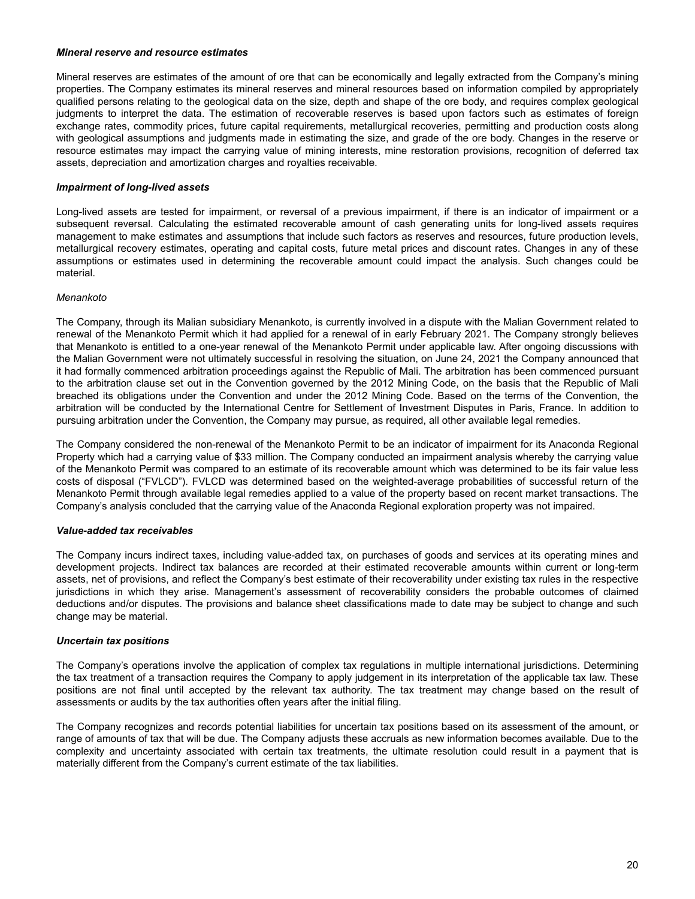***Mineral reserve and resource estimates***

Mineral reserves are estimates of the amount of ore that can be economically and legally extracted from the Company's mining properties. The Company estimates its mineral reserves and mineral resources based on information compiled by appropriately qualified persons relating to the geological data on the size, depth and shape of the ore body, and requires complex geological judgments to interpret the data. The estimation of recoverable reserves is based upon factors such as estimates of foreign exchange rates, commodity prices, future capital requirements, metallurgical recoveries, permitting and production costs along with geological assumptions and judgments made in estimating the size, and grade of the ore body. Changes in the reserve or resource estimates may impact the carrying value of mining interests, mine restoration provisions, recognition of deferred tax assets, depreciation and amortization charges and royalties receivable.

***Impairment of long-lived assets***

Long-lived assets are tested for impairment, or reversal of a previous impairment, if there is an indicator of impairment or a subsequent reversal. Calculating the estimated recoverable amount of cash generating units for long-lived assets requires management to make estimates and assumptions that include such factors as reserves and resources, future production levels, metallurgical recovery estimates, operating and capital costs, future metal prices and discount rates. Changes in any of these assumptions or estimates used in determining the recoverable amount could impact the analysis. Such changes could be material.

*Menankoto*

The Company, through its Malian subsidiary Menankoto, is currently involved in a dispute with the Malian Government related to renewal of the Menankoto Permit which it had applied for a renewal of in early February 2021. The Company strongly believes that Menankoto is entitled to a one-year renewal of the Menankoto Permit under applicable law. After ongoing discussions with the Malian Government were not ultimately successful in resolving the situation, on June 24, 2021 the Company announced that it had formally commenced arbitration proceedings against the Republic of Mali. The arbitration has been commenced pursuant to the arbitration clause set out in the Convention governed by the 2012 Mining Code, on the basis that the Republic of Mali breached its obligations under the Convention and under the 2012 Mining Code. Based on the terms of the Convention, the arbitration will be conducted by the International Centre for Settlement of Investment Disputes in Paris, France. In addition to pursuing arbitration under the Convention, the Company may pursue, as required, all other available legal remedies.

The Company considered the non-renewal of the Menankoto Permit to be an indicator of impairment for its Anaconda Regional Property which had a carrying value of $33 million. The Company conducted an impairment analysis whereby the carrying value of the Menankoto Permit was compared to an estimate of its recoverable amount which was determined to be its fair value less costs of disposal ("FVLCD"). FVLCD was determined based on the weighted-average probabilities of successful return of the Menankoto Permit through available legal remedies applied to a value of the property based on recent market transactions. The Company's analysis concluded that the carrying value of the Anaconda Regional exploration property was not impaired.

***Value-added tax receivables***

The Company incurs indirect taxes, including value-added tax, on purchases of goods and services at its operating mines and development projects. Indirect tax balances are recorded at their estimated recoverable amounts within current or long-term assets, net of provisions, and reflect the Company's best estimate of their recoverability under existing tax rules in the respective jurisdictions in which they arise. Management's assessment of recoverability considers the probable outcomes of claimed deductions and/or disputes. The provisions and balance sheet classifications made to date may be subject to change and such change may be material.

***Uncertain tax positions***

The Company's operations involve the application of complex tax regulations in multiple international jurisdictions. Determining the tax treatment of a transaction requires the Company to apply judgement in its interpretation of the applicable tax law. These positions are not final until accepted by the relevant tax authority. The tax treatment may change based on the result of assessments or audits by the tax authorities often years after the initial filing.

The Company recognizes and records potential liabilities for uncertain tax positions based on its assessment of the amount, or range of amounts of tax that will be due. The Company adjusts these accruals as new information becomes available. Due to the complexity and uncertainty associated with certain tax treatments, the ultimate resolution could result in a payment that is materially different from the Company's current estimate of the tax liabilities.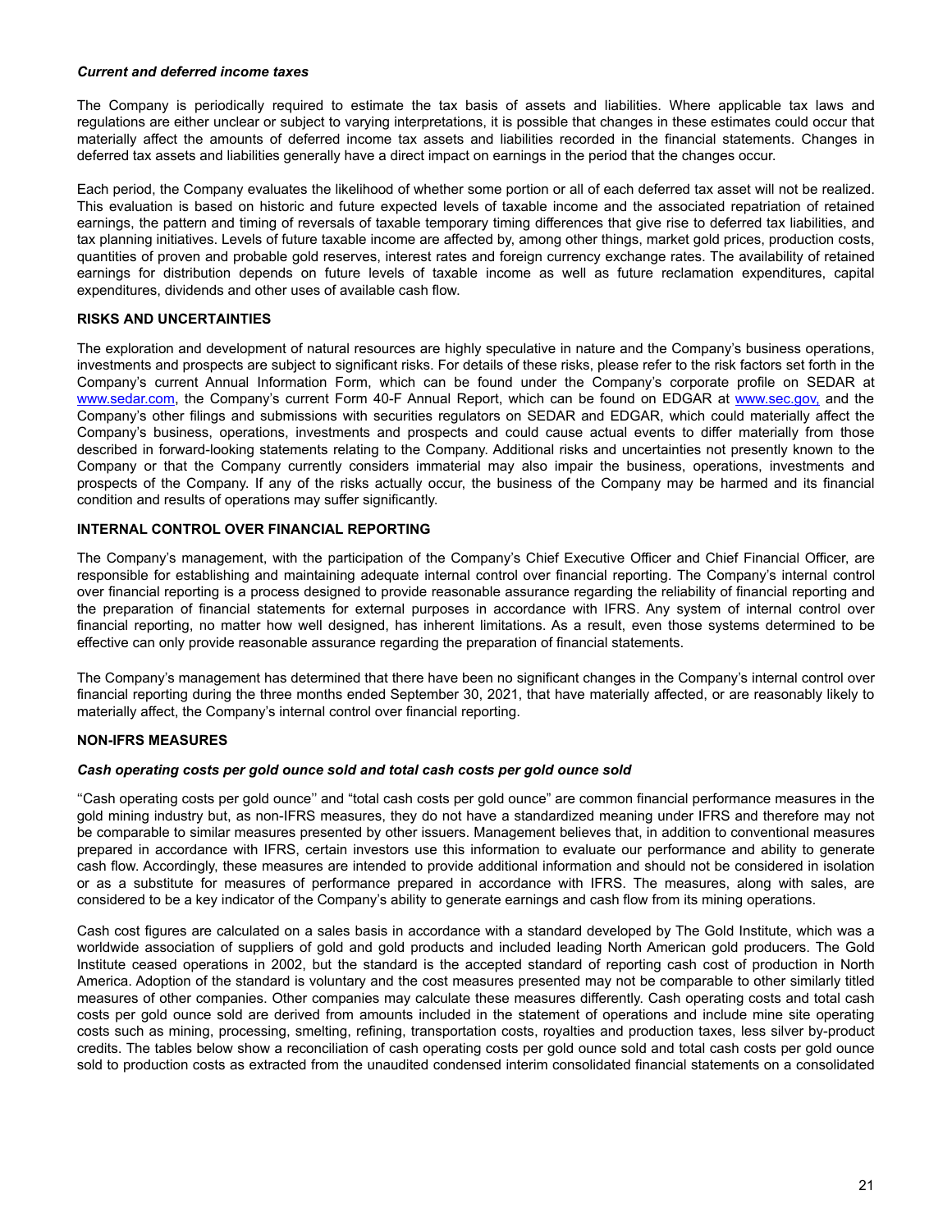### *Current and deferred income taxes*

The Company is periodically required to estimate the tax basis of assets and liabilities. Where applicable tax laws and regulations are either unclear or subject to varying interpretations, it is possible that changes in these estimates could occur that materially affect the amounts of deferred income tax assets and liabilities recorded in the financial statements. Changes in deferred tax assets and liabilities generally have a direct impact on earnings in the period that the changes occur.

Each period, the Company evaluates the likelihood of whether some portion or all of each deferred tax asset will not be realized. This evaluation is based on historic and future expected levels of taxable income and the associated repatriation of retained earnings, the pattern and timing of reversals of taxable temporary timing differences that give rise to deferred tax liabilities, and tax planning initiatives. Levels of future taxable income are affected by, among other things, market gold prices, production costs, quantities of proven and probable gold reserves, interest rates and foreign currency exchange rates. The availability of retained earnings for distribution depends on future levels of taxable income as well as future reclamation expenditures, capital expenditures, dividends and other uses of available cash flow.

## RISKS AND UNCERTAINTIES

The exploration and development of natural resources are highly speculative in nature and the Company's business operations, investments and prospects are subject to significant risks. For details of these risks, please refer to the risk factors set forth in the Company's current Annual Information Form, which can be found under the Company's corporate profile on SEDAR at www.sedar.com, the Company's current Form 40-F Annual Report, which can be found on EDGAR at www.sec.gov, and the Company's other filings and submissions with securities regulators on SEDAR and EDGAR, which could materially affect the Company's business, operations, investments and prospects and could cause actual events to differ materially from those described in forward-looking statements relating to the Company. Additional risks and uncertainties not presently known to the Company or that the Company currently considers immaterial may also impair the business, operations, investments and prospects of the Company. If any of the risks actually occur, the business of the Company may be harmed and its financial condition and results of operations may suffer significantly.

## INTERNAL CONTROL OVER FINANCIAL REPORTING

The Company's management, with the participation of the Company's Chief Executive Officer and Chief Financial Officer, are responsible for establishing and maintaining adequate internal control over financial reporting. The Company's internal control over financial reporting is a process designed to provide reasonable assurance regarding the reliability of financial reporting and the preparation of financial statements for external purposes in accordance with IFRS. Any system of internal control over financial reporting, no matter how well designed, has inherent limitations. As a result, even those systems determined to be effective can only provide reasonable assurance regarding the preparation of financial statements.

The Company's management has determined that there have been no significant changes in the Company's internal control over financial reporting during the three months ended September 30, 2021, that have materially affected, or are reasonably likely to materially affect, the Company's internal control over financial reporting.

## NON-IFRS MEASURES

### *Cash operating costs per gold ounce sold and total cash costs per gold ounce sold*

''Cash operating costs per gold ounce'' and "total cash costs per gold ounce" are common financial performance measures in the gold mining industry but, as non-IFRS measures, they do not have a standardized meaning under IFRS and therefore may not be comparable to similar measures presented by other issuers. Management believes that, in addition to conventional measures prepared in accordance with IFRS, certain investors use this information to evaluate our performance and ability to generate cash flow. Accordingly, these measures are intended to provide additional information and should not be considered in isolation or as a substitute for measures of performance prepared in accordance with IFRS. The measures, along with sales, are considered to be a key indicator of the Company's ability to generate earnings and cash flow from its mining operations.

Cash cost figures are calculated on a sales basis in accordance with a standard developed by The Gold Institute, which was a worldwide association of suppliers of gold and gold products and included leading North American gold producers. The Gold Institute ceased operations in 2002, but the standard is the accepted standard of reporting cash cost of production in North America. Adoption of the standard is voluntary and the cost measures presented may not be comparable to other similarly titled measures of other companies. Other companies may calculate these measures differently. Cash operating costs and total cash costs per gold ounce sold are derived from amounts included in the statement of operations and include mine site operating costs such as mining, processing, smelting, refining, transportation costs, royalties and production taxes, less silver by-product credits. The tables below show a reconciliation of cash operating costs per gold ounce sold and total cash costs per gold ounce sold to production costs as extracted from the unaudited condensed interim consolidated financial statements on a consolidated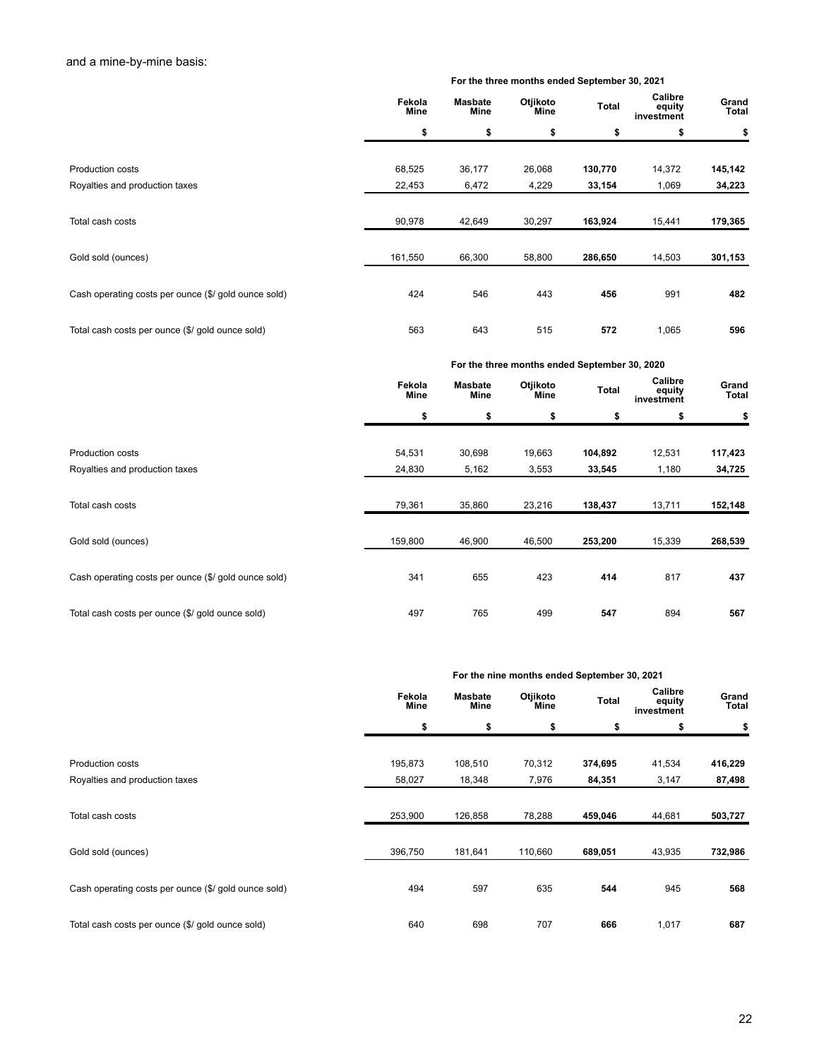and a mine-by-mine basis:

| | For the three months ended September 30, 2021 | | | | | |
|---|---|---|---|---|---|---|
| | Fekola Mine | Masbate Mine | Otjikoto Mine | Total | Calibre equity investment | Grand Total |
| | $ | $ | $ | $ | $ | $ |
| Production costs | 68,525 | 36,177 | 26,068 | **130,770** | 14,372 | **145,142** |
| Royalties and production taxes | 22,453 | 6,472 | 4,229 | **33,154** | 1,069 | **34,223** |
| Total cash costs | 90,978 | 42,649 | 30,297 | **163,924** | 15,441 | **179,365** |
| Gold sold (ounces) | 161,550 | 66,300 | 58,800 | **286,650** | 14,503 | **301,153** |
| Cash operating costs per ounce ($/ gold ounce sold) | 424 | 546 | 443 | **456** | 991 | **482** |
| Total cash costs per ounce ($/ gold ounce sold) | 563 | 643 | 515 | **572** | 1,065 | **596** |

| | For the three months ended September 30, 2020 | | | | | |
|---|---|---|---|---|---|---|
| | Fekola Mine | Masbate Mine | Otjikoto Mine | Total | Calibre equity investment | Grand Total |
| | $ | $ | $ | $ | $ | $ |
| Production costs | 54,531 | 30,698 | 19,663 | **104,892** | 12,531 | **117,423** |
| Royalties and production taxes | 24,830 | 5,162 | 3,553 | **33,545** | 1,180 | **34,725** |
| Total cash costs | 79,361 | 35,860 | 23,216 | **138,437** | 13,711 | **152,148** |
| Gold sold (ounces) | 159,800 | 46,900 | 46,500 | **253,200** | 15,339 | **268,539** |
| Cash operating costs per ounce ($/ gold ounce sold) | 341 | 655 | 423 | **414** | 817 | **437** |
| Total cash costs per ounce ($/ gold ounce sold) | 497 | 765 | 499 | **547** | 894 | **567** |

| | For the nine months ended September 30, 2021 | | | | | |
|---|---|---|---|---|---|---|
| | Fekola Mine | Masbate Mine | Otjikoto Mine | Total | Calibre equity investment | Grand Total |
| | $ | $ | $ | $ | $ | $ |
| Production costs | 195,873 | 108,510 | 70,312 | **374,695** | 41,534 | **416,229** |
| Royalties and production taxes | 58,027 | 18,348 | 7,976 | **84,351** | 3,147 | **87,498** |
| Total cash costs | 253,900 | 126,858 | 78,288 | **459,046** | 44,681 | **503,727** |
| Gold sold (ounces) | 396,750 | 181,641 | 110,660 | **689,051** | 43,935 | **732,986** |
| Cash operating costs per ounce ($/ gold ounce sold) | 494 | 597 | 635 | **544** | 945 | **568** |
| Total cash costs per ounce ($/ gold ounce sold) | 640 | 698 | 707 | **666** | 1,017 | **687** |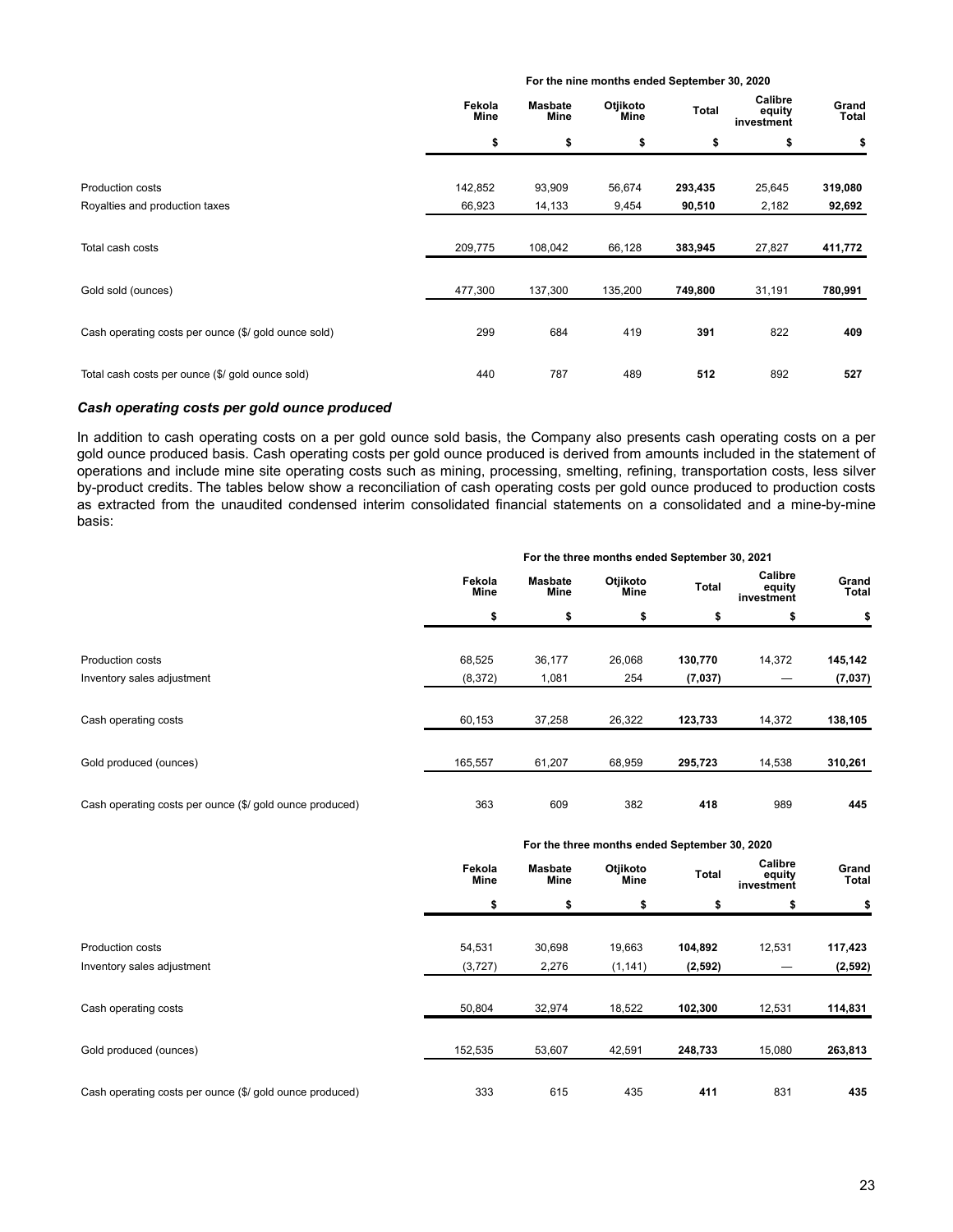| | For the nine months ended September 30, 2020 | | | | | |
|---|---|---|---|---|---|---|
| | Fekola Mine | Masbate Mine | Otjikoto Mine | Total | Calibre equity investment | Grand Total |
| | $ | $ | $ | $ | $ | $ |
| Production costs | 142,852 | 93,909 | 56,674 | **293,435** | 25,645 | **319,080** |
| Royalties and production taxes | 66,923 | 14,133 | 9,454 | **90,510** | 2,182 | **92,692** |
| Total cash costs | 209,775 | 108,042 | 66,128 | **383,945** | 27,827 | **411,772** |
| Gold sold (ounces) | 477,300 | 137,300 | 135,200 | **749,800** | 31,191 | **780,991** |
| Cash operating costs per ounce ($/ gold ounce sold) | 299 | 684 | 419 | **391** | 822 | **409** |
| Total cash costs per ounce ($/ gold ounce sold) | 440 | 787 | 489 | **512** | 892 | **527** |

### *Cash operating costs per gold ounce produced*

In addition to cash operating costs on a per gold ounce sold basis, the Company also presents cash operating costs on a per gold ounce produced basis. Cash operating costs per gold ounce produced is derived from amounts included in the statement of operations and include mine site operating costs such as mining, processing, smelting, refining, transportation costs, less silver by-product credits. The tables below show a reconciliation of cash operating costs per gold ounce produced to production costs as extracted from the unaudited condensed interim consolidated financial statements on a consolidated and a mine-by-mine basis:

| | For the three months ended September 30, 2021 | | | | | |
|---|---|---|---|---|---|---|
| | Fekola Mine | Masbate Mine | Otjikoto Mine | Total | Calibre equity investment | Grand Total |
| | $ | $ | $ | $ | $ | $ |
| Production costs | 68,525 | 36,177 | 26,068 | **130,770** | 14,372 | **145,142** |
| Inventory sales adjustment | (8,372) | 1,081 | 254 | **(7,037)** | — | **(7,037)** |
| Cash operating costs | 60,153 | 37,258 | 26,322 | **123,733** | 14,372 | **138,105** |
| Gold produced (ounces) | 165,557 | 61,207 | 68,959 | **295,723** | 14,538 | **310,261** |
| Cash operating costs per ounce ($/ gold ounce produced) | 363 | 609 | 382 | **418** | 989 | **445** |

| | For the three months ended September 30, 2020 | | | | | |
|---|---|---|---|---|---|---|
| | Fekola Mine | Masbate Mine | Otjikoto Mine | Total | Calibre equity investment | Grand Total |
| | $ | $ | $ | $ | $ | $ |
| Production costs | 54,531 | 30,698 | 19,663 | **104,892** | 12,531 | **117,423** |
| Inventory sales adjustment | (3,727) | 2,276 | (1,141) | **(2,592)** | — | **(2,592)** |
| Cash operating costs | 50,804 | 32,974 | 18,522 | **102,300** | 12,531 | **114,831** |
| Gold produced (ounces) | 152,535 | 53,607 | 42,591 | **248,733** | 15,080 | **263,813** |
| Cash operating costs per ounce ($/ gold ounce produced) | 333 | 615 | 435 | **411** | 831 | **435** |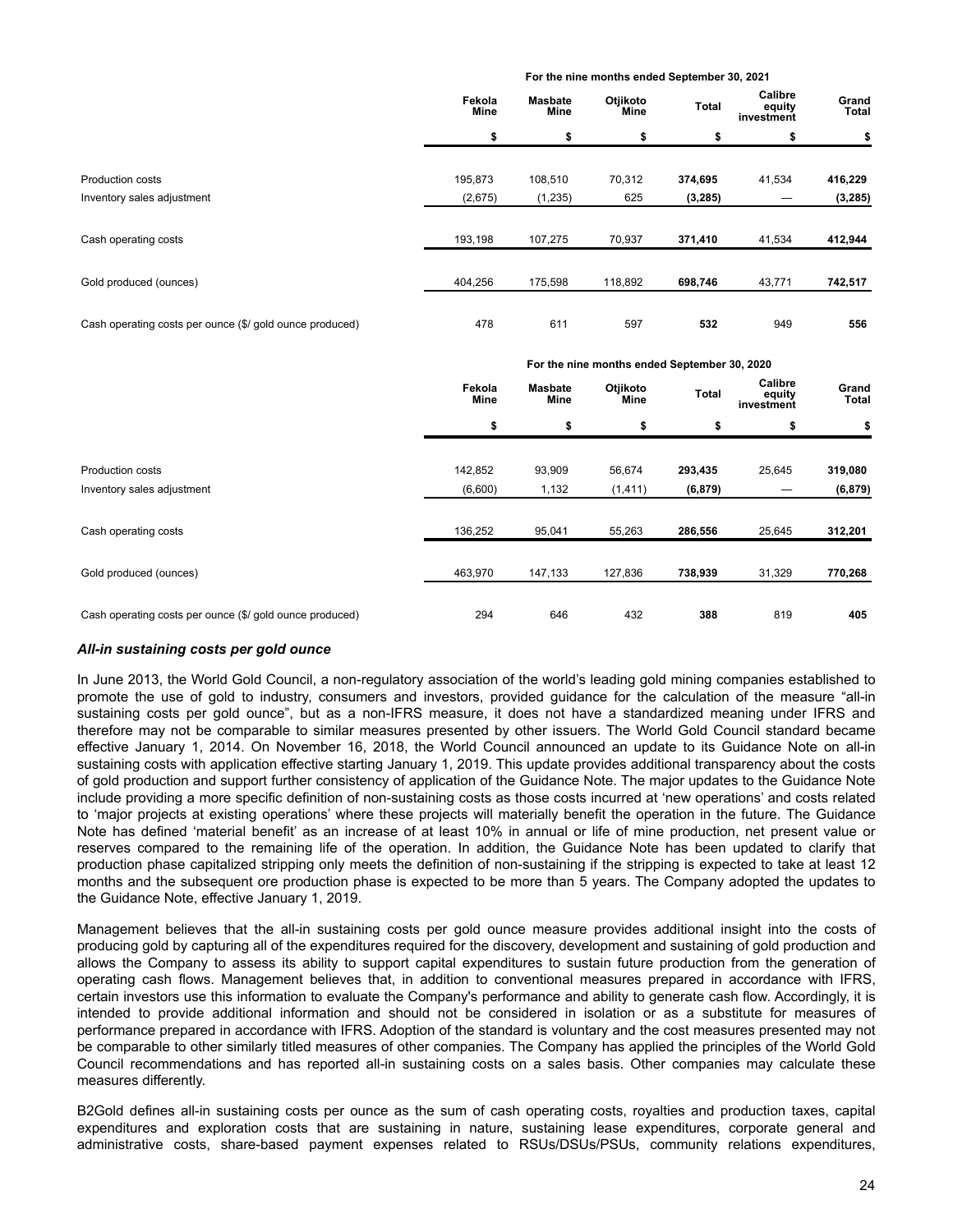| | For the nine months ended September 30, 2021 | | | | | |
|---|---|---|---|---|---|---|
| | Fekola Mine | Masbate Mine | Otjikoto Mine | Total | Calibre equity investment | Grand Total |
| | $ | $ | $ | $ | $ | $ |
| Production costs | 195,873 | 108,510 | 70,312 | **374,695** | 41,534 | **416,229** |
| Inventory sales adjustment | (2,675) | (1,235) | 625 | **(3,285)** | — | **(3,285)** |
| Cash operating costs | 193,198 | 107,275 | 70,937 | **371,410** | 41,534 | **412,944** |
| Gold produced (ounces) | 404,256 | 175,598 | 118,892 | **698,746** | 43,771 | **742,517** |
| Cash operating costs per ounce ($/ gold ounce produced) | 478 | 611 | 597 | **532** | 949 | **556** |

| | For the nine months ended September 30, 2020 | | | | | |
|---|---|---|---|---|---|---|
| | Fekola Mine | Masbate Mine | Otjikoto Mine | Total | Calibre equity investment | Grand Total |
| | $ | $ | $ | $ | $ | $ |
| Production costs | 142,852 | 93,909 | 56,674 | **293,435** | 25,645 | **319,080** |
| Inventory sales adjustment | (6,600) | 1,132 | (1,411) | **(6,879)** | — | **(6,879)** |
| Cash operating costs | 136,252 | 95,041 | 55,263 | **286,556** | 25,645 | **312,201** |
| Gold produced (ounces) | 463,970 | 147,133 | 127,836 | **738,939** | 31,329 | **770,268** |
| Cash operating costs per ounce ($/ gold ounce produced) | 294 | 646 | 432 | **388** | 819 | **405** |

### *All-in sustaining costs per gold ounce*

In June 2013, the World Gold Council, a non-regulatory association of the world's leading gold mining companies established to promote the use of gold to industry, consumers and investors, provided guidance for the calculation of the measure "all-in sustaining costs per gold ounce", but as a non-IFRS measure, it does not have a standardized meaning under IFRS and therefore may not be comparable to similar measures presented by other issuers. The World Gold Council standard became effective January 1, 2014. On November 16, 2018, the World Council announced an update to its Guidance Note on all-in sustaining costs with application effective starting January 1, 2019. This update provides additional transparency about the costs of gold production and support further consistency of application of the Guidance Note. The major updates to the Guidance Note include providing a more specific definition of non-sustaining costs as those costs incurred at 'new operations' and costs related to 'major projects at existing operations' where these projects will materially benefit the operation in the future. The Guidance Note has defined 'material benefit' as an increase of at least 10% in annual or life of mine production, net present value or reserves compared to the remaining life of the operation. In addition, the Guidance Note has been updated to clarify that production phase capitalized stripping only meets the definition of non-sustaining if the stripping is expected to take at least 12 months and the subsequent ore production phase is expected to be more than 5 years. The Company adopted the updates to the Guidance Note, effective January 1, 2019.

Management believes that the all-in sustaining costs per gold ounce measure provides additional insight into the costs of producing gold by capturing all of the expenditures required for the discovery, development and sustaining of gold production and allows the Company to assess its ability to support capital expenditures to sustain future production from the generation of operating cash flows. Management believes that, in addition to conventional measures prepared in accordance with IFRS, certain investors use this information to evaluate the Company's performance and ability to generate cash flow. Accordingly, it is intended to provide additional information and should not be considered in isolation or as a substitute for measures of performance prepared in accordance with IFRS. Adoption of the standard is voluntary and the cost measures presented may not be comparable to other similarly titled measures of other companies. The Company has applied the principles of the World Gold Council recommendations and has reported all-in sustaining costs on a sales basis. Other companies may calculate these measures differently.

B2Gold defines all-in sustaining costs per ounce as the sum of cash operating costs, royalties and production taxes, capital expenditures and exploration costs that are sustaining in nature, sustaining lease expenditures, corporate general and administrative costs, share-based payment expenses related to RSUs/DSUs/PSUs, community relations expenditures,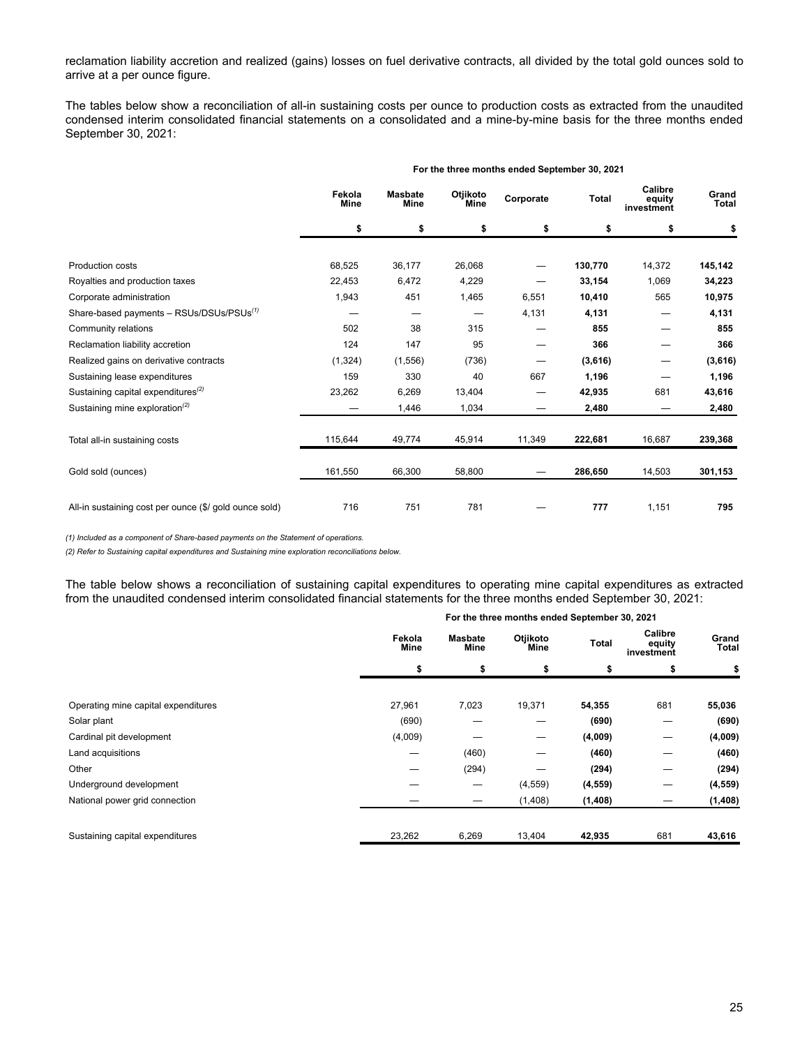reclamation liability accretion and realized (gains) losses on fuel derivative contracts, all divided by the total gold ounces sold to arrive at a per ounce figure.

The tables below show a reconciliation of all-in sustaining costs per ounce to production costs as extracted from the unaudited condensed interim consolidated financial statements on a consolidated and a mine-by-mine basis for the three months ended September 30, 2021:

| | For the three months ended September 30, 2021 | | | | | | |
|---|---|---|---|---|---|---|---|
| | Fekola Mine | Masbate Mine | Otjikoto Mine | Corporate | Total | Calibre equity investment | Grand Total |
| | $ | $ | $ | $ | $ | $ | $ |
| Production costs | 68,525 | 36,177 | 26,068 | — | **130,770** | 14,372 | **145,142** |
| Royalties and production taxes | 22,453 | 6,472 | 4,229 | — | **33,154** | 1,069 | **34,223** |
| Corporate administration | 1,943 | 451 | 1,465 | 6,551 | **10,410** | 565 | **10,975** |
| Share-based payments – RSUs/DSUs/PSUs[(1)] | — | — | — | 4,131 | **4,131** | — | **4,131** |
| Community relations | 502 | 38 | 315 | — | **855** | — | **855** |
| Reclamation liability accretion | 124 | 147 | 95 | — | **366** | — | **366** |
| Realized gains on derivative contracts | (1,324) | (1,556) | (736) | — | **(3,616)** | — | **(3,616)** |
| Sustaining lease expenditures | 159 | 330 | 40 | 667 | **1,196** | — | **1,196** |
| Sustaining capital expenditures[(2)] | 23,262 | 6,269 | 13,404 | — | **42,935** | 681 | **43,616** |
| Sustaining mine exploration[(2)] | — | 1,446 | 1,034 | — | **2,480** | — | **2,480** |
| Total all-in sustaining costs | 115,644 | 49,774 | 45,914 | 11,349 | **222,681** | 16,687 | **239,368** |
| Gold sold (ounces) | 161,550 | 66,300 | 58,800 | — | **286,650** | 14,503 | **301,153** |
| All-in sustaining cost per ounce ($/ gold ounce sold) | 716 | 751 | 781 | — | **777** | 1,151 | **795** |

*(1) Included as a component of Share-based payments on the Statement of operations.*

*(2) Refer to Sustaining capital expenditures and Sustaining mine exploration reconciliations below.*

The table below shows a reconciliation of sustaining capital expenditures to operating mine capital expenditures as extracted from the unaudited condensed interim consolidated financial statements for the three months ended September 30, 2021:

| | For the three months ended September 30, 2021 | | | | | |
|---|---|---|---|---|---|---|
| | Fekola Mine | Masbate Mine | Otjikoto Mine | Total | Calibre equity investment | Grand Total |
| | $ | $ | $ | $ | $ | $ |
| Operating mine capital expenditures | 27,961 | 7,023 | 19,371 | **54,355** | 681 | **55,036** |
| Solar plant | (690) | — | — | **(690)** | — | **(690)** |
| Cardinal pit development | (4,009) | — | — | **(4,009)** | — | **(4,009)** |
| Land acquisitions | — | (460) | — | **(460)** | — | **(460)** |
| Other | — | (294) | — | **(294)** | — | **(294)** |
| Underground development | — | — | (4,559) | **(4,559)** | — | **(4,559)** |
| National power grid connection | — | — | (1,408) | **(1,408)** | — | **(1,408)** |
| Sustaining capital expenditures | 23,262 | 6,269 | 13,404 | **42,935** | 681 | **43,616** |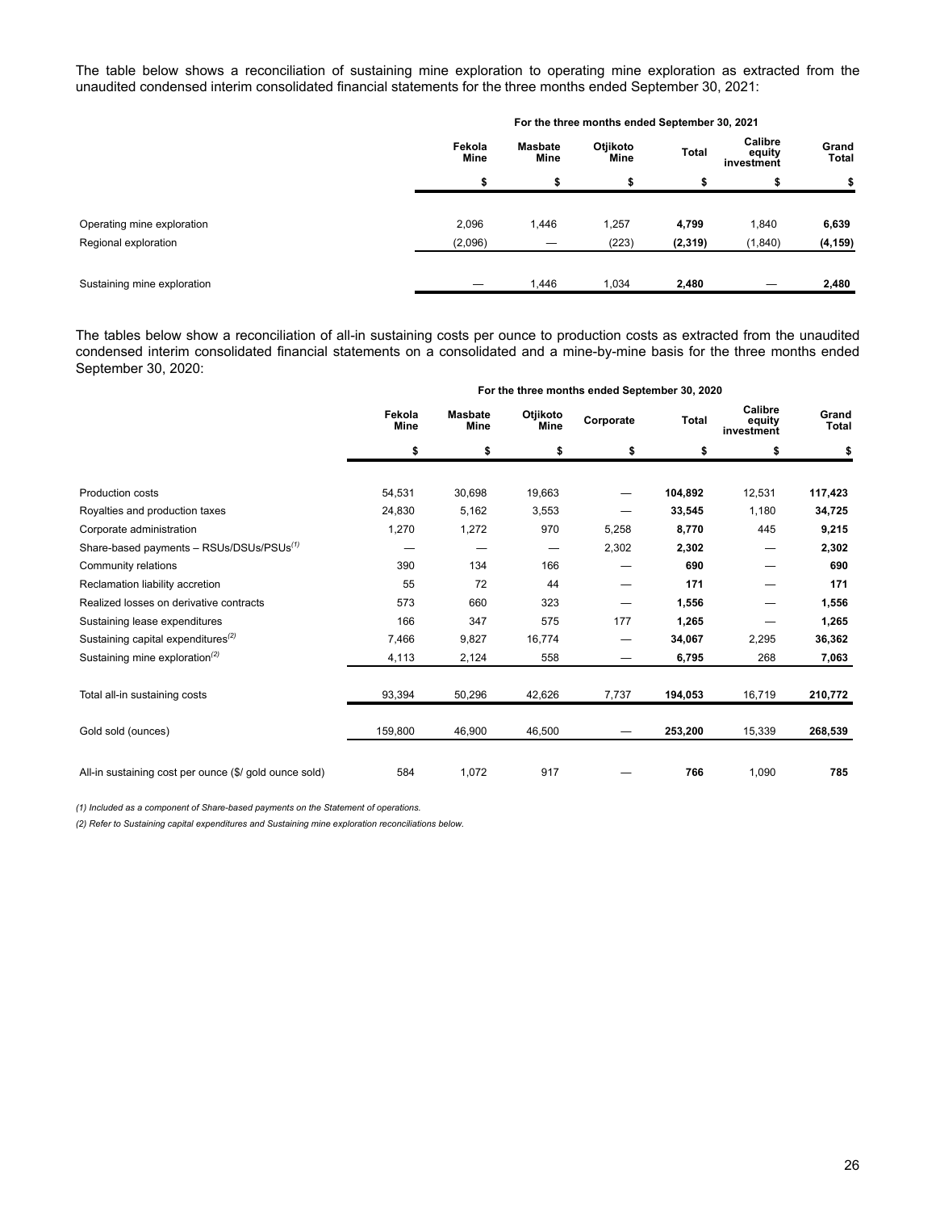The table below shows a reconciliation of sustaining mine exploration to operating mine exploration as extracted from the unaudited condensed interim consolidated financial statements for the three months ended September 30, 2021:

| | For the three months ended September 30, 2021 | | | | | |
|---|---|---|---|---|---|---|
| | Fekola Mine | Masbate Mine | Otjikoto Mine | Total | Calibre equity investment | Grand Total |
| | $ | $ | $ | $ | $ | $ |
| Operating mine exploration | 2,096 | 1,446 | 1,257 | **4,799** | 1,840 | **6,639** |
| Regional exploration | (2,096) | — | (223) | **(2,319)** | (1,840) | **(4,159)** |
| Sustaining mine exploration | — | 1,446 | 1,034 | **2,480** | — | **2,480** |

The tables below show a reconciliation of all-in sustaining costs per ounce to production costs as extracted from the unaudited condensed interim consolidated financial statements on a consolidated and a mine-by-mine basis for the three months ended September 30, 2020:

| | For the three months ended September 30, 2020 | | | | | | |
|---|---|---|---|---|---|---|---|
| | Fekola Mine | Masbate Mine | Otjikoto Mine | Corporate | Total | Calibre equity investment | Grand Total |
| | $ | $ | $ | $ | $ | $ | $ |
| Production costs | 54,531 | 30,698 | 19,663 | — | **104,892** | 12,531 | **117,423** |
| Royalties and production taxes | 24,830 | 5,162 | 3,553 | — | **33,545** | 1,180 | **34,725** |
| Corporate administration | 1,270 | 1,272 | 970 | 5,258 | **8,770** | 445 | **9,215** |
| Share-based payments – RSUs/DSUs/PSUs[(1)] | — | — | — | 2,302 | **2,302** | — | **2,302** |
| Community relations | 390 | 134 | 166 | — | **690** | — | **690** |
| Reclamation liability accretion | 55 | 72 | 44 | — | **171** | — | **171** |
| Realized losses on derivative contracts | 573 | 660 | 323 | — | **1,556** | — | **1,556** |
| Sustaining lease expenditures | 166 | 347 | 575 | 177 | **1,265** | — | **1,265** |
| Sustaining capital expenditures[(2)] | 7,466 | 9,827 | 16,774 | — | **34,067** | 2,295 | **36,362** |
| Sustaining mine exploration[(2)] | 4,113 | 2,124 | 558 | — | **6,795** | 268 | **7,063** |
| Total all-in sustaining costs | 93,394 | 50,296 | 42,626 | 7,737 | **194,053** | 16,719 | **210,772** |
| Gold sold (ounces) | 159,800 | 46,900 | 46,500 | — | **253,200** | 15,339 | **268,539** |
| All-in sustaining cost per ounce ($/ gold ounce sold) | 584 | 1,072 | 917 | — | **766** | 1,090 | **785** |

*(1) Included as a component of Share-based payments on the Statement of operations.*

*(2) Refer to Sustaining capital expenditures and Sustaining mine exploration reconciliations below.*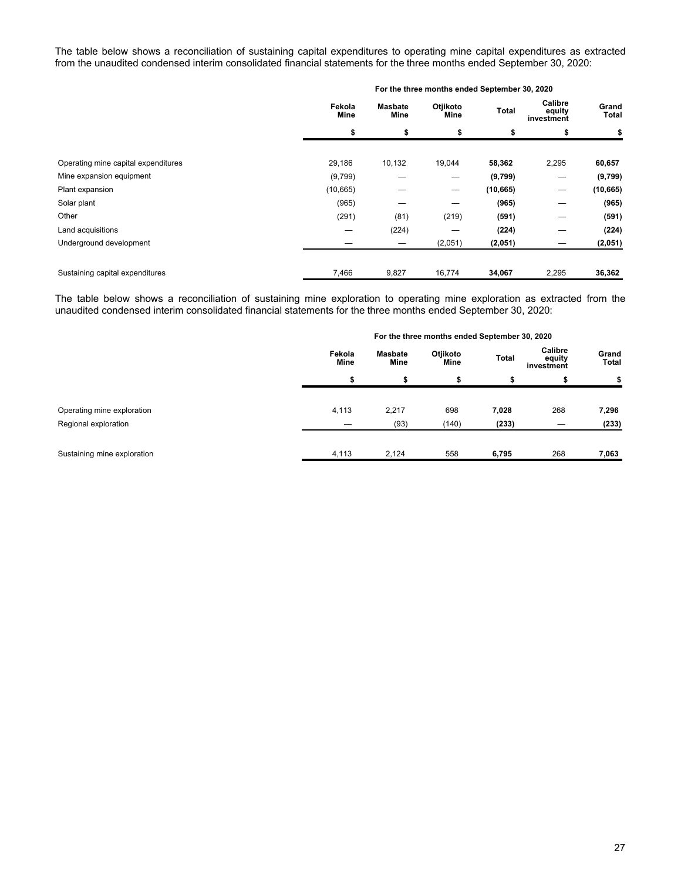The table below shows a reconciliation of sustaining capital expenditures to operating mine capital expenditures as extracted from the unaudited condensed interim consolidated financial statements for the three months ended September 30, 2020:

| | For the three months ended September 30, 2020 | | | | | |
|---|---|---|---|---|---|---|
| | Fekola Mine | Masbate Mine | Otjikoto Mine | Total | Calibre equity investment | Grand Total |
| | $ | $ | $ | $ | $ | $ |
| Operating mine capital expenditures | 29,186 | 10,132 | 19,044 | **58,362** | 2,295 | **60,657** |
| Mine expansion equipment | (9,799) | — | — | **(9,799)** | — | **(9,799)** |
| Plant expansion | (10,665) | — | — | **(10,665)** | — | **(10,665)** |
| Solar plant | (965) | — | — | **(965)** | — | **(965)** |
| Other | (291) | (81) | (219) | **(591)** | — | **(591)** |
| Land acquisitions | — | (224) | — | **(224)** | — | **(224)** |
| Underground development | — | — | (2,051) | **(2,051)** | — | **(2,051)** |
| Sustaining capital expenditures | 7,466 | 9,827 | 16,774 | **34,067** | 2,295 | **36,362** |

The table below shows a reconciliation of sustaining mine exploration to operating mine exploration as extracted from the unaudited condensed interim consolidated financial statements for the three months ended September 30, 2020:

| | For the three months ended September 30, 2020 | | | | | |
|---|---|---|---|---|---|---|
| | Fekola Mine | Masbate Mine | Otjikoto Mine | Total | Calibre equity investment | Grand Total |
| | $ | $ | $ | $ | $ | $ |
| Operating mine exploration | 4,113 | 2,217 | 698 | **7,028** | 268 | **7,296** |
| Regional exploration | — | (93) | (140) | **(233)** | — | **(233)** |
| Sustaining mine exploration | 4,113 | 2,124 | 558 | **6,795** | 268 | **7,063** |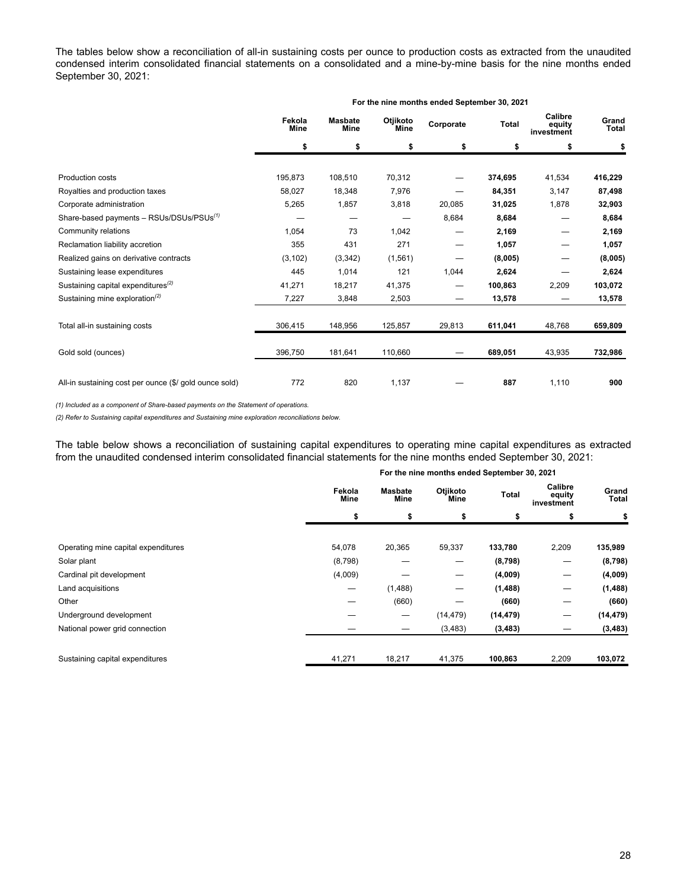The tables below show a reconciliation of all-in sustaining costs per ounce to production costs as extracted from the unaudited condensed interim consolidated financial statements on a consolidated and a mine-by-mine basis for the nine months ended September 30, 2021:

| | For the nine months ended September 30, 2021 | | | | | | |
|---|---|---|---|---|---|---|---|
| | Fekola Mine | Masbate Mine | Otjikoto Mine | Corporate | Total | Calibre equity investment | Grand Total |
| | $ | $ | $ | $ | $ | $ | $ |
| Production costs | 195,873 | 108,510 | 70,312 | — | **374,695** | 41,534 | **416,229** |
| Royalties and production taxes | 58,027 | 18,348 | 7,976 | — | **84,351** | 3,147 | **87,498** |
| Corporate administration | 5,265 | 1,857 | 3,818 | 20,085 | **31,025** | 1,878 | **32,903** |
| Share-based payments – RSUs/DSUs/PSUs[(1)] | — | — | — | 8,684 | **8,684** | — | **8,684** |
| Community relations | 1,054 | 73 | 1,042 | — | **2,169** | — | **2,169** |
| Reclamation liability accretion | 355 | 431 | 271 | — | **1,057** | — | **1,057** |
| Realized gains on derivative contracts | (3,102) | (3,342) | (1,561) | — | **(8,005)** | — | **(8,005)** |
| Sustaining lease expenditures | 445 | 1,014 | 121 | 1,044 | **2,624** | — | **2,624** |
| Sustaining capital expenditures[(2)] | 41,271 | 18,217 | 41,375 | — | **100,863** | 2,209 | **103,072** |
| Sustaining mine exploration[(2)] | 7,227 | 3,848 | 2,503 | — | **13,578** | — | **13,578** |
| Total all-in sustaining costs | 306,415 | 148,956 | 125,857 | 29,813 | **611,041** | 48,768 | **659,809** |
| Gold sold (ounces) | 396,750 | 181,641 | 110,660 | — | **689,051** | 43,935 | **732,986** |
| All-in sustaining cost per ounce ($/ gold ounce sold) | 772 | 820 | 1,137 | — | **887** | 1,110 | **900** |

*(1) Included as a component of Share-based payments on the Statement of operations.*

*(2) Refer to Sustaining capital expenditures and Sustaining mine exploration reconciliations below.*

The table below shows a reconciliation of sustaining capital expenditures to operating mine capital expenditures as extracted from the unaudited condensed interim consolidated financial statements for the nine months ended September 30, 2021:

| | For the nine months ended September 30, 2021 | | | | | |
|---|---|---|---|---|---|---|
| | Fekola Mine | Masbate Mine | Otjikoto Mine | Total | Calibre equity investment | Grand Total |
| | $ | $ | $ | $ | $ | $ |
| Operating mine capital expenditures | 54,078 | 20,365 | 59,337 | **133,780** | 2,209 | **135,989** |
| Solar plant | (8,798) | — | — | **(8,798)** | — | **(8,798)** |
| Cardinal pit development | (4,009) | — | — | **(4,009)** | — | **(4,009)** |
| Land acquisitions | — | (1,488) | — | **(1,488)** | — | **(1,488)** |
| Other | — | (660) | — | **(660)** | — | **(660)** |
| Underground development | — | — | (14,479) | **(14,479)** | — | **(14,479)** |
| National power grid connection | — | — | (3,483) | **(3,483)** | — | **(3,483)** |
| Sustaining capital expenditures | 41,271 | 18,217 | 41,375 | **100,863** | 2,209 | **103,072** |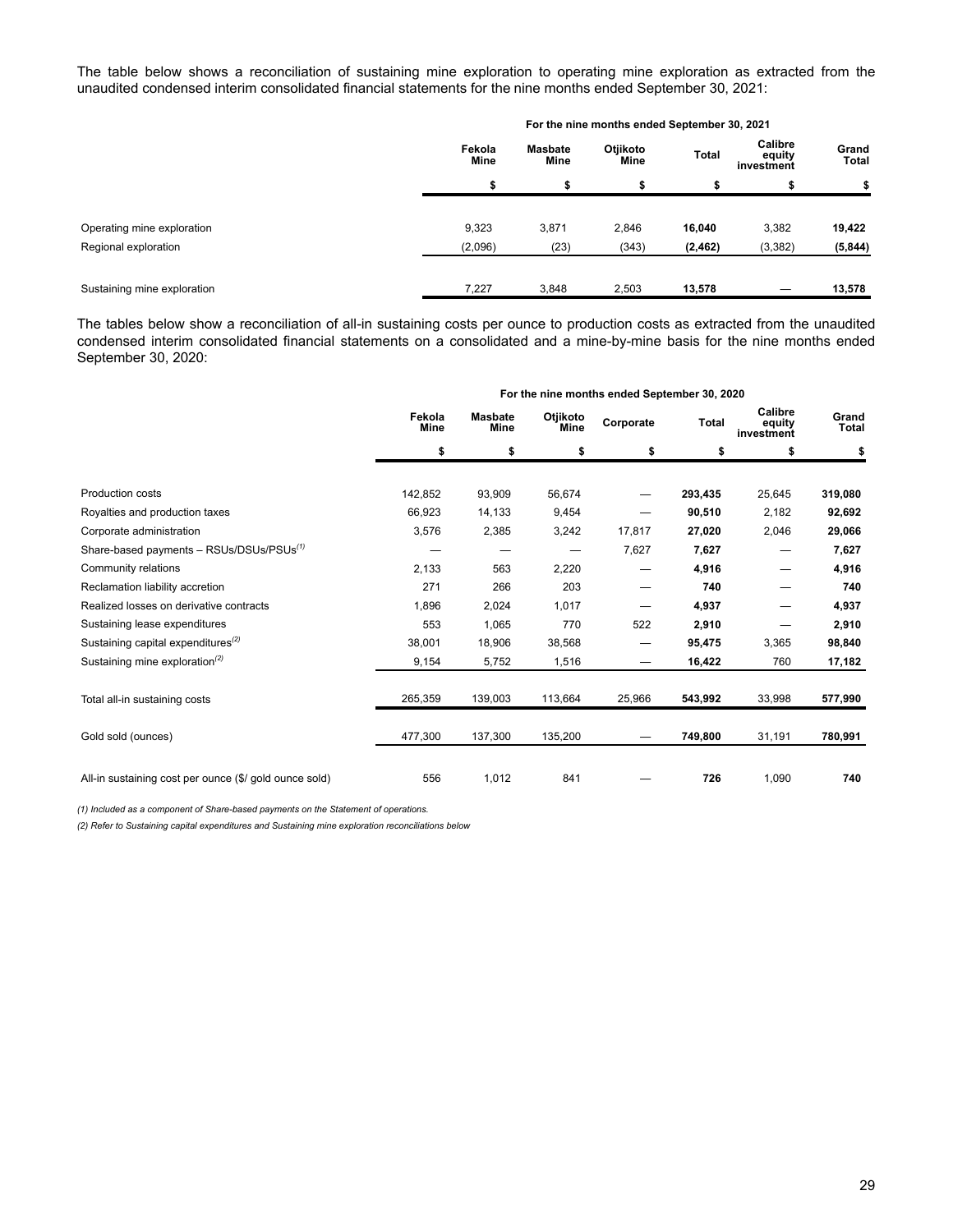The table below shows a reconciliation of sustaining mine exploration to operating mine exploration as extracted from the unaudited condensed interim consolidated financial statements for the nine months ended September 30, 2021:

| | For the nine months ended September 30, 2021 | | | | | |
|---|---|---|---|---|---|---|
| | Fekola Mine | Masbate Mine | Otjikoto Mine | Total | Calibre equity investment | Grand Total |
| | $ | $ | $ | $ | $ | $ |
| Operating mine exploration | 9,323 | 3,871 | 2,846 | **16,040** | 3,382 | **19,422** |
| Regional exploration | (2,096) | (23) | (343) | **(2,462)** | (3,382) | **(5,844)** |
| Sustaining mine exploration | 7,227 | 3,848 | 2,503 | **13,578** | — | **13,578** |

The tables below show a reconciliation of all-in sustaining costs per ounce to production costs as extracted from the unaudited condensed interim consolidated financial statements on a consolidated and a mine-by-mine basis for the nine months ended September 30, 2020:

| | For the nine months ended September 30, 2020 | | | | | | |
|---|---|---|---|---|---|---|---|
| | Fekola Mine | Masbate Mine | Otjikoto Mine | Corporate | Total | Calibre equity investment | Grand Total |
| | $ | $ | $ | $ | $ | $ | $ |
| Production costs | 142,852 | 93,909 | 56,674 | — | **293,435** | 25,645 | **319,080** |
| Royalties and production taxes | 66,923 | 14,133 | 9,454 | — | **90,510** | 2,182 | **92,692** |
| Corporate administration | 3,576 | 2,385 | 3,242 | 17,817 | **27,020** | 2,046 | **29,066** |
| Share-based payments – RSUs/DSUs/PSUs(1) | — | — | — | 7,627 | **7,627** | — | **7,627** |
| Community relations | 2,133 | 563 | 2,220 | — | **4,916** | — | **4,916** |
| Reclamation liability accretion | 271 | 266 | 203 | — | **740** | — | **740** |
| Realized losses on derivative contracts | 1,896 | 2,024 | 1,017 | — | **4,937** | — | **4,937** |
| Sustaining lease expenditures | 553 | 1,065 | 770 | 522 | **2,910** | — | **2,910** |
| Sustaining capital expenditures(2) | 38,001 | 18,906 | 38,568 | — | **95,475** | 3,365 | **98,840** |
| Sustaining mine exploration(2) | 9,154 | 5,752 | 1,516 | — | **16,422** | 760 | **17,182** |
| Total all-in sustaining costs | 265,359 | 139,003 | 113,664 | 25,966 | **543,992** | 33,998 | **577,990** |
| Gold sold (ounces) | 477,300 | 137,300 | 135,200 | — | **749,800** | 31,191 | **780,991** |
| All-in sustaining cost per ounce ($/ gold ounce sold) | 556 | 1,012 | 841 | — | **726** | 1,090 | **740** |

*(1) Included as a component of Share-based payments on the Statement of operations.*

*(2) Refer to Sustaining capital expenditures and Sustaining mine exploration reconciliations below*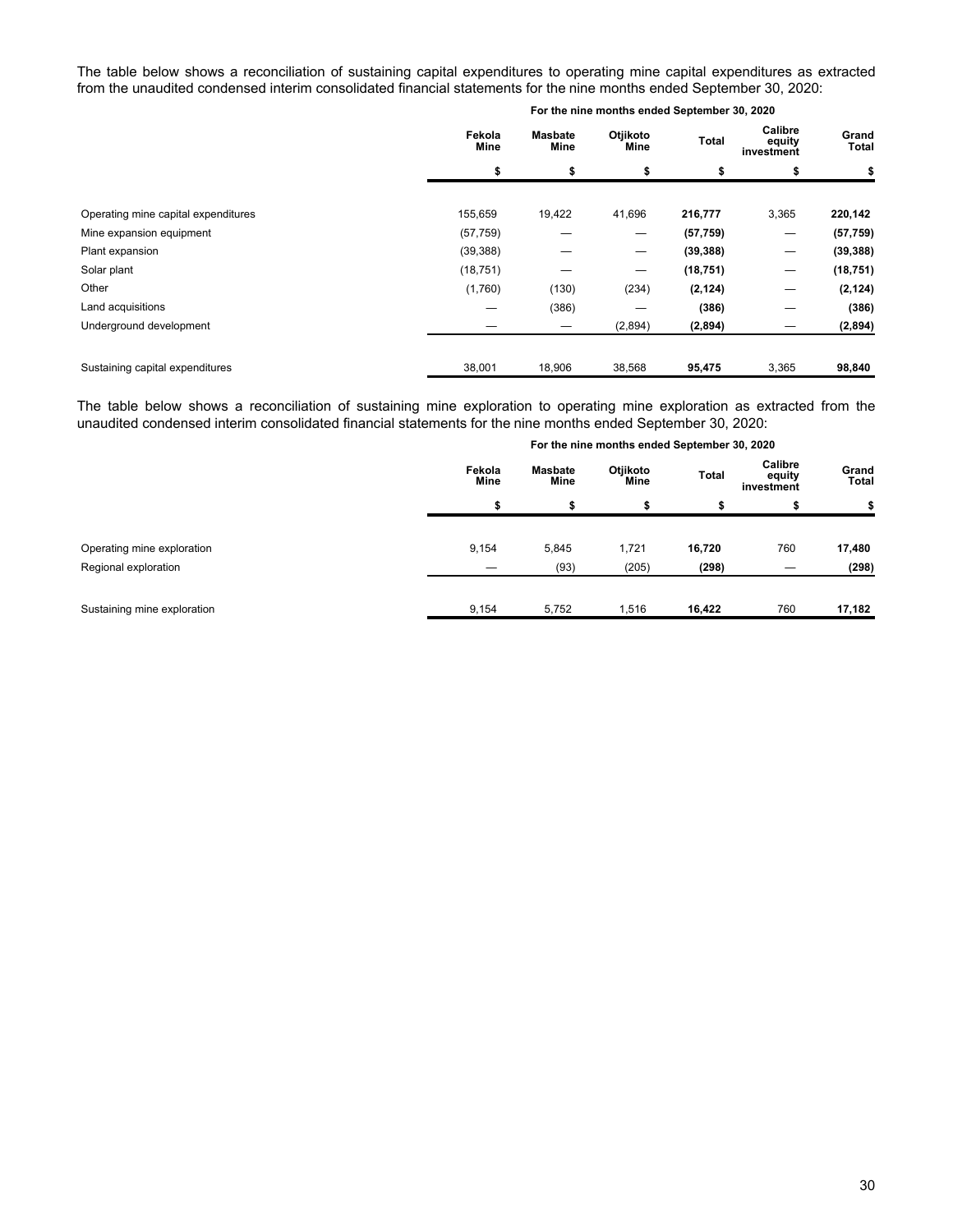The table below shows a reconciliation of sustaining capital expenditures to operating mine capital expenditures as extracted from the unaudited condensed interim consolidated financial statements for the nine months ended September 30, 2020:

| | For the nine months ended September 30, 2020 | | | | | |
|---|---|---|---|---|---|---|
| | Fekola Mine | Masbate Mine | Otjikoto Mine | Total | Calibre equity investment | Grand Total |
| | $ | $ | $ | $ | $ | $ |
| Operating mine capital expenditures | 155,659 | 19,422 | 41,696 | **216,777** | 3,365 | **220,142** |
| Mine expansion equipment | (57,759) | — | — | **(57,759)** | — | **(57,759)** |
| Plant expansion | (39,388) | — | — | **(39,388)** | — | **(39,388)** |
| Solar plant | (18,751) | — | — | **(18,751)** | — | **(18,751)** |
| Other | (1,760) | (130) | (234) | **(2,124)** | — | **(2,124)** |
| Land acquisitions | — | (386) | — | **(386)** | — | **(386)** |
| Underground development | — | — | (2,894) | **(2,894)** | — | **(2,894)** |
| Sustaining capital expenditures | 38,001 | 18,906 | 38,568 | **95,475** | 3,365 | **98,840** |

The table below shows a reconciliation of sustaining mine exploration to operating mine exploration as extracted from the unaudited condensed interim consolidated financial statements for the nine months ended September 30, 2020:

| | For the nine months ended September 30, 2020 | | | | | |
|---|---|---|---|---|---|---|
| | Fekola Mine | Masbate Mine | Otjikoto Mine | Total | Calibre equity investment | Grand Total |
| | $ | $ | $ | $ | $ | $ |
| Operating mine exploration | 9,154 | 5,845 | 1,721 | **16,720** | 760 | **17,480** |
| Regional exploration | — | (93) | (205) | **(298)** | — | **(298)** |
| Sustaining mine exploration | 9,154 | 5,752 | 1,516 | **16,422** | 760 | **17,182** |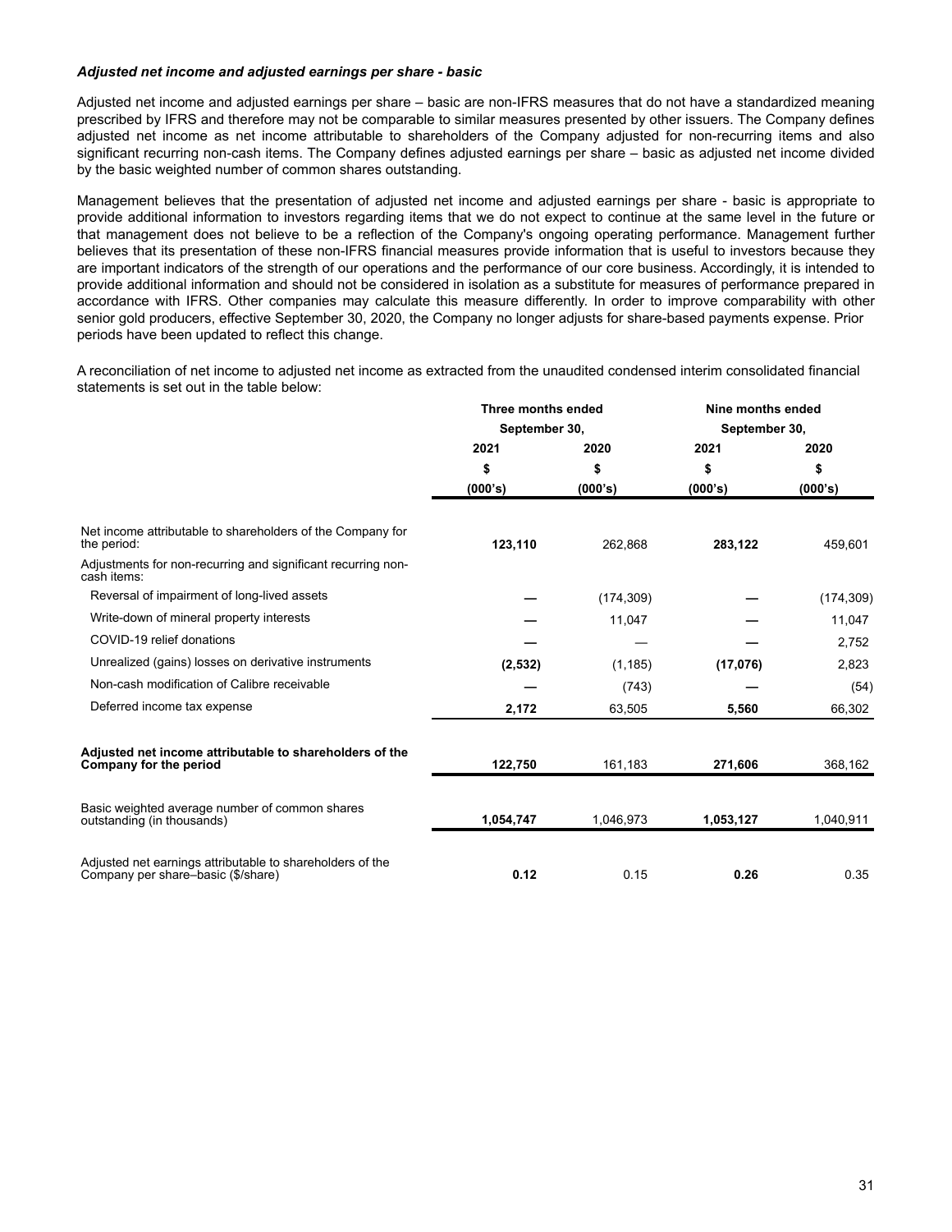***Adjusted net income and adjusted earnings per share - basic***

Adjusted net income and adjusted earnings per share – basic are non-IFRS measures that do not have a standardized meaning prescribed by IFRS and therefore may not be comparable to similar measures presented by other issuers. The Company defines adjusted net income as net income attributable to shareholders of the Company adjusted for non-recurring items and also significant recurring non-cash items. The Company defines adjusted earnings per share – basic as adjusted net income divided by the basic weighted number of common shares outstanding.

Management believes that the presentation of adjusted net income and adjusted earnings per share - basic is appropriate to provide additional information to investors regarding items that we do not expect to continue at the same level in the future or that management does not believe to be a reflection of the Company's ongoing operating performance. Management further believes that its presentation of these non-IFRS financial measures provide information that is useful to investors because they are important indicators of the strength of our operations and the performance of our core business. Accordingly, it is intended to provide additional information and should not be considered in isolation as a substitute for measures of performance prepared in accordance with IFRS. Other companies may calculate this measure differently. In order to improve comparability with other senior gold producers, effective September 30, 2020, the Company no longer adjusts for share-based payments expense. Prior periods have been updated to reflect this change.

A reconciliation of net income to adjusted net income as extracted from the unaudited condensed interim consolidated financial statements is set out in the table below:

| | Three months ended September 30, | | Nine months ended September 30, | |
|---|---|---|---|---|
| | 2021 | 2020 | 2021 | 2020 |
| | $ (000's) | $ (000's) | $ (000's) | $ (000's) |
| Net income attributable to shareholders of the Company for the period: | **123,110** | 262,868 | **283,122** | 459,601 |
| Adjustments for non-recurring and significant recurring non-cash items: | | | | |
| Reversal of impairment of long-lived assets | **—** | (174,309) | **—** | (174,309) |
| Write-down of mineral property interests | **—** | 11,047 | **—** | 11,047 |
| COVID-19 relief donations | **—** | — | **—** | 2,752 |
| Unrealized (gains) losses on derivative instruments | **(2,532)** | (1,185) | **(17,076)** | 2,823 |
| Non-cash modification of Calibre receivable | **—** | (743) | **—** | (54) |
| Deferred income tax expense | **2,172** | 63,505 | **5,560** | 66,302 |
| **Adjusted net income attributable to shareholders of the Company for the period** | **122,750** | 161,183 | **271,606** | 368,162 |
| Basic weighted average number of common shares outstanding (in thousands) | **1,054,747** | 1,046,973 | **1,053,127** | 1,040,911 |
| Adjusted net earnings attributable to shareholders of the Company per share–basic ($/share) | **0.12** | 0.15 | **0.26** | 0.35 |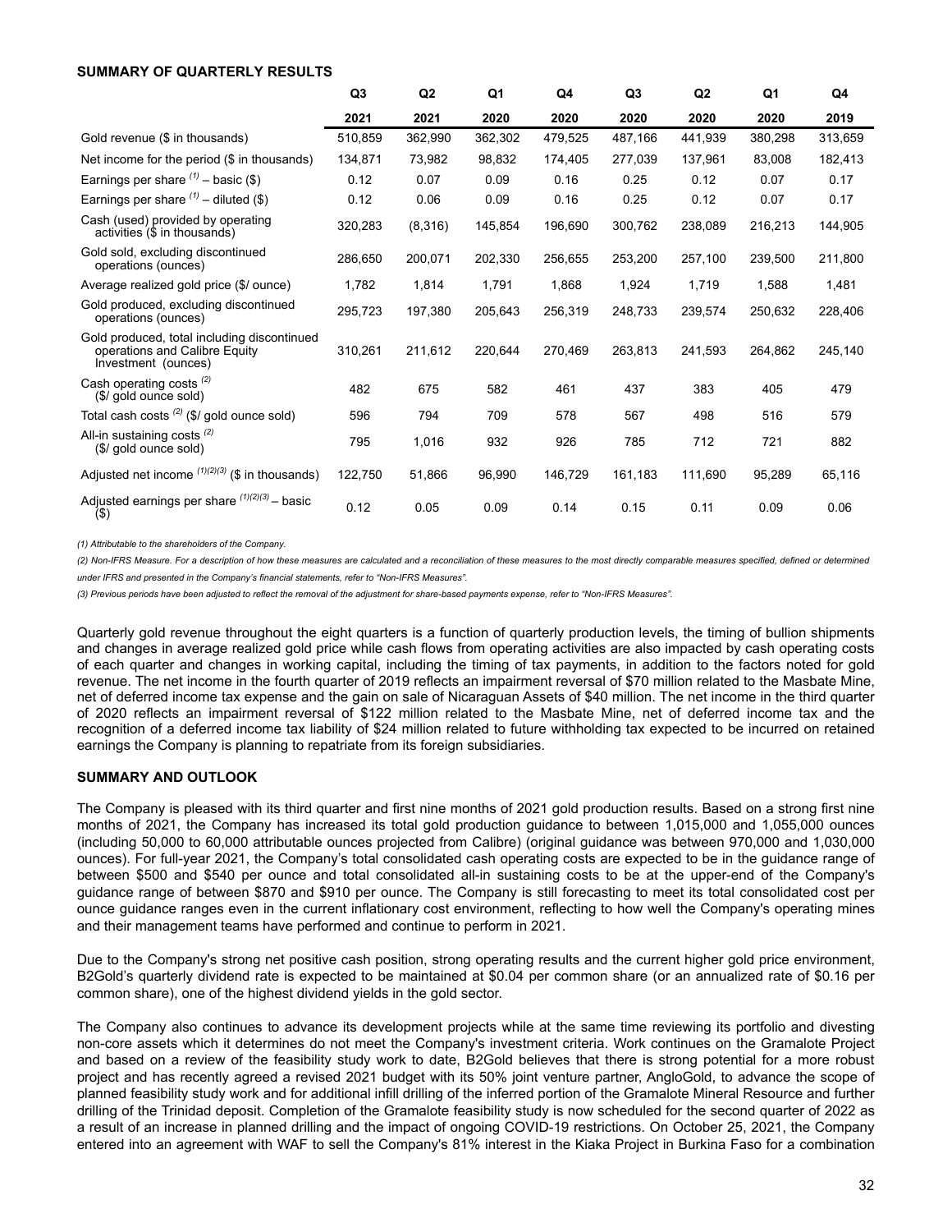**SUMMARY OF QUARTERLY RESULTS**

| | Q3 2021 | Q2 2021 | Q1 2020 | Q4 2020 | Q3 2020 | Q2 2020 | Q1 2020 | Q4 2019 |
|---|---|---|---|---|---|---|---|---|
| Gold revenue ($ in thousands) | 510,859 | 362,990 | 362,302 | 479,525 | 487,166 | 441,939 | 380,298 | 313,659 |
| Net income for the period ($ in thousands) | 134,871 | 73,982 | 98,832 | 174,405 | 277,039 | 137,961 | 83,008 | 182,413 |
| Earnings per share [(1)] – basic ($) | 0.12 | 0.07 | 0.09 | 0.16 | 0.25 | 0.12 | 0.07 | 0.17 |
| Earnings per share [(1)] – diluted ($) | 0.12 | 0.06 | 0.09 | 0.16 | 0.25 | 0.12 | 0.07 | 0.17 |
| Cash (used) provided by operating activities ($ in thousands) | 320,283 | (8,316) | 145,854 | 196,690 | 300,762 | 238,089 | 216,213 | 144,905 |
| Gold sold, excluding discontinued operations (ounces) | 286,650 | 200,071 | 202,330 | 256,655 | 253,200 | 257,100 | 239,500 | 211,800 |
| Average realized gold price ($/ ounce) | 1,782 | 1,814 | 1,791 | 1,868 | 1,924 | 1,719 | 1,588 | 1,481 |
| Gold produced, excluding discontinued operations (ounces) | 295,723 | 197,380 | 205,643 | 256,319 | 248,733 | 239,574 | 250,632 | 228,406 |
| Gold produced, total including discontinued operations and Calibre Equity Investment (ounces) | 310,261 | 211,612 | 220,644 | 270,469 | 263,813 | 241,593 | 264,862 | 245,140 |
| Cash operating costs [(2)] ($/ gold ounce sold) | 482 | 675 | 582 | 461 | 437 | 383 | 405 | 479 |
| Total cash costs [(2)] ($/ gold ounce sold) | 596 | 794 | 709 | 578 | 567 | 498 | 516 | 579 |
| All-in sustaining costs [(2)] ($/ gold ounce sold) | 795 | 1,016 | 932 | 926 | 785 | 712 | 721 | 882 |
| Adjusted net income [(1)(2)(3)] ($ in thousands) | 122,750 | 51,866 | 96,990 | 146,729 | 161,183 | 111,690 | 95,289 | 65,116 |
| Adjusted earnings per share [(1)(2)(3)] – basic ($) | 0.12 | 0.05 | 0.09 | 0.14 | 0.15 | 0.11 | 0.09 | 0.06 |

*(1) Attributable to the shareholders of the Company.*

*(2) Non-IFRS Measure. For a description of how these measures are calculated and a reconciliation of these measures to the most directly comparable measures specified, defined or determined under IFRS and presented in the Company's financial statements, refer to "Non-IFRS Measures".*

*(3) Previous periods have been adjusted to reflect the removal of the adjustment for share-based payments expense, refer to "Non-IFRS Measures".*

Quarterly gold revenue throughout the eight quarters is a function of quarterly production levels, the timing of bullion shipments and changes in average realized gold price while cash flows from operating activities are also impacted by cash operating costs of each quarter and changes in working capital, including the timing of tax payments, in addition to the factors noted for gold revenue. The net income in the fourth quarter of 2019 reflects an impairment reversal of $70 million related to the Masbate Mine, net of deferred income tax expense and the gain on sale of Nicaraguan Assets of $40 million. The net income in the third quarter of 2020 reflects an impairment reversal of $122 million related to the Masbate Mine, net of deferred income tax and the recognition of a deferred income tax liability of $24 million related to future withholding tax expected to be incurred on retained earnings the Company is planning to repatriate from its foreign subsidiaries.

**SUMMARY AND OUTLOOK**

The Company is pleased with its third quarter and first nine months of 2021 gold production results. Based on a strong first nine months of 2021, the Company has increased its total gold production guidance to between 1,015,000 and 1,055,000 ounces (including 50,000 to 60,000 attributable ounces projected from Calibre) (original guidance was between 970,000 and 1,030,000 ounces). For full-year 2021, the Company's total consolidated cash operating costs are expected to be in the guidance range of between $500 and $540 per ounce and total consolidated all-in sustaining costs to be at the upper-end of the Company's guidance range of between $870 and $910 per ounce. The Company is still forecasting to meet its total consolidated cost per ounce guidance ranges even in the current inflationary cost environment, reflecting to how well the Company's operating mines and their management teams have performed and continue to perform in 2021.

Due to the Company's strong net positive cash position, strong operating results and the current higher gold price environment, B2Gold's quarterly dividend rate is expected to be maintained at $0.04 per common share (or an annualized rate of $0.16 per common share), one of the highest dividend yields in the gold sector.

The Company also continues to advance its development projects while at the same time reviewing its portfolio and divesting non-core assets which it determines do not meet the Company's investment criteria. Work continues on the Gramalote Project and based on a review of the feasibility study work to date, B2Gold believes that there is strong potential for a more robust project and has recently agreed a revised 2021 budget with its 50% joint venture partner, AngloGold, to advance the scope of planned feasibility study work and for additional infill drilling of the inferred portion of the Gramalote Mineral Resource and further drilling of the Trinidad deposit. Completion of the Gramalote feasibility study is now scheduled for the second quarter of 2022 as a result of an increase in planned drilling and the impact of ongoing COVID-19 restrictions. On October 25, 2021, the Company entered into an agreement with WAF to sell the Company's 81% interest in the Kiaka Project in Burkina Faso for a combination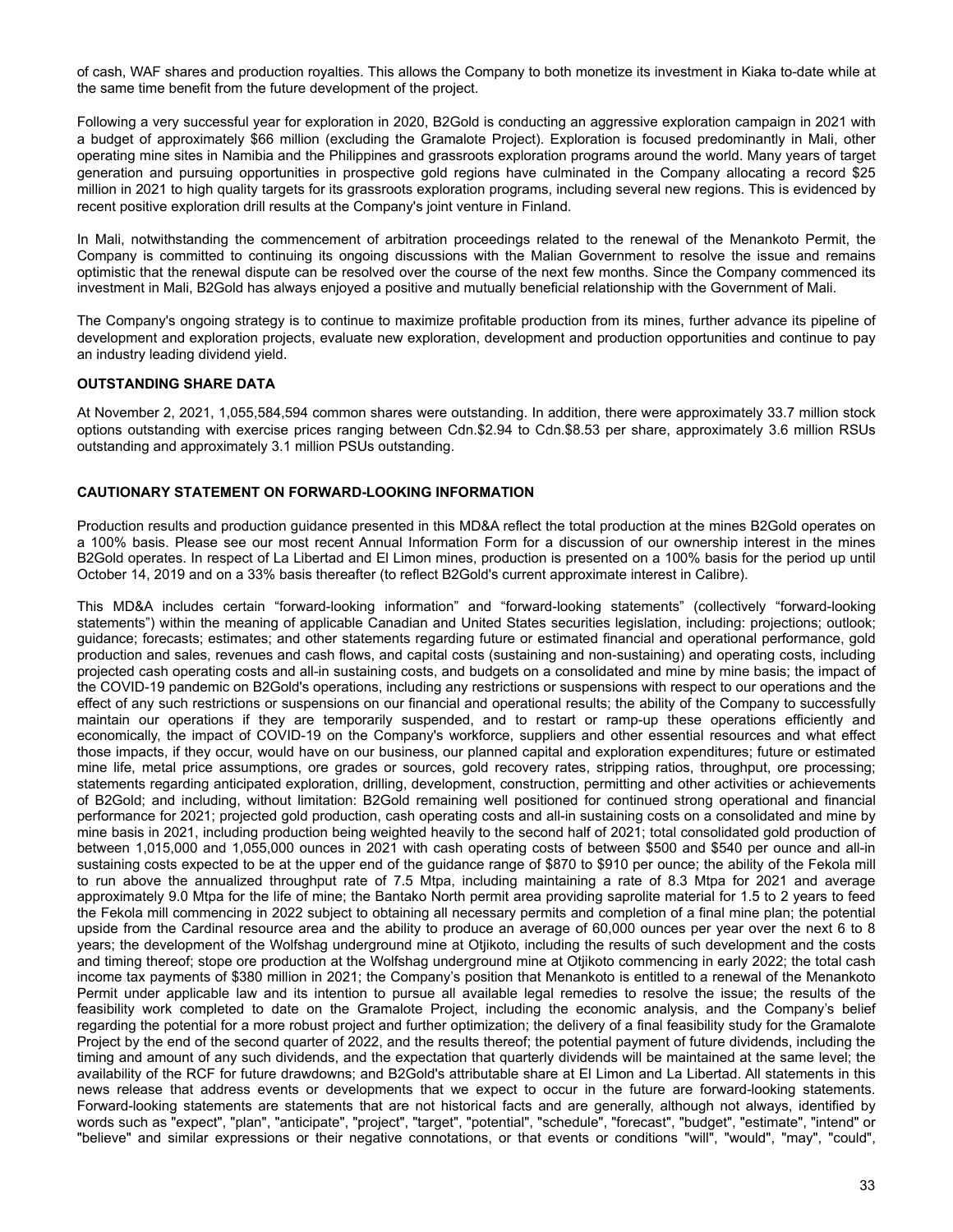of cash, WAF shares and production royalties. This allows the Company to both monetize its investment in Kiaka to-date while at the same time benefit from the future development of the project.

Following a very successful year for exploration in 2020, B2Gold is conducting an aggressive exploration campaign in 2021 with a budget of approximately $66 million (excluding the Gramalote Project). Exploration is focused predominantly in Mali, other operating mine sites in Namibia and the Philippines and grassroots exploration programs around the world. Many years of target generation and pursuing opportunities in prospective gold regions have culminated in the Company allocating a record $25 million in 2021 to high quality targets for its grassroots exploration programs, including several new regions. This is evidenced by recent positive exploration drill results at the Company's joint venture in Finland.

In Mali, notwithstanding the commencement of arbitration proceedings related to the renewal of the Menankoto Permit, the Company is committed to continuing its ongoing discussions with the Malian Government to resolve the issue and remains optimistic that the renewal dispute can be resolved over the course of the next few months. Since the Company commenced its investment in Mali, B2Gold has always enjoyed a positive and mutually beneficial relationship with the Government of Mali.

The Company's ongoing strategy is to continue to maximize profitable production from its mines, further advance its pipeline of development and exploration projects, evaluate new exploration, development and production opportunities and continue to pay an industry leading dividend yield.

## OUTSTANDING SHARE DATA

At November 2, 2021, 1,055,584,594 common shares were outstanding. In addition, there were approximately 33.7 million stock options outstanding with exercise prices ranging between Cdn.$2.94 to Cdn.$8.53 per share, approximately 3.6 million RSUs outstanding and approximately 3.1 million PSUs outstanding.

## CAUTIONARY STATEMENT ON FORWARD-LOOKING INFORMATION

Production results and production guidance presented in this MD&A reflect the total production at the mines B2Gold operates on a 100% basis. Please see our most recent Annual Information Form for a discussion of our ownership interest in the mines B2Gold operates. In respect of La Libertad and El Limon mines, production is presented on a 100% basis for the period up until October 14, 2019 and on a 33% basis thereafter (to reflect B2Gold's current approximate interest in Calibre).

This MD&A includes certain "forward-looking information" and "forward-looking statements" (collectively "forward-looking statements") within the meaning of applicable Canadian and United States securities legislation, including: projections; outlook; guidance; forecasts; estimates; and other statements regarding future or estimated financial and operational performance, gold production and sales, revenues and cash flows, and capital costs (sustaining and non-sustaining) and operating costs, including projected cash operating costs and all-in sustaining costs, and budgets on a consolidated and mine by mine basis; the impact of the COVID-19 pandemic on B2Gold's operations, including any restrictions or suspensions with respect to our operations and the effect of any such restrictions or suspensions on our financial and operational results; the ability of the Company to successfully maintain our operations if they are temporarily suspended, and to restart or ramp-up these operations efficiently and economically, the impact of COVID-19 on the Company's workforce, suppliers and other essential resources and what effect those impacts, if they occur, would have on our business, our planned capital and exploration expenditures; future or estimated mine life, metal price assumptions, ore grades or sources, gold recovery rates, stripping ratios, throughput, ore processing; statements regarding anticipated exploration, drilling, development, construction, permitting and other activities or achievements of B2Gold; and including, without limitation: B2Gold remaining well positioned for continued strong operational and financial performance for 2021; projected gold production, cash operating costs and all-in sustaining costs on a consolidated and mine by mine basis in 2021, including production being weighted heavily to the second half of 2021; total consolidated gold production of between 1,015,000 and 1,055,000 ounces in 2021 with cash operating costs of between $500 and $540 per ounce and all-in sustaining costs expected to be at the upper end of the guidance range of $870 to $910 per ounce; the ability of the Fekola mill to run above the annualized throughput rate of 7.5 Mtpa, including maintaining a rate of 8.3 Mtpa for 2021 and average approximately 9.0 Mtpa for the life of mine; the Bantako North permit area providing saprolite material for 1.5 to 2 years to feed the Fekola mill commencing in 2022 subject to obtaining all necessary permits and completion of a final mine plan; the potential upside from the Cardinal resource area and the ability to produce an average of 60,000 ounces per year over the next 6 to 8 years; the development of the Wolfshag underground mine at Otjikoto, including the results of such development and the costs and timing thereof; stope ore production at the Wolfshag underground mine at Otjikoto commencing in early 2022; the total cash income tax payments of $380 million in 2021; the Company's position that Menankoto is entitled to a renewal of the Menankoto Permit under applicable law and its intention to pursue all available legal remedies to resolve the issue; the results of the feasibility work completed to date on the Gramalote Project, including the economic analysis, and the Company's belief regarding the potential for a more robust project and further optimization; the delivery of a final feasibility study for the Gramalote Project by the end of the second quarter of 2022, and the results thereof; the potential payment of future dividends, including the timing and amount of any such dividends, and the expectation that quarterly dividends will be maintained at the same level; the availability of the RCF for future drawdowns; and B2Gold's attributable share at El Limon and La Libertad. All statements in this news release that address events or developments that we expect to occur in the future are forward-looking statements. Forward-looking statements are statements that are not historical facts and are generally, although not always, identified by words such as "expect", "plan", "anticipate", "project", "target", "potential", "schedule", "forecast", "budget", "estimate", "intend" or "believe" and similar expressions or their negative connotations, or that events or conditions "will", "would", "may", "could",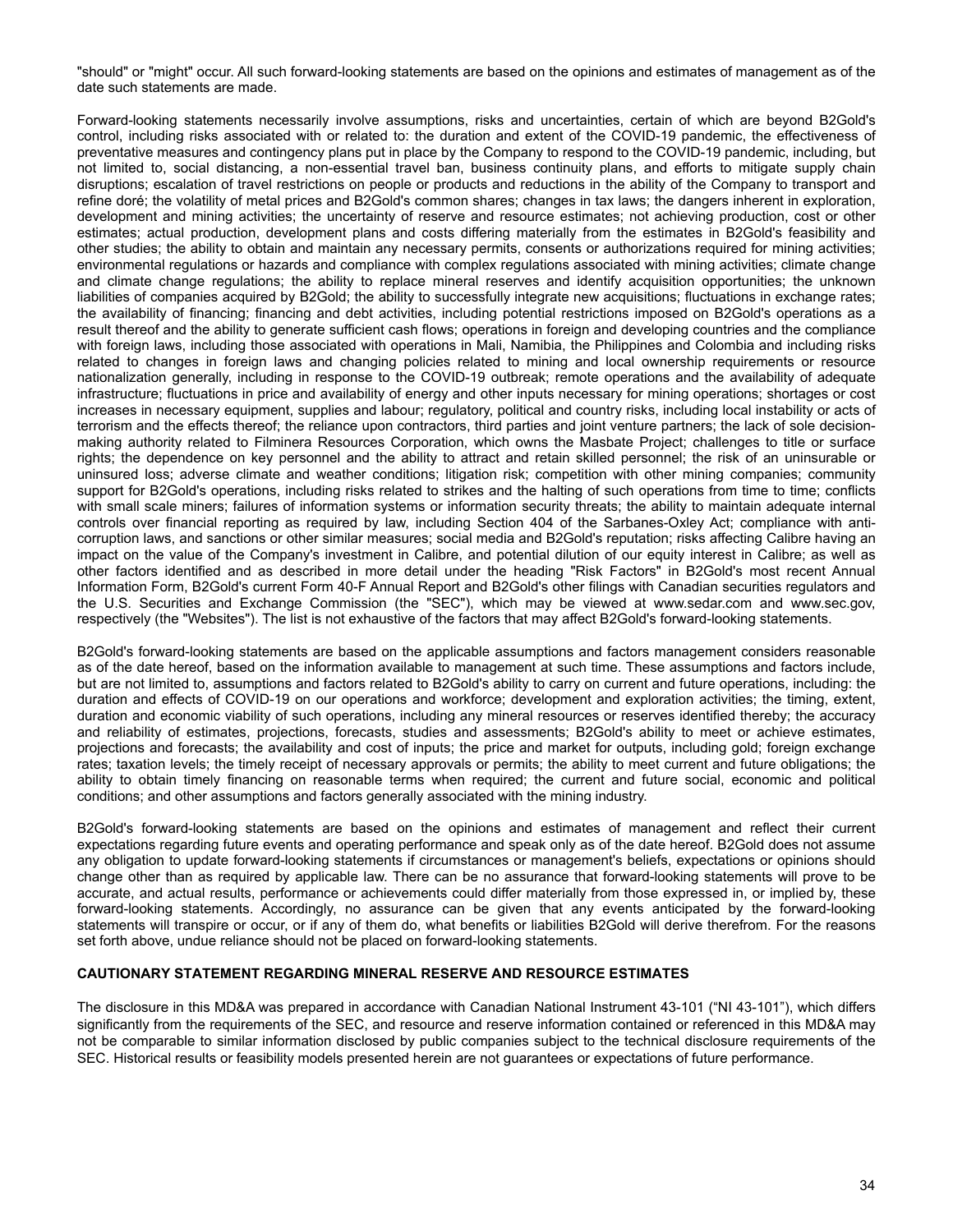"should" or "might" occur. All such forward-looking statements are based on the opinions and estimates of management as of the date such statements are made.

Forward-looking statements necessarily involve assumptions, risks and uncertainties, certain of which are beyond B2Gold's control, including risks associated with or related to: the duration and extent of the COVID-19 pandemic, the effectiveness of preventative measures and contingency plans put in place by the Company to respond to the COVID-19 pandemic, including, but not limited to, social distancing, a non-essential travel ban, business continuity plans, and efforts to mitigate supply chain disruptions; escalation of travel restrictions on people or products and reductions in the ability of the Company to transport and refine doré; the volatility of metal prices and B2Gold's common shares; changes in tax laws; the dangers inherent in exploration, development and mining activities; the uncertainty of reserve and resource estimates; not achieving production, cost or other estimates; actual production, development plans and costs differing materially from the estimates in B2Gold's feasibility and other studies; the ability to obtain and maintain any necessary permits, consents or authorizations required for mining activities; environmental regulations or hazards and compliance with complex regulations associated with mining activities; climate change and climate change regulations; the ability to replace mineral reserves and identify acquisition opportunities; the unknown liabilities of companies acquired by B2Gold; the ability to successfully integrate new acquisitions; fluctuations in exchange rates; the availability of financing; financing and debt activities, including potential restrictions imposed on B2Gold's operations as a result thereof and the ability to generate sufficient cash flows; operations in foreign and developing countries and the compliance with foreign laws, including those associated with operations in Mali, Namibia, the Philippines and Colombia and including risks related to changes in foreign laws and changing policies related to mining and local ownership requirements or resource nationalization generally, including in response to the COVID-19 outbreak; remote operations and the availability of adequate infrastructure; fluctuations in price and availability of energy and other inputs necessary for mining operations; shortages or cost increases in necessary equipment, supplies and labour; regulatory, political and country risks, including local instability or acts of terrorism and the effects thereof; the reliance upon contractors, third parties and joint venture partners; the lack of sole decision-making authority related to Filminera Resources Corporation, which owns the Masbate Project; challenges to title or surface rights; the dependence on key personnel and the ability to attract and retain skilled personnel; the risk of an uninsurable or uninsured loss; adverse climate and weather conditions; litigation risk; competition with other mining companies; community support for B2Gold's operations, including risks related to strikes and the halting of such operations from time to time; conflicts with small scale miners; failures of information systems or information security threats; the ability to maintain adequate internal controls over financial reporting as required by law, including Section 404 of the Sarbanes-Oxley Act; compliance with anti-corruption laws, and sanctions or other similar measures; social media and B2Gold's reputation; risks affecting Calibre having an impact on the value of the Company's investment in Calibre, and potential dilution of our equity interest in Calibre; as well as other factors identified and as described in more detail under the heading "Risk Factors" in B2Gold's most recent Annual Information Form, B2Gold's current Form 40-F Annual Report and B2Gold's other filings with Canadian securities regulators and the U.S. Securities and Exchange Commission (the "SEC"), which may be viewed at www.sedar.com and www.sec.gov, respectively (the "Websites"). The list is not exhaustive of the factors that may affect B2Gold's forward-looking statements.

B2Gold's forward-looking statements are based on the applicable assumptions and factors management considers reasonable as of the date hereof, based on the information available to management at such time. These assumptions and factors include, but are not limited to, assumptions and factors related to B2Gold's ability to carry on current and future operations, including: the duration and effects of COVID-19 on our operations and workforce; development and exploration activities; the timing, extent, duration and economic viability of such operations, including any mineral resources or reserves identified thereby; the accuracy and reliability of estimates, projections, forecasts, studies and assessments; B2Gold's ability to meet or achieve estimates, projections and forecasts; the availability and cost of inputs; the price and market for outputs, including gold; foreign exchange rates; taxation levels; the timely receipt of necessary approvals or permits; the ability to meet current and future obligations; the ability to obtain timely financing on reasonable terms when required; the current and future social, economic and political conditions; and other assumptions and factors generally associated with the mining industry.

B2Gold's forward-looking statements are based on the opinions and estimates of management and reflect their current expectations regarding future events and operating performance and speak only as of the date hereof. B2Gold does not assume any obligation to update forward-looking statements if circumstances or management's beliefs, expectations or opinions should change other than as required by applicable law. There can be no assurance that forward-looking statements will prove to be accurate, and actual results, performance or achievements could differ materially from those expressed in, or implied by, these forward-looking statements. Accordingly, no assurance can be given that any events anticipated by the forward-looking statements will transpire or occur, or if any of them do, what benefits or liabilities B2Gold will derive therefrom. For the reasons set forth above, undue reliance should not be placed on forward-looking statements.

## CAUTIONARY STATEMENT REGARDING MINERAL RESERVE AND RESOURCE ESTIMATES

The disclosure in this MD&A was prepared in accordance with Canadian National Instrument 43-101 ("NI 43-101"), which differs significantly from the requirements of the SEC, and resource and reserve information contained or referenced in this MD&A may not be comparable to similar information disclosed by public companies subject to the technical disclosure requirements of the SEC. Historical results or feasibility models presented herein are not guarantees or expectations of future performance.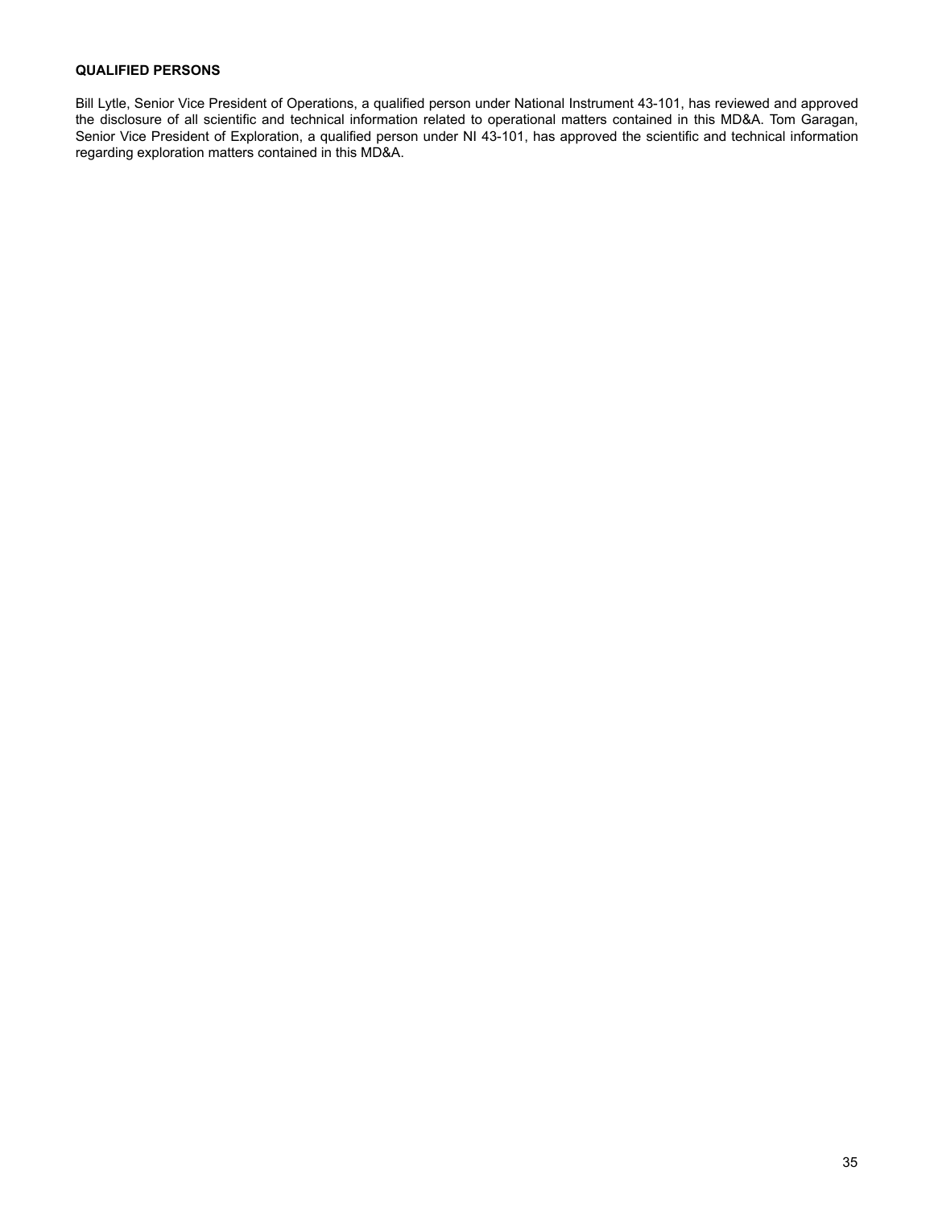**QUALIFIED PERSONS**

Bill Lytle, Senior Vice President of Operations, a qualified person under National Instrument 43-101, has reviewed and approved the disclosure of all scientific and technical information related to operational matters contained in this MD&A. Tom Garagan, Senior Vice President of Exploration, a qualified person under NI 43-101, has approved the scientific and technical information regarding exploration matters contained in this MD&A.